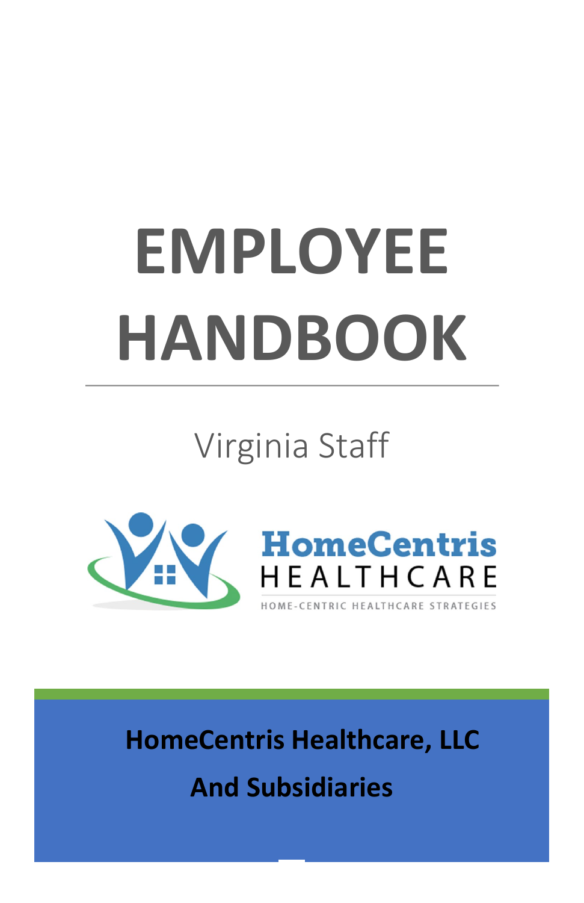# EMPLOYEE HANDBOOK

Virginia Staff

HomeCentris HEALTHCARE

HOME-CENTRIC HEALTHCARE STRATEGIES

**HomeCentris Healthcare, LLC**

**And Subsidiaries**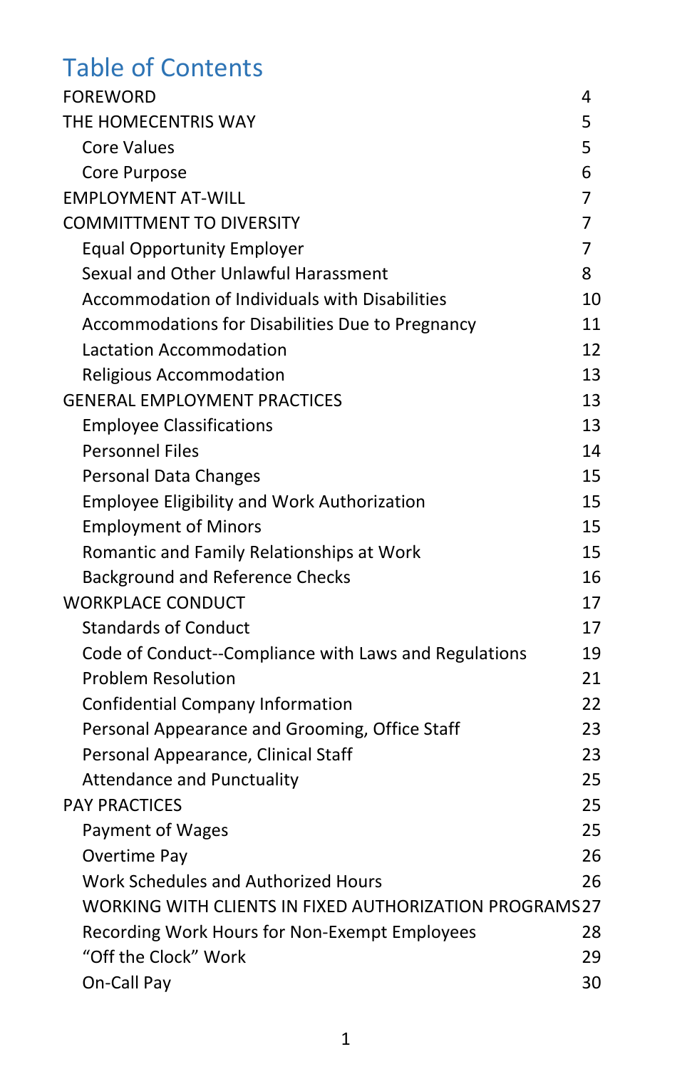# Table of Contents

| | |
|---|---|
| FOREWORD | 4 |
| THE HOMECENTRIS WAY | 5 |
| Core Values | 5 |
| Core Purpose | 6 |
| EMPLOYMENT AT-WILL | 7 |
| COMMITTMENT TO DIVERSITY | 7 |
| Equal Opportunity Employer | 7 |
| Sexual and Other Unlawful Harassment | 8 |
| Accommodation of Individuals with Disabilities | 10 |
| Accommodations for Disabilities Due to Pregnancy | 11 |
| Lactation Accommodation | 12 |
| Religious Accommodation | 13 |
| GENERAL EMPLOYMENT PRACTICES | 13 |
| Employee Classifications | 13 |
| Personnel Files | 14 |
| Personal Data Changes | 15 |
| Employee Eligibility and Work Authorization | 15 |
| Employment of Minors | 15 |
| Romantic and Family Relationships at Work | 15 |
| Background and Reference Checks | 16 |
| WORKPLACE CONDUCT | 17 |
| Standards of Conduct | 17 |
| Code of Conduct--Compliance with Laws and Regulations | 19 |
| Problem Resolution | 21 |
| Confidential Company Information | 22 |
| Personal Appearance and Grooming, Office Staff | 23 |
| Personal Appearance, Clinical Staff | 23 |
| Attendance and Punctuality | 25 |
| PAY PRACTICES | 25 |
| Payment of Wages | 25 |
| Overtime Pay | 26 |
| Work Schedules and Authorized Hours | 26 |
| WORKING WITH CLIENTS IN FIXED AUTHORIZATION PROGRAMS | 27 |
| Recording Work Hours for Non-Exempt Employees | 28 |
| “Off the Clock” Work | 29 |
| On-Call Pay | 30 |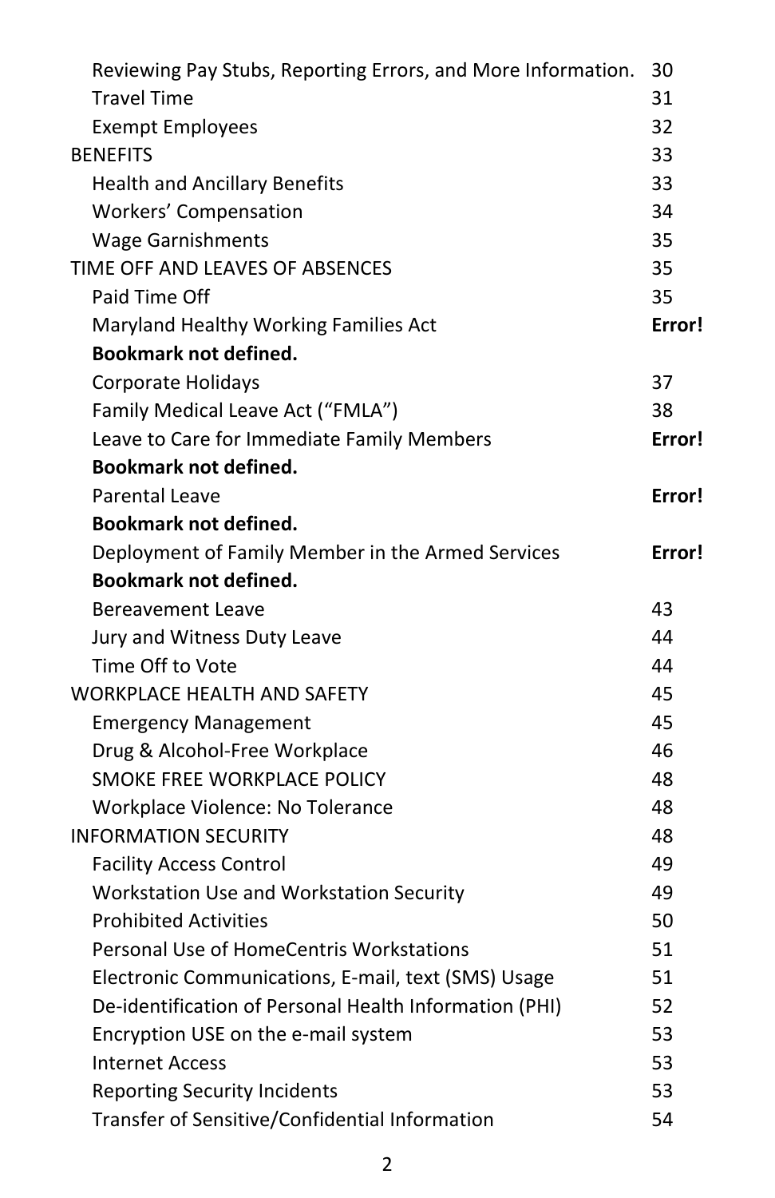| | |
|---|---|
| Reviewing Pay Stubs, Reporting Errors, and More Information. | 30 |
| Travel Time | 31 |
| Exempt Employees | 32 |
| BENEFITS | 33 |
| Health and Ancillary Benefits | 33 |
| Workers' Compensation | 34 |
| Wage Garnishments | 35 |
| TIME OFF AND LEAVES OF ABSENCES | 35 |
| Paid Time Off | 35 |
| Maryland Healthy Working Families Act | **Error! Bookmark not defined.** |
| Corporate Holidays | 37 |
| Family Medical Leave Act ("FMLA") | 38 |
| Leave to Care for Immediate Family Members | **Error! Bookmark not defined.** |
| Parental Leave | **Error! Bookmark not defined.** |
| Deployment of Family Member in the Armed Services | **Error! Bookmark not defined.** |
| Bereavement Leave | 43 |
| Jury and Witness Duty Leave | 44 |
| Time Off to Vote | 44 |
| WORKPLACE HEALTH AND SAFETY | 45 |
| Emergency Management | 45 |
| Drug & Alcohol-Free Workplace | 46 |
| SMOKE FREE WORKPLACE POLICY | 48 |
| Workplace Violence: No Tolerance | 48 |
| INFORMATION SECURITY | 48 |
| Facility Access Control | 49 |
| Workstation Use and Workstation Security | 49 |
| Prohibited Activities | 50 |
| Personal Use of HomeCentris Workstations | 51 |
| Electronic Communications, E-mail, text (SMS) Usage | 51 |
| De-identification of Personal Health Information (PHI) | 52 |
| Encryption USE on the e-mail system | 53 |
| Internet Access | 53 |
| Reporting Security Incidents | 53 |
| Transfer of Sensitive/Confidential Information | 54 |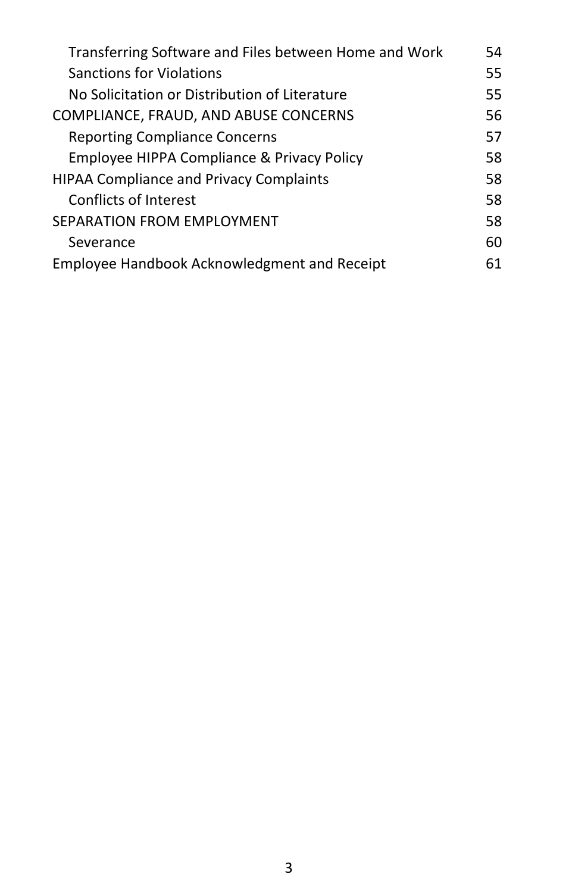| | |
|---|---|
| Transferring Software and Files between Home and Work | 54 |
| Sanctions for Violations | 55 |
| No Solicitation or Distribution of Literature | 55 |
| COMPLIANCE, FRAUD, AND ABUSE CONCERNS | 56 |
| Reporting Compliance Concerns | 57 |
| Employee HIPPA Compliance & Privacy Policy | 58 |
| HIPAA Compliance and Privacy Complaints | 58 |
| Conflicts of Interest | 58 |
| SEPARATION FROM EMPLOYMENT | 58 |
| Severance | 60 |
| Employee Handbook Acknowledgment and Receipt | 61 |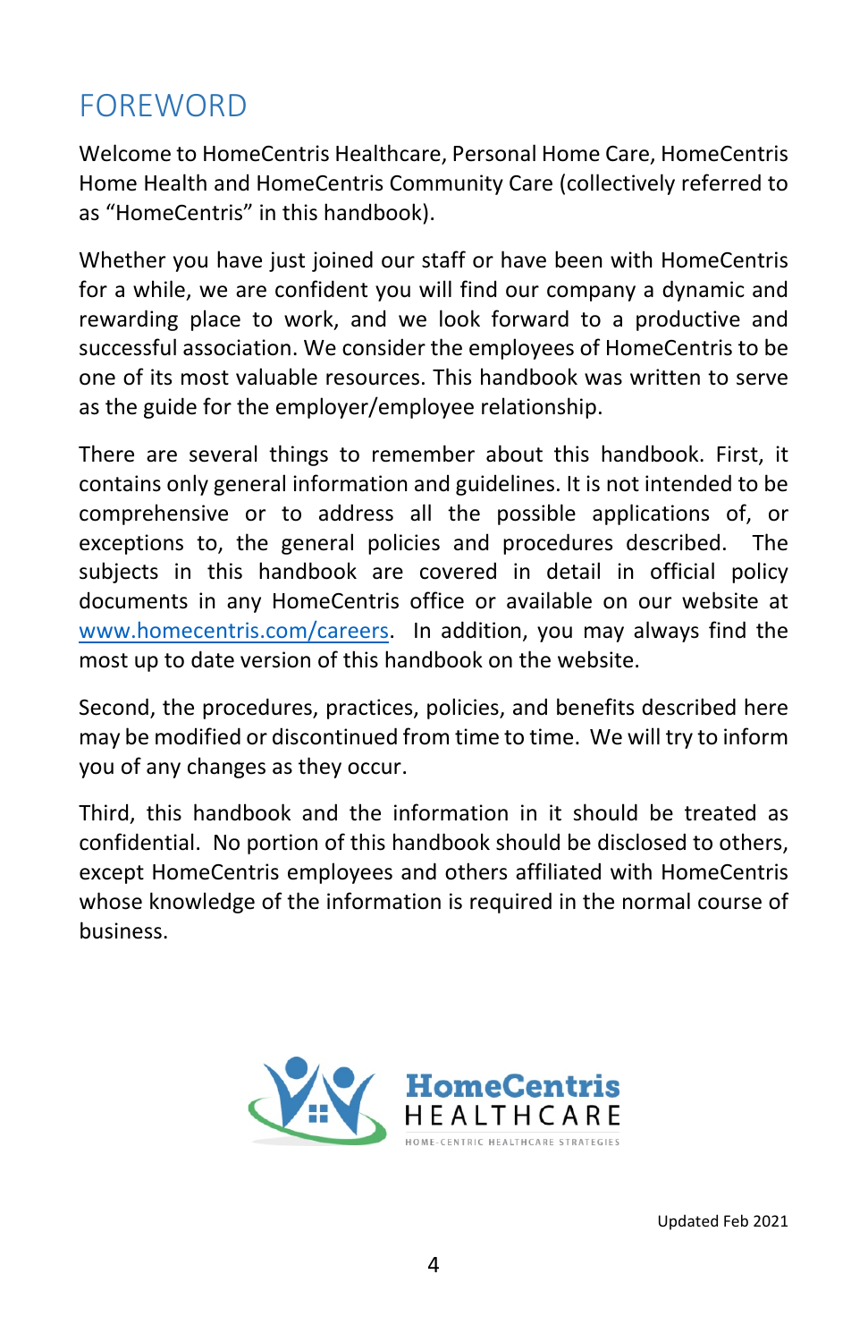# FOREWORD

Welcome to HomeCentris Healthcare, Personal Home Care, HomeCentris Home Health and HomeCentris Community Care (collectively referred to as "HomeCentris" in this handbook).

Whether you have just joined our staff or have been with HomeCentris for a while, we are confident you will find our company a dynamic and rewarding place to work, and we look forward to a productive and successful association. We consider the employees of HomeCentris to be one of its most valuable resources. This handbook was written to serve as the guide for the employer/employee relationship.

There are several things to remember about this handbook. First, it contains only general information and guidelines. It is not intended to be comprehensive or to address all the possible applications of, or exceptions to, the general policies and procedures described. The subjects in this handbook are covered in detail in official policy documents in any HomeCentris office or available on our website at [www.homecentris.com/careers](www.homecentris.com/careers). In addition, you may always find the most up to date version of this handbook on the website.

Second, the procedures, practices, policies, and benefits described here may be modified or discontinued from time to time. We will try to inform you of any changes as they occur.

Third, this handbook and the information in it should be treated as confidential. No portion of this handbook should be disclosed to others, except HomeCentris employees and others affiliated with HomeCentris whose knowledge of the information is required in the normal course of business.

HomeCentris HEALTHCARE
HOME-CENTRIC HEALTHCARE STRATEGIES

Updated Feb 2021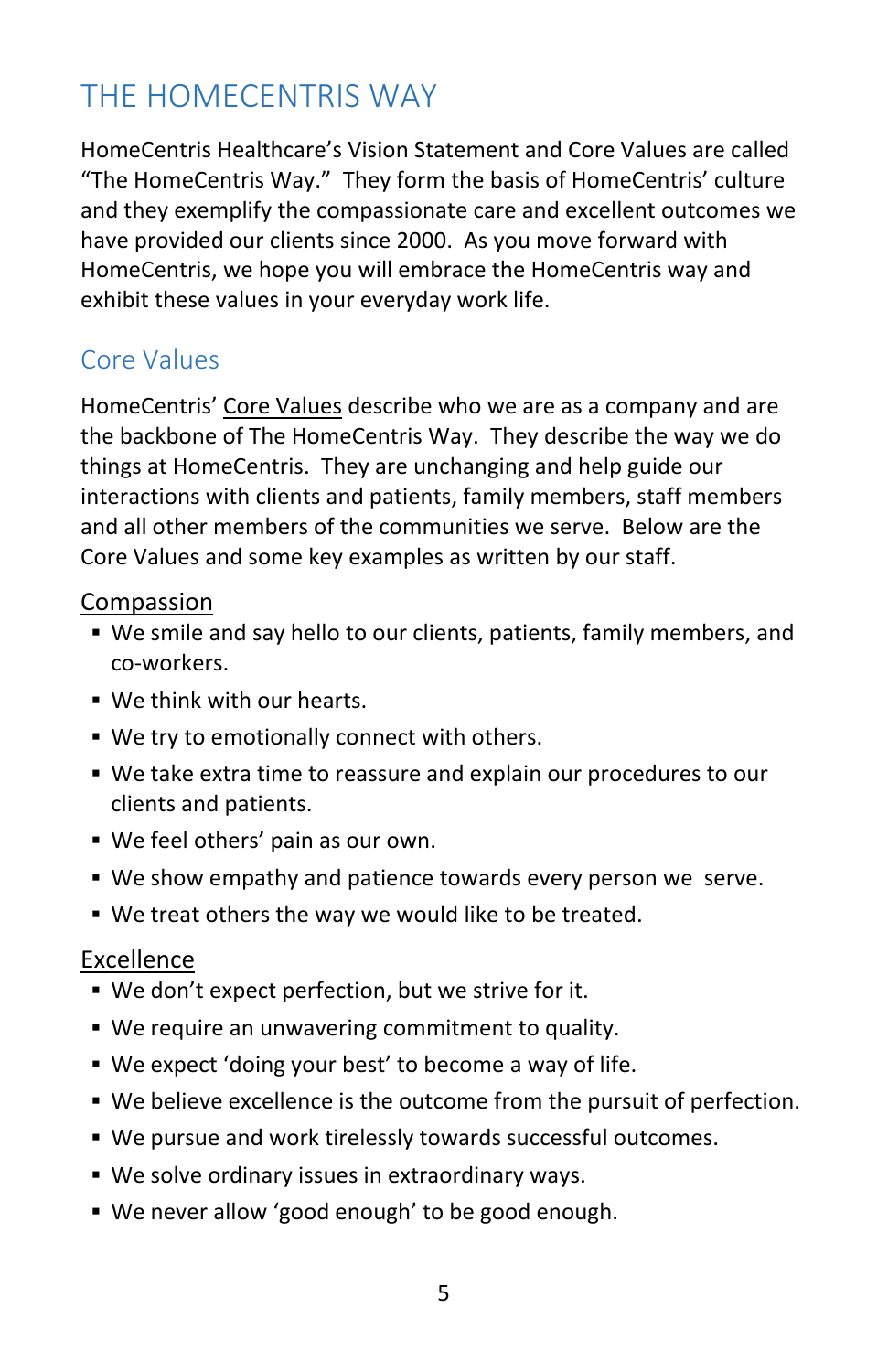# THE HOMECENTRIS WAY

HomeCentris Healthcare's Vision Statement and Core Values are called "The HomeCentris Way." They form the basis of HomeCentris' culture and they exemplify the compassionate care and excellent outcomes we have provided our clients since 2000. As you move forward with HomeCentris, we hope you will embrace the HomeCentris way and exhibit these values in your everyday work life.

## Core Values

HomeCentris' Core Values describe who we are as a company and are the backbone of The HomeCentris Way. They describe the way we do things at HomeCentris. They are unchanging and help guide our interactions with clients and patients, family members, staff members and all other members of the communities we serve. Below are the Core Values and some key examples as written by our staff.

### Compassion

- We smile and say hello to our clients, patients, family members, and co-workers.
- We think with our hearts.
- We try to emotionally connect with others.
- We take extra time to reassure and explain our procedures to our clients and patients.
- We feel others' pain as our own.
- We show empathy and patience towards every person we serve.
- We treat others the way we would like to be treated.

### Excellence

- We don't expect perfection, but we strive for it.
- We require an unwavering commitment to quality.
- We expect 'doing your best' to become a way of life.
- We believe excellence is the outcome from the pursuit of perfection.
- We pursue and work tirelessly towards successful outcomes.
- We solve ordinary issues in extraordinary ways.
- We never allow 'good enough' to be good enough.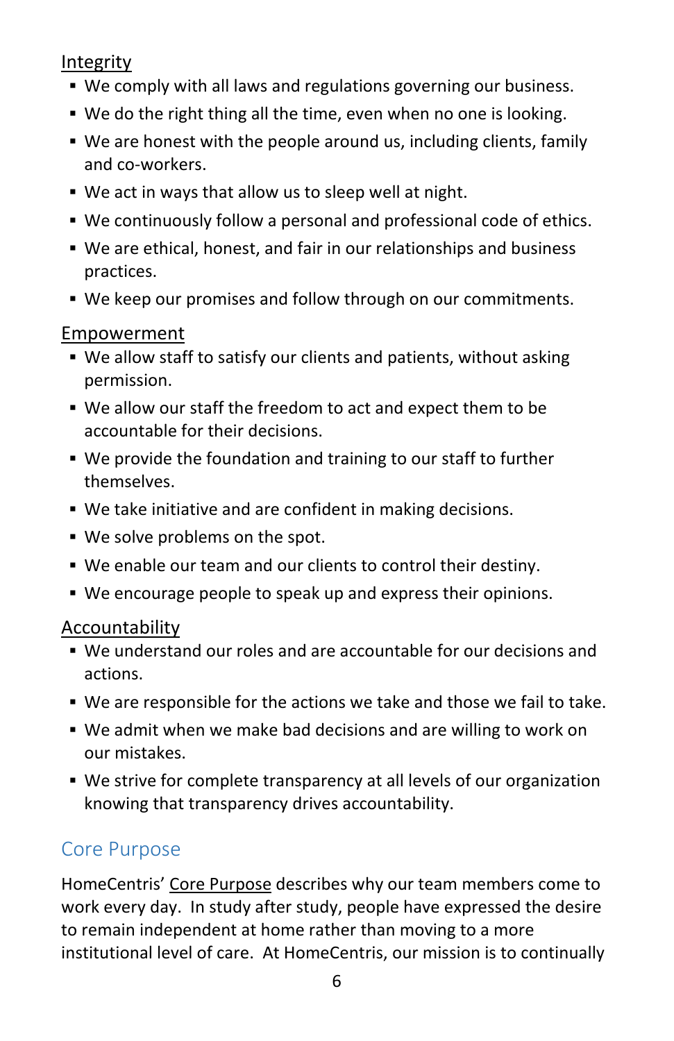Integrity

- We comply with all laws and regulations governing our business.
- We do the right thing all the time, even when no one is looking.
- We are honest with the people around us, including clients, family and co-workers.
- We act in ways that allow us to sleep well at night.
- We continuously follow a personal and professional code of ethics.
- We are ethical, honest, and fair in our relationships and business practices.
- We keep our promises and follow through on our commitments.

Empowerment

- We allow staff to satisfy our clients and patients, without asking permission.
- We allow our staff the freedom to act and expect them to be accountable for their decisions.
- We provide the foundation and training to our staff to further themselves.
- We take initiative and are confident in making decisions.
- We solve problems on the spot.
- We enable our team and our clients to control their destiny.
- We encourage people to speak up and express their opinions.

Accountability

- We understand our roles and are accountable for our decisions and actions.
- We are responsible for the actions we take and those we fail to take.
- We admit when we make bad decisions and are willing to work on our mistakes.
- We strive for complete transparency at all levels of our organization knowing that transparency drives accountability.

## Core Purpose

HomeCentris' Core Purpose describes why our team members come to work every day. In study after study, people have expressed the desire to remain independent at home rather than moving to a more institutional level of care. At HomeCentris, our mission is to continually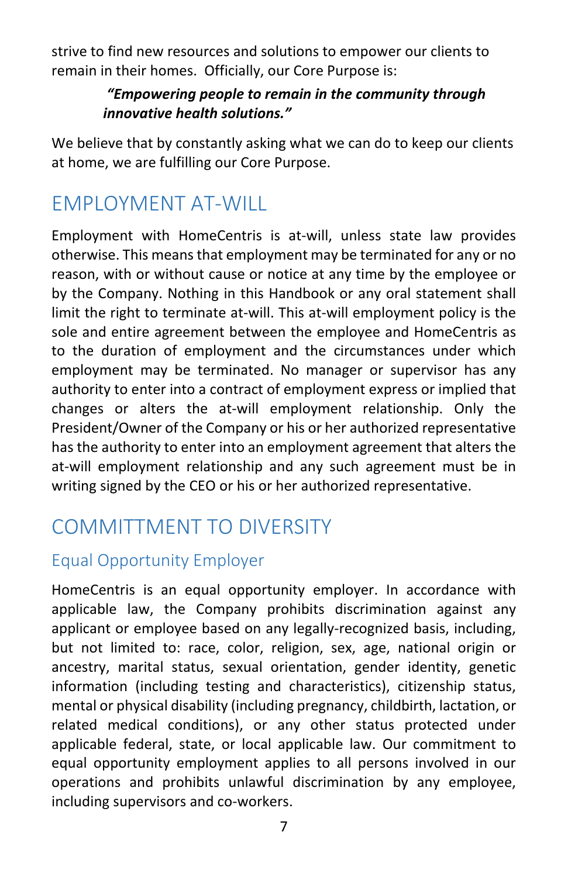strive to find new resources and solutions to empower our clients to remain in their homes. Officially, our Core Purpose is:

> ***"Empowering people to remain in the community through innovative health solutions."***

We believe that by constantly asking what we can do to keep our clients at home, we are fulfilling our Core Purpose.

# EMPLOYMENT AT-WILL

Employment with HomeCentris is at-will, unless state law provides otherwise. This means that employment may be terminated for any or no reason, with or without cause or notice at any time by the employee or by the Company. Nothing in this Handbook or any oral statement shall limit the right to terminate at-will. This at-will employment policy is the sole and entire agreement between the employee and HomeCentris as to the duration of employment and the circumstances under which employment may be terminated. No manager or supervisor has any authority to enter into a contract of employment express or implied that changes or alters the at-will employment relationship. Only the President/Owner of the Company or his or her authorized representative has the authority to enter into an employment agreement that alters the at-will employment relationship and any such agreement must be in writing signed by the CEO or his or her authorized representative.

# COMMITTMENT TO DIVERSITY

## Equal Opportunity Employer

HomeCentris is an equal opportunity employer. In accordance with applicable law, the Company prohibits discrimination against any applicant or employee based on any legally-recognized basis, including, but not limited to: race, color, religion, sex, age, national origin or ancestry, marital status, sexual orientation, gender identity, genetic information (including testing and characteristics), citizenship status, mental or physical disability (including pregnancy, childbirth, lactation, or related medical conditions), or any other status protected under applicable federal, state, or local applicable law. Our commitment to equal opportunity employment applies to all persons involved in our operations and prohibits unlawful discrimination by any employee, including supervisors and co-workers.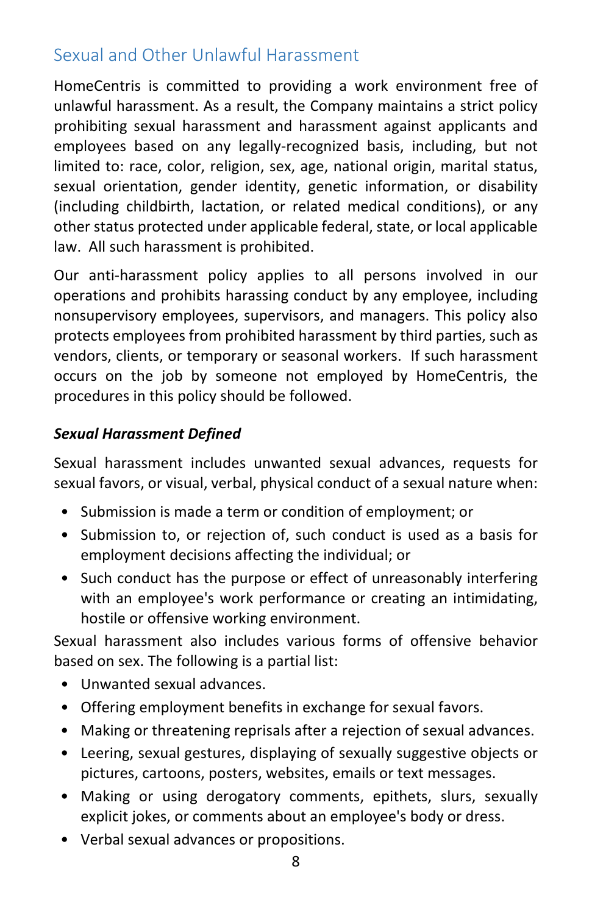## Sexual and Other Unlawful Harassment

HomeCentris is committed to providing a work environment free of unlawful harassment. As a result, the Company maintains a strict policy prohibiting sexual harassment and harassment against applicants and employees based on any legally-recognized basis, including, but not limited to: race, color, religion, sex, age, national origin, marital status, sexual orientation, gender identity, genetic information, or disability (including childbirth, lactation, or related medical conditions), or any other status protected under applicable federal, state, or local applicable law. All such harassment is prohibited.

Our anti-harassment policy applies to all persons involved in our operations and prohibits harassing conduct by any employee, including nonsupervisory employees, supervisors, and managers. This policy also protects employees from prohibited harassment by third parties, such as vendors, clients, or temporary or seasonal workers. If such harassment occurs on the job by someone not employed by HomeCentris, the procedures in this policy should be followed.

### *Sexual Harassment Defined*

Sexual harassment includes unwanted sexual advances, requests for sexual favors, or visual, verbal, physical conduct of a sexual nature when:

- Submission is made a term or condition of employment; or
- Submission to, or rejection of, such conduct is used as a basis for employment decisions affecting the individual; or
- Such conduct has the purpose or effect of unreasonably interfering with an employee's work performance or creating an intimidating, hostile or offensive working environment.

Sexual harassment also includes various forms of offensive behavior based on sex. The following is a partial list:

- Unwanted sexual advances.
- Offering employment benefits in exchange for sexual favors.
- Making or threatening reprisals after a rejection of sexual advances.
- Leering, sexual gestures, displaying of sexually suggestive objects or pictures, cartoons, posters, websites, emails or text messages.
- Making or using derogatory comments, epithets, slurs, sexually explicit jokes, or comments about an employee's body or dress.
- Verbal sexual advances or propositions.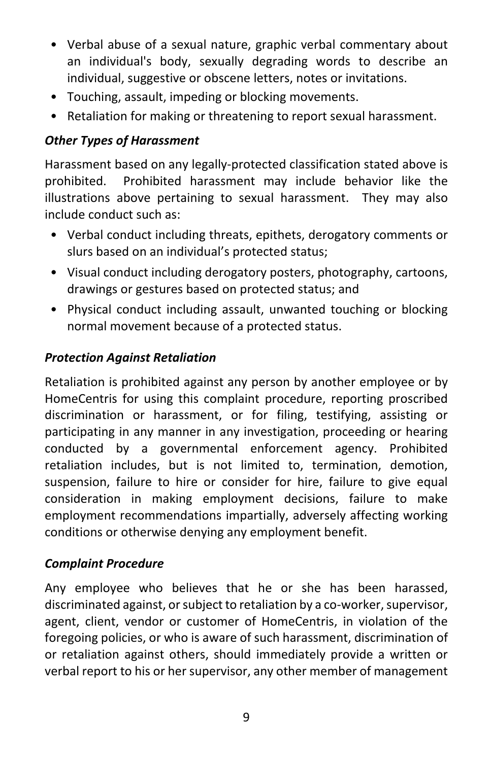- Verbal abuse of a sexual nature, graphic verbal commentary about an individual's body, sexually degrading words to describe an individual, suggestive or obscene letters, notes or invitations.
- Touching, assault, impeding or blocking movements.
- Retaliation for making or threatening to report sexual harassment.

***Other Types of Harassment***

Harassment based on any legally-protected classification stated above is prohibited. Prohibited harassment may include behavior like the illustrations above pertaining to sexual harassment. They may also include conduct such as:

- Verbal conduct including threats, epithets, derogatory comments or slurs based on an individual's protected status;
- Visual conduct including derogatory posters, photography, cartoons, drawings or gestures based on protected status; and
- Physical conduct including assault, unwanted touching or blocking normal movement because of a protected status.

***Protection Against Retaliation***

Retaliation is prohibited against any person by another employee or by HomeCentris for using this complaint procedure, reporting proscribed discrimination or harassment, or for filing, testifying, assisting or participating in any manner in any investigation, proceeding or hearing conducted by a governmental enforcement agency. Prohibited retaliation includes, but is not limited to, termination, demotion, suspension, failure to hire or consider for hire, failure to give equal consideration in making employment decisions, failure to make employment recommendations impartially, adversely affecting working conditions or otherwise denying any employment benefit.

***Complaint Procedure***

Any employee who believes that he or she has been harassed, discriminated against, or subject to retaliation by a co-worker, supervisor, agent, client, vendor or customer of HomeCentris, in violation of the foregoing policies, or who is aware of such harassment, discrimination of or retaliation against others, should immediately provide a written or verbal report to his or her supervisor, any other member of management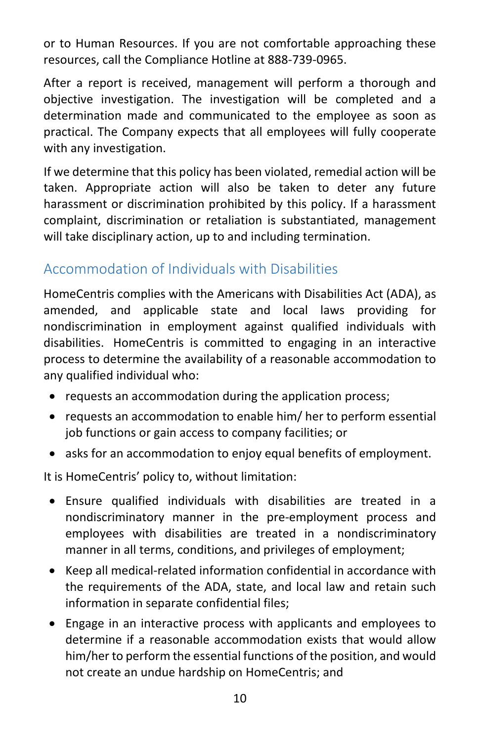or to Human Resources. If you are not comfortable approaching these resources, call the Compliance Hotline at 888-739-0965.

After a report is received, management will perform a thorough and objective investigation. The investigation will be completed and a determination made and communicated to the employee as soon as practical. The Company expects that all employees will fully cooperate with any investigation.

If we determine that this policy has been violated, remedial action will be taken. Appropriate action will also be taken to deter any future harassment or discrimination prohibited by this policy. If a harassment complaint, discrimination or retaliation is substantiated, management will take disciplinary action, up to and including termination.

## Accommodation of Individuals with Disabilities

HomeCentris complies with the Americans with Disabilities Act (ADA), as amended, and applicable state and local laws providing for nondiscrimination in employment against qualified individuals with disabilities. HomeCentris is committed to engaging in an interactive process to determine the availability of a reasonable accommodation to any qualified individual who:

- requests an accommodation during the application process;
- requests an accommodation to enable him/ her to perform essential job functions or gain access to company facilities; or
- asks for an accommodation to enjoy equal benefits of employment.

It is HomeCentris' policy to, without limitation:

- Ensure qualified individuals with disabilities are treated in a nondiscriminatory manner in the pre-employment process and employees with disabilities are treated in a nondiscriminatory manner in all terms, conditions, and privileges of employment;
- Keep all medical-related information confidential in accordance with the requirements of the ADA, state, and local law and retain such information in separate confidential files;
- Engage in an interactive process with applicants and employees to determine if a reasonable accommodation exists that would allow him/her to perform the essential functions of the position, and would not create an undue hardship on HomeCentris; and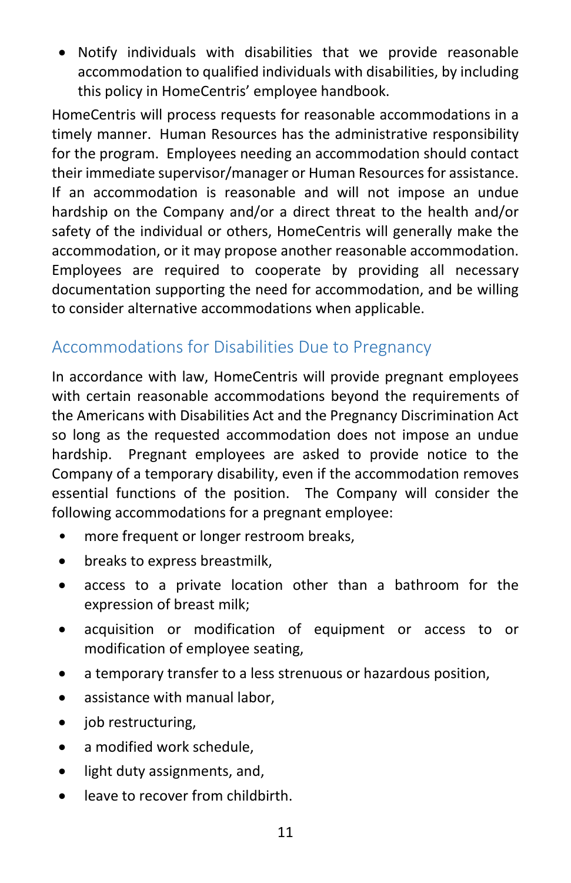- Notify individuals with disabilities that we provide reasonable accommodation to qualified individuals with disabilities, by including this policy in HomeCentris' employee handbook.

HomeCentris will process requests for reasonable accommodations in a timely manner. Human Resources has the administrative responsibility for the program. Employees needing an accommodation should contact their immediate supervisor/manager or Human Resources for assistance. If an accommodation is reasonable and will not impose an undue hardship on the Company and/or a direct threat to the health and/or safety of the individual or others, HomeCentris will generally make the accommodation, or it may propose another reasonable accommodation. Employees are required to cooperate by providing all necessary documentation supporting the need for accommodation, and be willing to consider alternative accommodations when applicable.

## Accommodations for Disabilities Due to Pregnancy

In accordance with law, HomeCentris will provide pregnant employees with certain reasonable accommodations beyond the requirements of the Americans with Disabilities Act and the Pregnancy Discrimination Act so long as the requested accommodation does not impose an undue hardship. Pregnant employees are asked to provide notice to the Company of a temporary disability, even if the accommodation removes essential functions of the position. The Company will consider the following accommodations for a pregnant employee:

- more frequent or longer restroom breaks,
- breaks to express breastmilk,
- access to a private location other than a bathroom for the expression of breast milk;
- acquisition or modification of equipment or access to or modification of employee seating,
- a temporary transfer to a less strenuous or hazardous position,
- assistance with manual labor,
- job restructuring,
- a modified work schedule,
- light duty assignments, and,
- leave to recover from childbirth.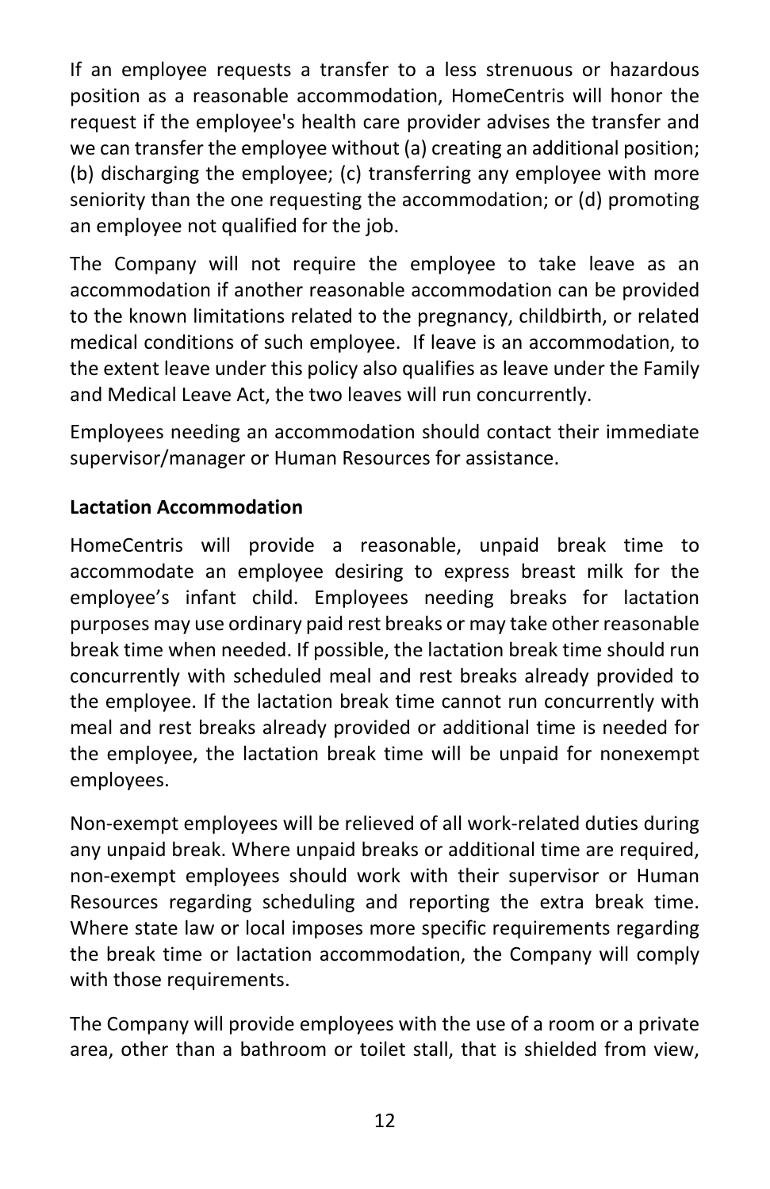If an employee requests a transfer to a less strenuous or hazardous position as a reasonable accommodation, HomeCentris will honor the request if the employee's health care provider advises the transfer and we can transfer the employee without (a) creating an additional position; (b) discharging the employee; (c) transferring any employee with more seniority than the one requesting the accommodation; or (d) promoting an employee not qualified for the job.

The Company will not require the employee to take leave as an accommodation if another reasonable accommodation can be provided to the known limitations related to the pregnancy, childbirth, or related medical conditions of such employee. If leave is an accommodation, to the extent leave under this policy also qualifies as leave under the Family and Medical Leave Act, the two leaves will run concurrently.

Employees needing an accommodation should contact their immediate supervisor/manager or Human Resources for assistance.

**Lactation Accommodation**

HomeCentris will provide a reasonable, unpaid break time to accommodate an employee desiring to express breast milk for the employee's infant child. Employees needing breaks for lactation purposes may use ordinary paid rest breaks or may take other reasonable break time when needed. If possible, the lactation break time should run concurrently with scheduled meal and rest breaks already provided to the employee. If the lactation break time cannot run concurrently with meal and rest breaks already provided or additional time is needed for the employee, the lactation break time will be unpaid for nonexempt employees.

Non-exempt employees will be relieved of all work-related duties during any unpaid break. Where unpaid breaks or additional time are required, non-exempt employees should work with their supervisor or Human Resources regarding scheduling and reporting the extra break time. Where state law or local imposes more specific requirements regarding the break time or lactation accommodation, the Company will comply with those requirements.

The Company will provide employees with the use of a room or a private area, other than a bathroom or toilet stall, that is shielded from view,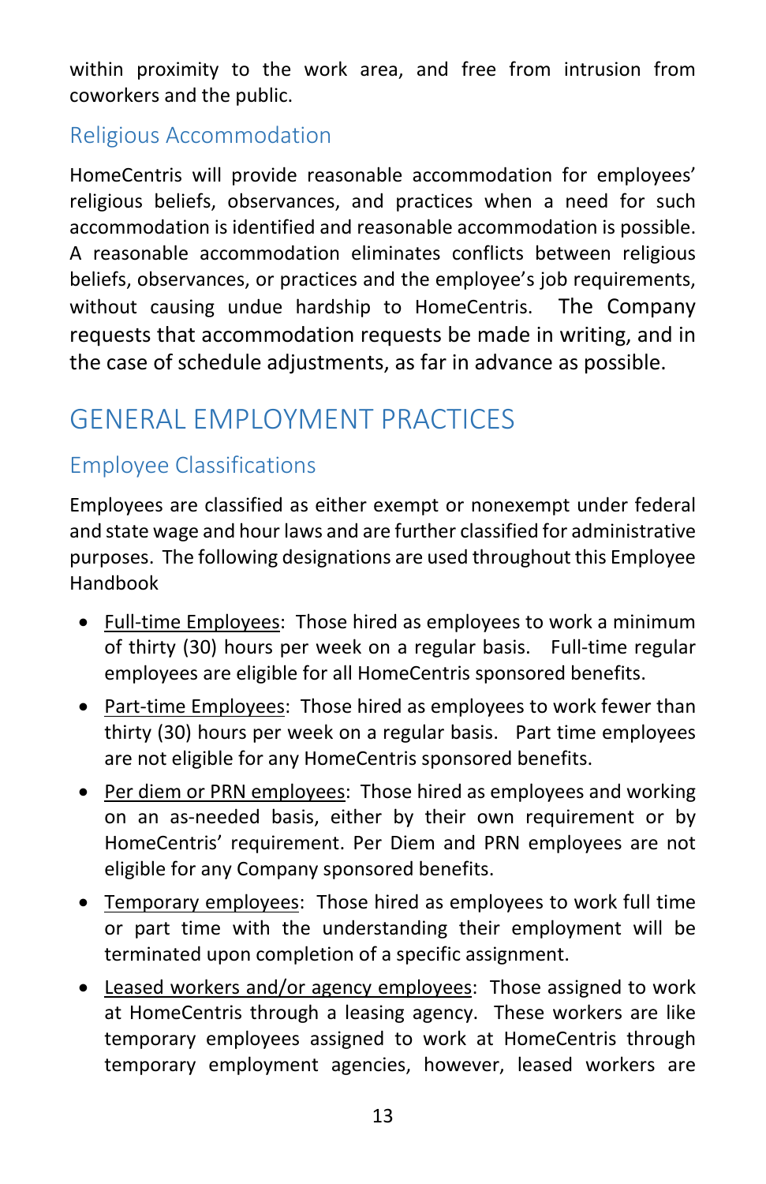within proximity to the work area, and free from intrusion from coworkers and the public.

## Religious Accommodation

HomeCentris will provide reasonable accommodation for employees' religious beliefs, observances, and practices when a need for such accommodation is identified and reasonable accommodation is possible. A reasonable accommodation eliminates conflicts between religious beliefs, observances, or practices and the employee's job requirements, without causing undue hardship to HomeCentris. The Company requests that accommodation requests be made in writing, and in the case of schedule adjustments, as far in advance as possible.

# GENERAL EMPLOYMENT PRACTICES

## Employee Classifications

Employees are classified as either exempt or nonexempt under federal and state wage and hour laws and are further classified for administrative purposes. The following designations are used throughout this Employee Handbook

- Full-time Employees: Those hired as employees to work a minimum of thirty (30) hours per week on a regular basis. Full-time regular employees are eligible for all HomeCentris sponsored benefits.
- Part-time Employees: Those hired as employees to work fewer than thirty (30) hours per week on a regular basis. Part time employees are not eligible for any HomeCentris sponsored benefits.
- Per diem or PRN employees: Those hired as employees and working on an as-needed basis, either by their own requirement or by HomeCentris' requirement. Per Diem and PRN employees are not eligible for any Company sponsored benefits.
- Temporary employees: Those hired as employees to work full time or part time with the understanding their employment will be terminated upon completion of a specific assignment.
- Leased workers and/or agency employees: Those assigned to work at HomeCentris through a leasing agency. These workers are like temporary employees assigned to work at HomeCentris through temporary employment agencies, however, leased workers are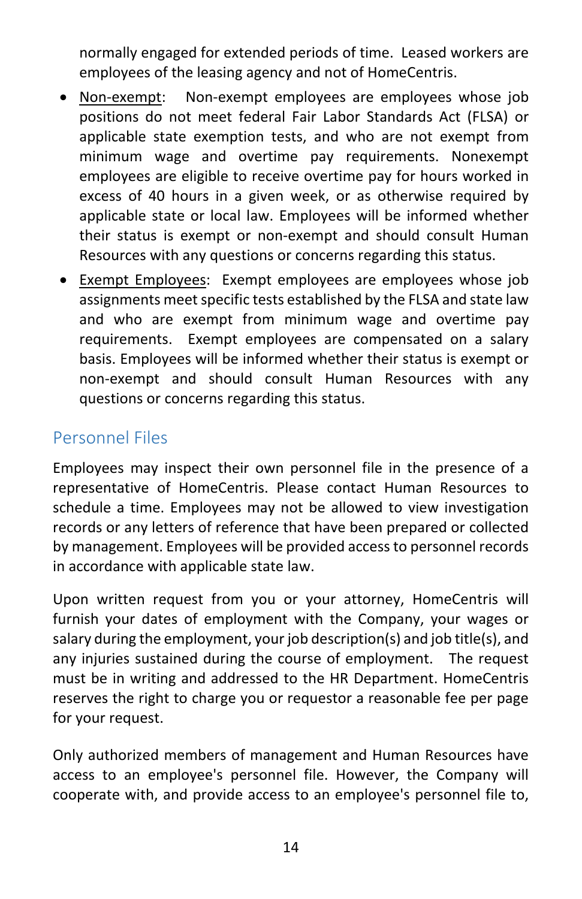normally engaged for extended periods of time. Leased workers are employees of the leasing agency and not of HomeCentris.

- Non-exempt: Non-exempt employees are employees whose job positions do not meet federal Fair Labor Standards Act (FLSA) or applicable state exemption tests, and who are not exempt from minimum wage and overtime pay requirements. Nonexempt employees are eligible to receive overtime pay for hours worked in excess of 40 hours in a given week, or as otherwise required by applicable state or local law. Employees will be informed whether their status is exempt or non-exempt and should consult Human Resources with any questions or concerns regarding this status.
- Exempt Employees: Exempt employees are employees whose job assignments meet specific tests established by the FLSA and state law and who are exempt from minimum wage and overtime pay requirements. Exempt employees are compensated on a salary basis. Employees will be informed whether their status is exempt or non-exempt and should consult Human Resources with any questions or concerns regarding this status.

## Personnel Files

Employees may inspect their own personnel file in the presence of a representative of HomeCentris. Please contact Human Resources to schedule a time. Employees may not be allowed to view investigation records or any letters of reference that have been prepared or collected by management. Employees will be provided access to personnel records in accordance with applicable state law.

Upon written request from you or your attorney, HomeCentris will furnish your dates of employment with the Company, your wages or salary during the employment, your job description(s) and job title(s), and any injuries sustained during the course of employment. The request must be in writing and addressed to the HR Department. HomeCentris reserves the right to charge you or requestor a reasonable fee per page for your request.

Only authorized members of management and Human Resources have access to an employee's personnel file. However, the Company will cooperate with, and provide access to an employee's personnel file to,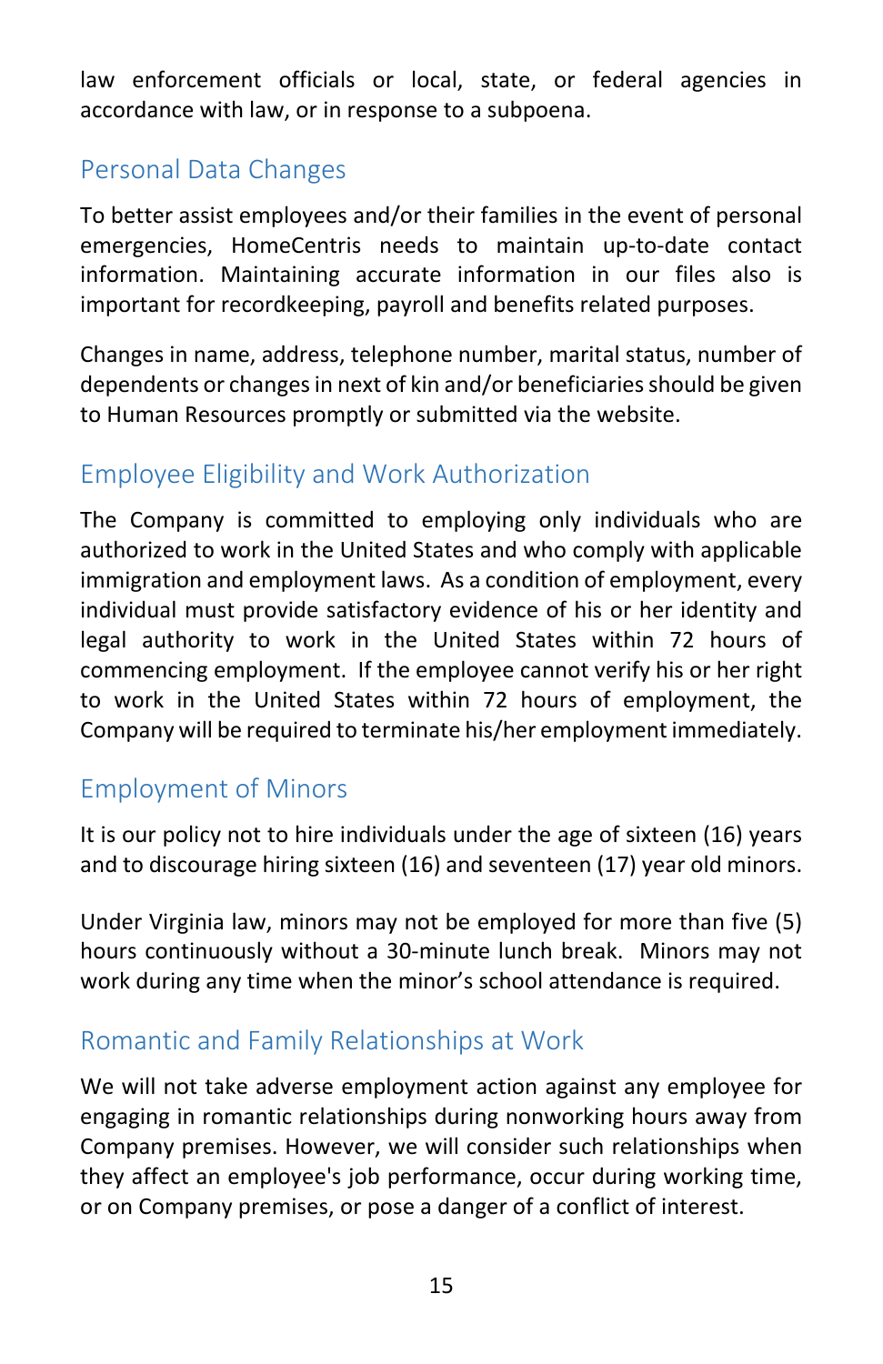law enforcement officials or local, state, or federal agencies in accordance with law, or in response to a subpoena.

## Personal Data Changes

To better assist employees and/or their families in the event of personal emergencies, HomeCentris needs to maintain up-to-date contact information. Maintaining accurate information in our files also is important for recordkeeping, payroll and benefits related purposes.

Changes in name, address, telephone number, marital status, number of dependents or changes in next of kin and/or beneficiaries should be given to Human Resources promptly or submitted via the website.

## Employee Eligibility and Work Authorization

The Company is committed to employing only individuals who are authorized to work in the United States and who comply with applicable immigration and employment laws. As a condition of employment, every individual must provide satisfactory evidence of his or her identity and legal authority to work in the United States within 72 hours of commencing employment. If the employee cannot verify his or her right to work in the United States within 72 hours of employment, the Company will be required to terminate his/her employment immediately.

## Employment of Minors

It is our policy not to hire individuals under the age of sixteen (16) years and to discourage hiring sixteen (16) and seventeen (17) year old minors.

Under Virginia law, minors may not be employed for more than five (5) hours continuously without a 30-minute lunch break. Minors may not work during any time when the minor's school attendance is required.

## Romantic and Family Relationships at Work

We will not take adverse employment action against any employee for engaging in romantic relationships during nonworking hours away from Company premises. However, we will consider such relationships when they affect an employee's job performance, occur during working time, or on Company premises, or pose a danger of a conflict of interest.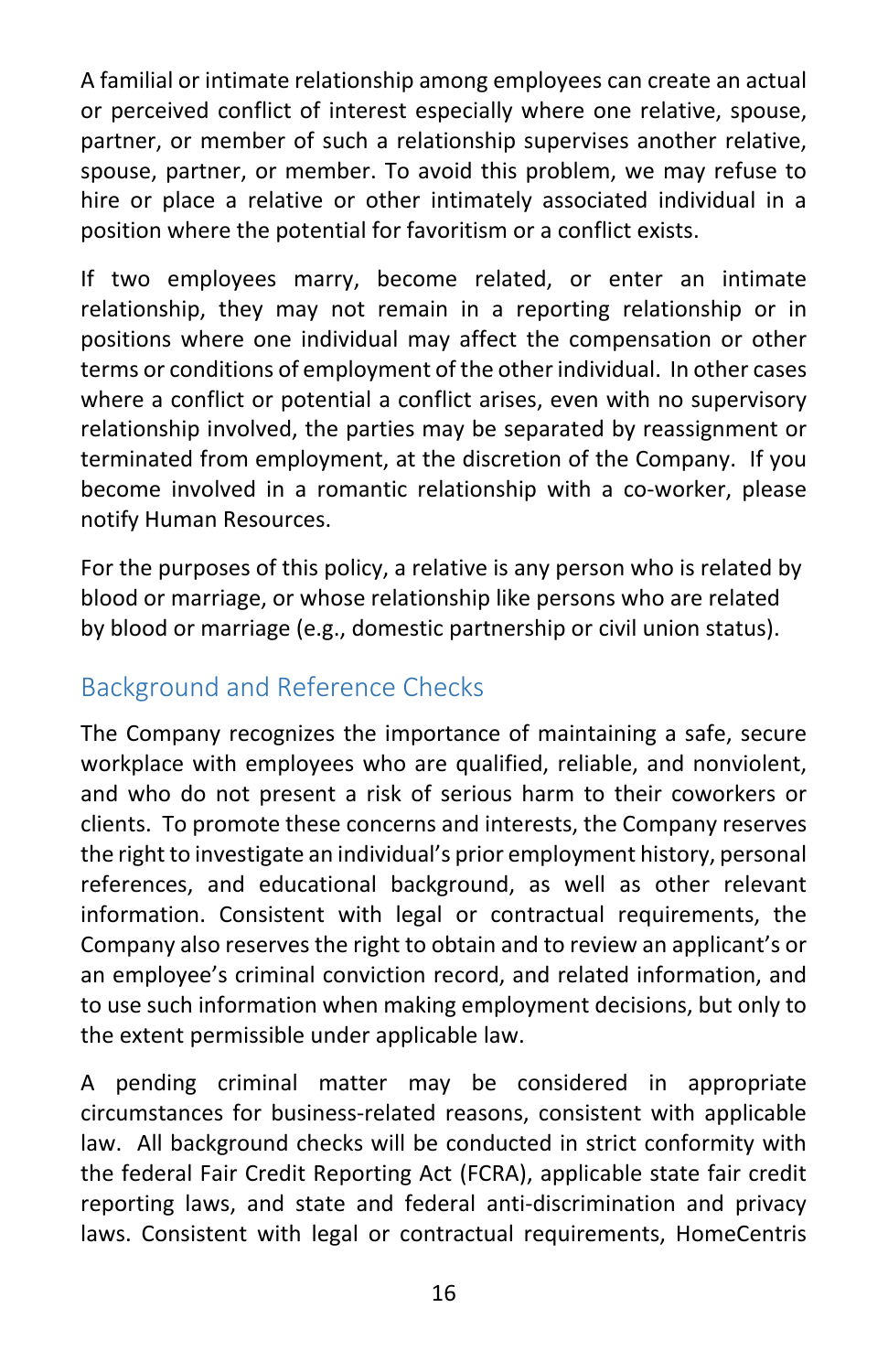A familial or intimate relationship among employees can create an actual or perceived conflict of interest especially where one relative, spouse, partner, or member of such a relationship supervises another relative, spouse, partner, or member. To avoid this problem, we may refuse to hire or place a relative or other intimately associated individual in a position where the potential for favoritism or a conflict exists.

If two employees marry, become related, or enter an intimate relationship, they may not remain in a reporting relationship or in positions where one individual may affect the compensation or other terms or conditions of employment of the other individual. In other cases where a conflict or potential a conflict arises, even with no supervisory relationship involved, the parties may be separated by reassignment or terminated from employment, at the discretion of the Company. If you become involved in a romantic relationship with a co-worker, please notify Human Resources.

For the purposes of this policy, a relative is any person who is related by blood or marriage, or whose relationship like persons who are related by blood or marriage (e.g., domestic partnership or civil union status).

## Background and Reference Checks

The Company recognizes the importance of maintaining a safe, secure workplace with employees who are qualified, reliable, and nonviolent, and who do not present a risk of serious harm to their coworkers or clients. To promote these concerns and interests, the Company reserves the right to investigate an individual's prior employment history, personal references, and educational background, as well as other relevant information. Consistent with legal or contractual requirements, the Company also reserves the right to obtain and to review an applicant's or an employee's criminal conviction record, and related information, and to use such information when making employment decisions, but only to the extent permissible under applicable law.

A pending criminal matter may be considered in appropriate circumstances for business-related reasons, consistent with applicable law. All background checks will be conducted in strict conformity with the federal Fair Credit Reporting Act (FCRA), applicable state fair credit reporting laws, and state and federal anti-discrimination and privacy laws. Consistent with legal or contractual requirements, HomeCentris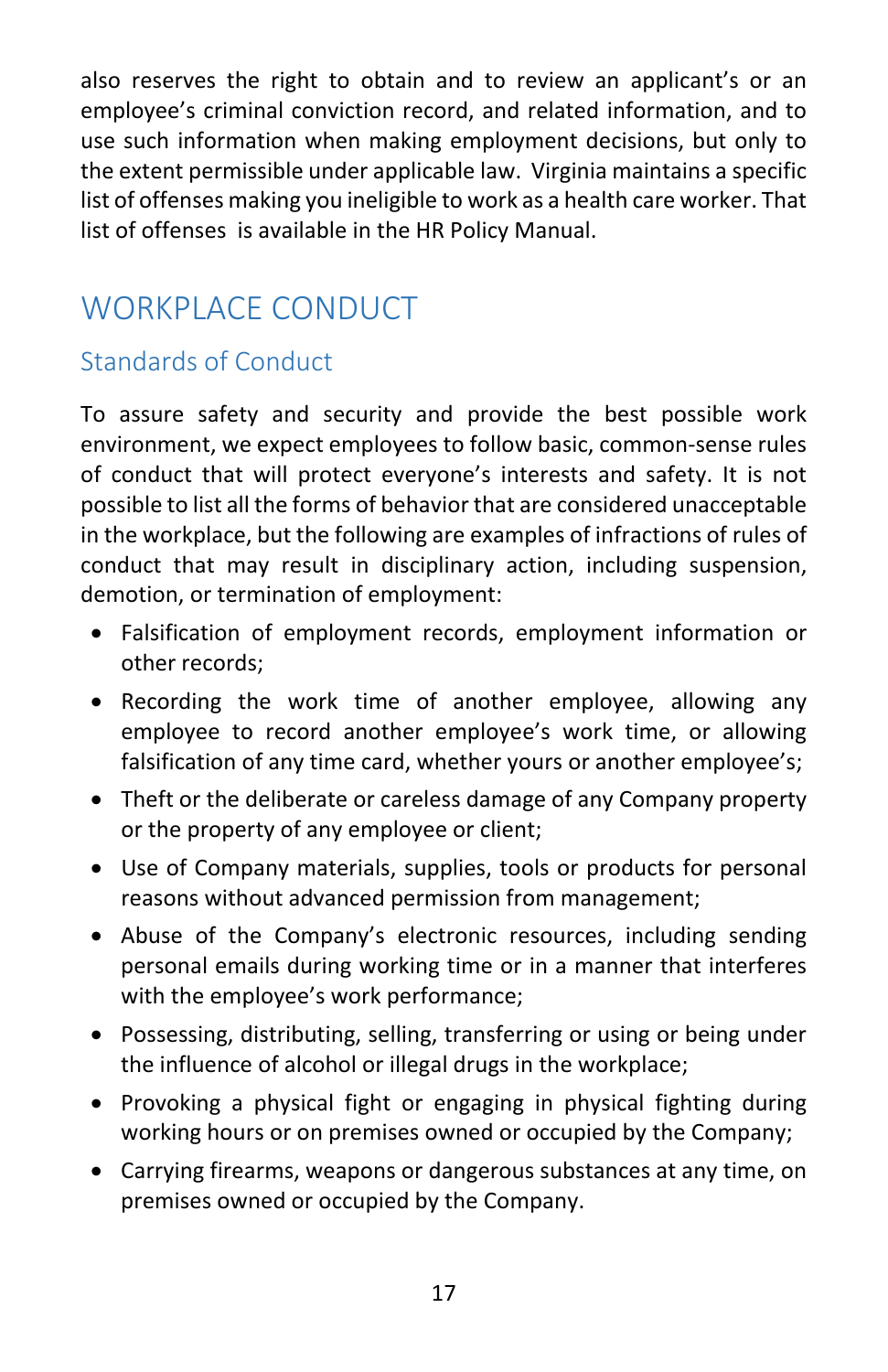also reserves the right to obtain and to review an applicant's or an employee's criminal conviction record, and related information, and to use such information when making employment decisions, but only to the extent permissible under applicable law. Virginia maintains a specific list of offenses making you ineligible to work as a health care worker. That list of offenses is available in the HR Policy Manual.

# WORKPLACE CONDUCT

## Standards of Conduct

To assure safety and security and provide the best possible work environment, we expect employees to follow basic, common-sense rules of conduct that will protect everyone's interests and safety. It is not possible to list all the forms of behavior that are considered unacceptable in the workplace, but the following are examples of infractions of rules of conduct that may result in disciplinary action, including suspension, demotion, or termination of employment:

- Falsification of employment records, employment information or other records;
- Recording the work time of another employee, allowing any employee to record another employee's work time, or allowing falsification of any time card, whether yours or another employee's;
- Theft or the deliberate or careless damage of any Company property or the property of any employee or client;
- Use of Company materials, supplies, tools or products for personal reasons without advanced permission from management;
- Abuse of the Company's electronic resources, including sending personal emails during working time or in a manner that interferes with the employee's work performance;
- Possessing, distributing, selling, transferring or using or being under the influence of alcohol or illegal drugs in the workplace;
- Provoking a physical fight or engaging in physical fighting during working hours or on premises owned or occupied by the Company;
- Carrying firearms, weapons or dangerous substances at any time, on premises owned or occupied by the Company.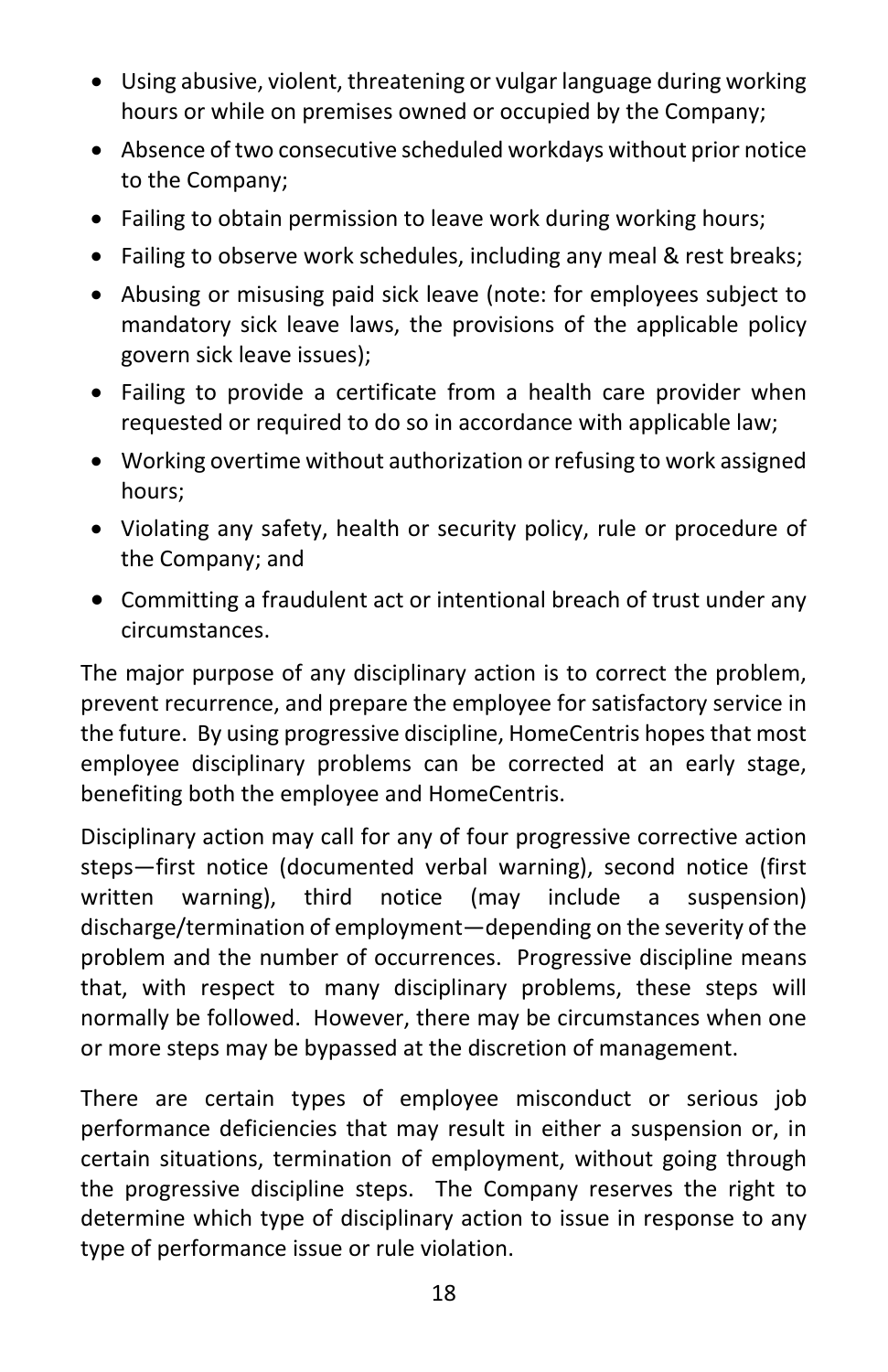- Using abusive, violent, threatening or vulgar language during working hours or while on premises owned or occupied by the Company;
- Absence of two consecutive scheduled workdays without prior notice to the Company;
- Failing to obtain permission to leave work during working hours;
- Failing to observe work schedules, including any meal & rest breaks;
- Abusing or misusing paid sick leave (note: for employees subject to mandatory sick leave laws, the provisions of the applicable policy govern sick leave issues);
- Failing to provide a certificate from a health care provider when requested or required to do so in accordance with applicable law;
- Working overtime without authorization or refusing to work assigned hours;
- Violating any safety, health or security policy, rule or procedure of the Company; and
- Committing a fraudulent act or intentional breach of trust under any circumstances.

The major purpose of any disciplinary action is to correct the problem, prevent recurrence, and prepare the employee for satisfactory service in the future. By using progressive discipline, HomeCentris hopes that most employee disciplinary problems can be corrected at an early stage, benefiting both the employee and HomeCentris.

Disciplinary action may call for any of four progressive corrective action steps—first notice (documented verbal warning), second notice (first written warning), third notice (may include a suspension) discharge/termination of employment—depending on the severity of the problem and the number of occurrences. Progressive discipline means that, with respect to many disciplinary problems, these steps will normally be followed. However, there may be circumstances when one or more steps may be bypassed at the discretion of management.

There are certain types of employee misconduct or serious job performance deficiencies that may result in either a suspension or, in certain situations, termination of employment, without going through the progressive discipline steps. The Company reserves the right to determine which type of disciplinary action to issue in response to any type of performance issue or rule violation.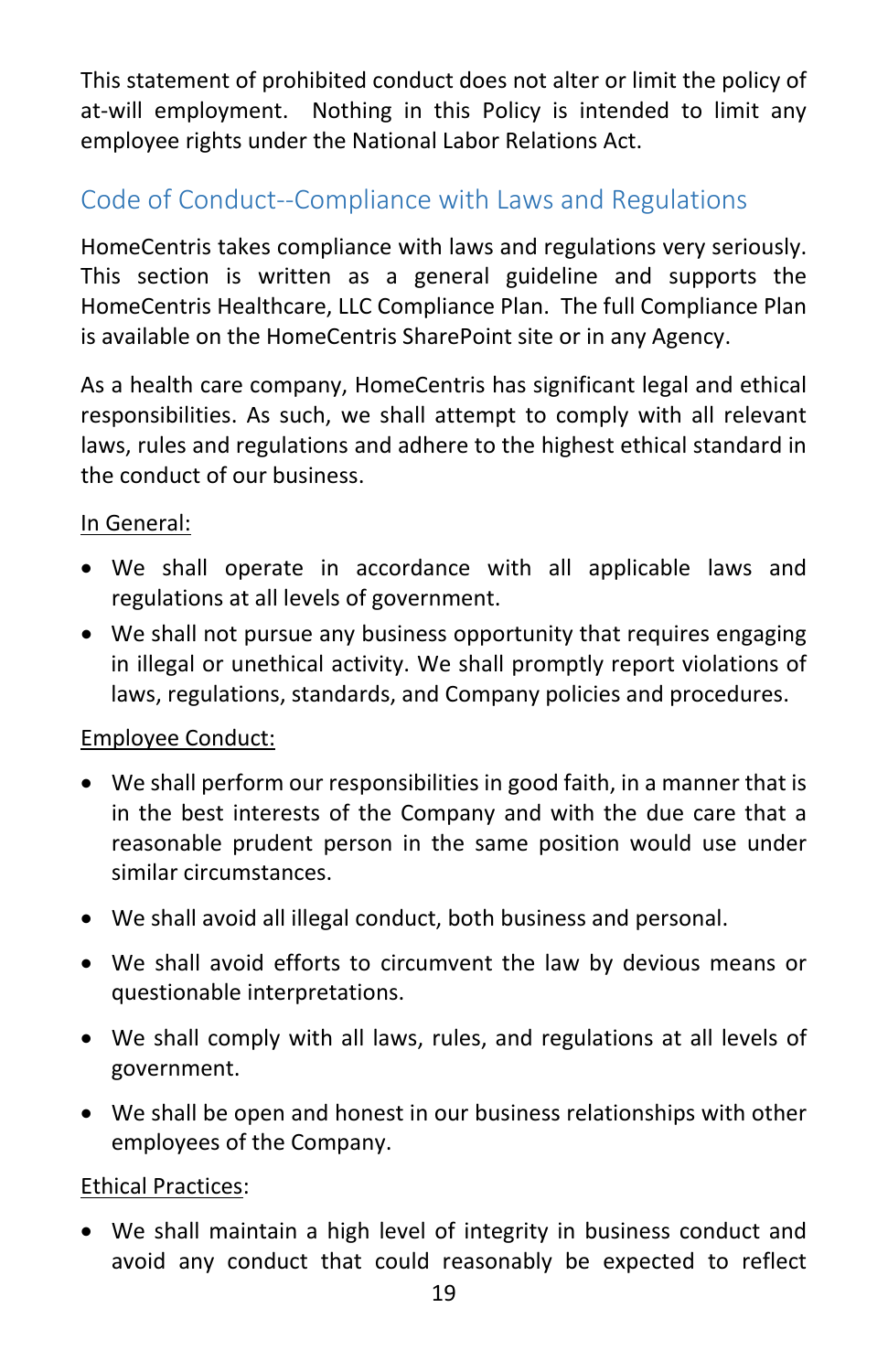This statement of prohibited conduct does not alter or limit the policy of at-will employment. Nothing in this Policy is intended to limit any employee rights under the National Labor Relations Act.

## Code of Conduct--Compliance with Laws and Regulations

HomeCentris takes compliance with laws and regulations very seriously. This section is written as a general guideline and supports the HomeCentris Healthcare, LLC Compliance Plan. The full Compliance Plan is available on the HomeCentris SharePoint site or in any Agency.

As a health care company, HomeCentris has significant legal and ethical responsibilities. As such, we shall attempt to comply with all relevant laws, rules and regulations and adhere to the highest ethical standard in the conduct of our business.

In General:

- We shall operate in accordance with all applicable laws and regulations at all levels of government.
- We shall not pursue any business opportunity that requires engaging in illegal or unethical activity. We shall promptly report violations of laws, regulations, standards, and Company policies and procedures.

Employee Conduct:

- We shall perform our responsibilities in good faith, in a manner that is in the best interests of the Company and with the due care that a reasonable prudent person in the same position would use under similar circumstances.
- We shall avoid all illegal conduct, both business and personal.
- We shall avoid efforts to circumvent the law by devious means or questionable interpretations.
- We shall comply with all laws, rules, and regulations at all levels of government.
- We shall be open and honest in our business relationships with other employees of the Company.

Ethical Practices:

- We shall maintain a high level of integrity in business conduct and avoid any conduct that could reasonably be expected to reflect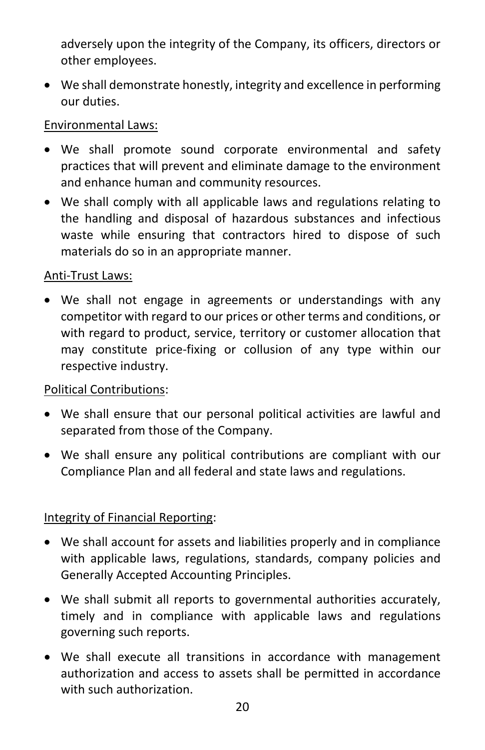adversely upon the integrity of the Company, its officers, directors or other employees.

- We shall demonstrate honestly, integrity and excellence in performing our duties.

Environmental Laws:

- We shall promote sound corporate environmental and safety practices that will prevent and eliminate damage to the environment and enhance human and community resources.
- We shall comply with all applicable laws and regulations relating to the handling and disposal of hazardous substances and infectious waste while ensuring that contractors hired to dispose of such materials do so in an appropriate manner.

Anti-Trust Laws:

- We shall not engage in agreements or understandings with any competitor with regard to our prices or other terms and conditions, or with regard to product, service, territory or customer allocation that may constitute price-fixing or collusion of any type within our respective industry.

Political Contributions:

- We shall ensure that our personal political activities are lawful and separated from those of the Company.
- We shall ensure any political contributions are compliant with our Compliance Plan and all federal and state laws and regulations.

Integrity of Financial Reporting:

- We shall account for assets and liabilities properly and in compliance with applicable laws, regulations, standards, company policies and Generally Accepted Accounting Principles.
- We shall submit all reports to governmental authorities accurately, timely and in compliance with applicable laws and regulations governing such reports.
- We shall execute all transitions in accordance with management authorization and access to assets shall be permitted in accordance with such authorization.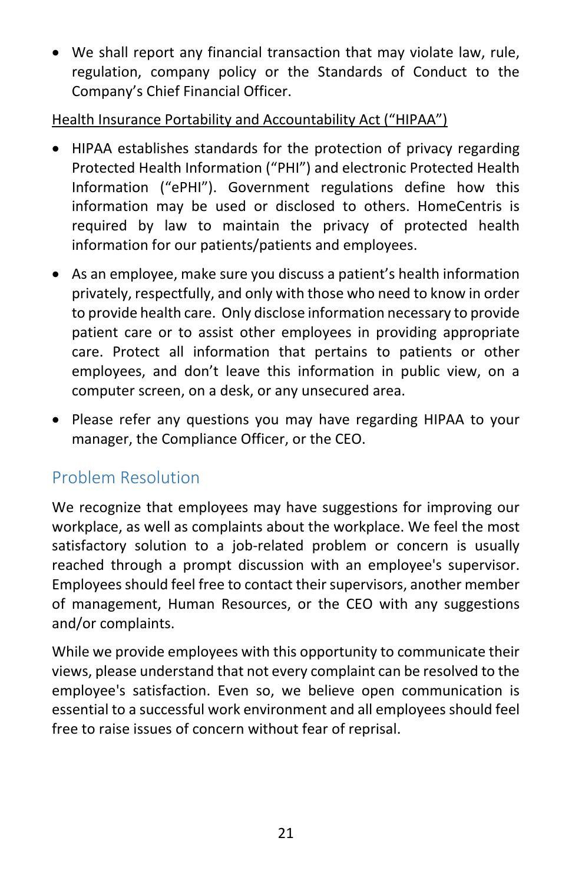- We shall report any financial transaction that may violate law, rule, regulation, company policy or the Standards of Conduct to the Company's Chief Financial Officer.

<u>Health Insurance Portability and Accountability Act ("HIPAA")</u>

- HIPAA establishes standards for the protection of privacy regarding Protected Health Information ("PHI") and electronic Protected Health Information ("ePHI"). Government regulations define how this information may be used or disclosed to others. HomeCentris is required by law to maintain the privacy of protected health information for our patients/patients and employees.

- As an employee, make sure you discuss a patient's health information privately, respectfully, and only with those who need to know in order to provide health care. Only disclose information necessary to provide patient care or to assist other employees in providing appropriate care. Protect all information that pertains to patients or other employees, and don't leave this information in public view, on a computer screen, on a desk, or any unsecured area.

- Please refer any questions you may have regarding HIPAA to your manager, the Compliance Officer, or the CEO.

## Problem Resolution

We recognize that employees may have suggestions for improving our workplace, as well as complaints about the workplace. We feel the most satisfactory solution to a job-related problem or concern is usually reached through a prompt discussion with an employee's supervisor. Employees should feel free to contact their supervisors, another member of management, Human Resources, or the CEO with any suggestions and/or complaints.

While we provide employees with this opportunity to communicate their views, please understand that not every complaint can be resolved to the employee's satisfaction. Even so, we believe open communication is essential to a successful work environment and all employees should feel free to raise issues of concern without fear of reprisal.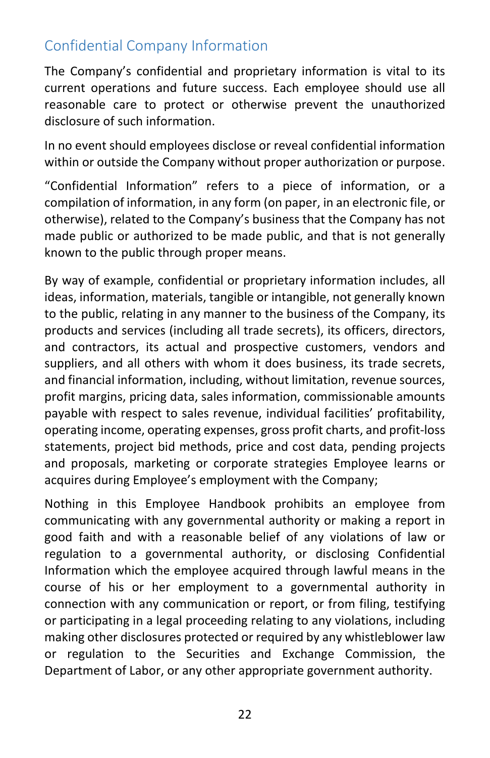## Confidential Company Information

The Company's confidential and proprietary information is vital to its current operations and future success. Each employee should use all reasonable care to protect or otherwise prevent the unauthorized disclosure of such information.

In no event should employees disclose or reveal confidential information within or outside the Company without proper authorization or purpose.

"Confidential Information" refers to a piece of information, or a compilation of information, in any form (on paper, in an electronic file, or otherwise), related to the Company's business that the Company has not made public or authorized to be made public, and that is not generally known to the public through proper means.

By way of example, confidential or proprietary information includes, all ideas, information, materials, tangible or intangible, not generally known to the public, relating in any manner to the business of the Company, its products and services (including all trade secrets), its officers, directors, and contractors, its actual and prospective customers, vendors and suppliers, and all others with whom it does business, its trade secrets, and financial information, including, without limitation, revenue sources, profit margins, pricing data, sales information, commissionable amounts payable with respect to sales revenue, individual facilities' profitability, operating income, operating expenses, gross profit charts, and profit-loss statements, project bid methods, price and cost data, pending projects and proposals, marketing or corporate strategies Employee learns or acquires during Employee's employment with the Company;

Nothing in this Employee Handbook prohibits an employee from communicating with any governmental authority or making a report in good faith and with a reasonable belief of any violations of law or regulation to a governmental authority, or disclosing Confidential Information which the employee acquired through lawful means in the course of his or her employment to a governmental authority in connection with any communication or report, or from filing, testifying or participating in a legal proceeding relating to any violations, including making other disclosures protected or required by any whistleblower law or regulation to the Securities and Exchange Commission, the Department of Labor, or any other appropriate government authority.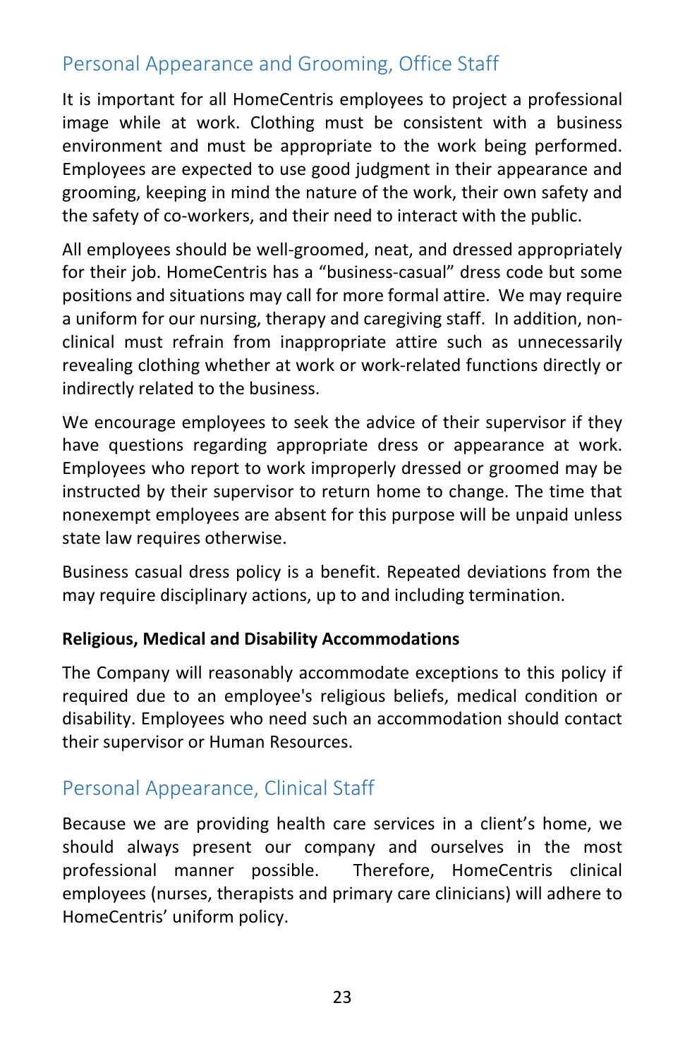## Personal Appearance and Grooming, Office Staff

It is important for all HomeCentris employees to project a professional image while at work. Clothing must be consistent with a business environment and must be appropriate to the work being performed. Employees are expected to use good judgment in their appearance and grooming, keeping in mind the nature of the work, their own safety and the safety of co-workers, and their need to interact with the public.

All employees should be well-groomed, neat, and dressed appropriately for their job. HomeCentris has a "business-casual" dress code but some positions and situations may call for more formal attire. We may require a uniform for our nursing, therapy and caregiving staff. In addition, non-clinical must refrain from inappropriate attire such as unnecessarily revealing clothing whether at work or work-related functions directly or indirectly related to the business.

We encourage employees to seek the advice of their supervisor if they have questions regarding appropriate dress or appearance at work. Employees who report to work improperly dressed or groomed may be instructed by their supervisor to return home to change. The time that nonexempt employees are absent for this purpose will be unpaid unless state law requires otherwise.

Business casual dress policy is a benefit. Repeated deviations from the may require disciplinary actions, up to and including termination.

**Religious, Medical and Disability Accommodations**

The Company will reasonably accommodate exceptions to this policy if required due to an employee's religious beliefs, medical condition or disability. Employees who need such an accommodation should contact their supervisor or Human Resources.

## Personal Appearance, Clinical Staff

Because we are providing health care services in a client's home, we should always present our company and ourselves in the most professional manner possible. Therefore, HomeCentris clinical employees (nurses, therapists and primary care clinicians) will adhere to HomeCentris' uniform policy.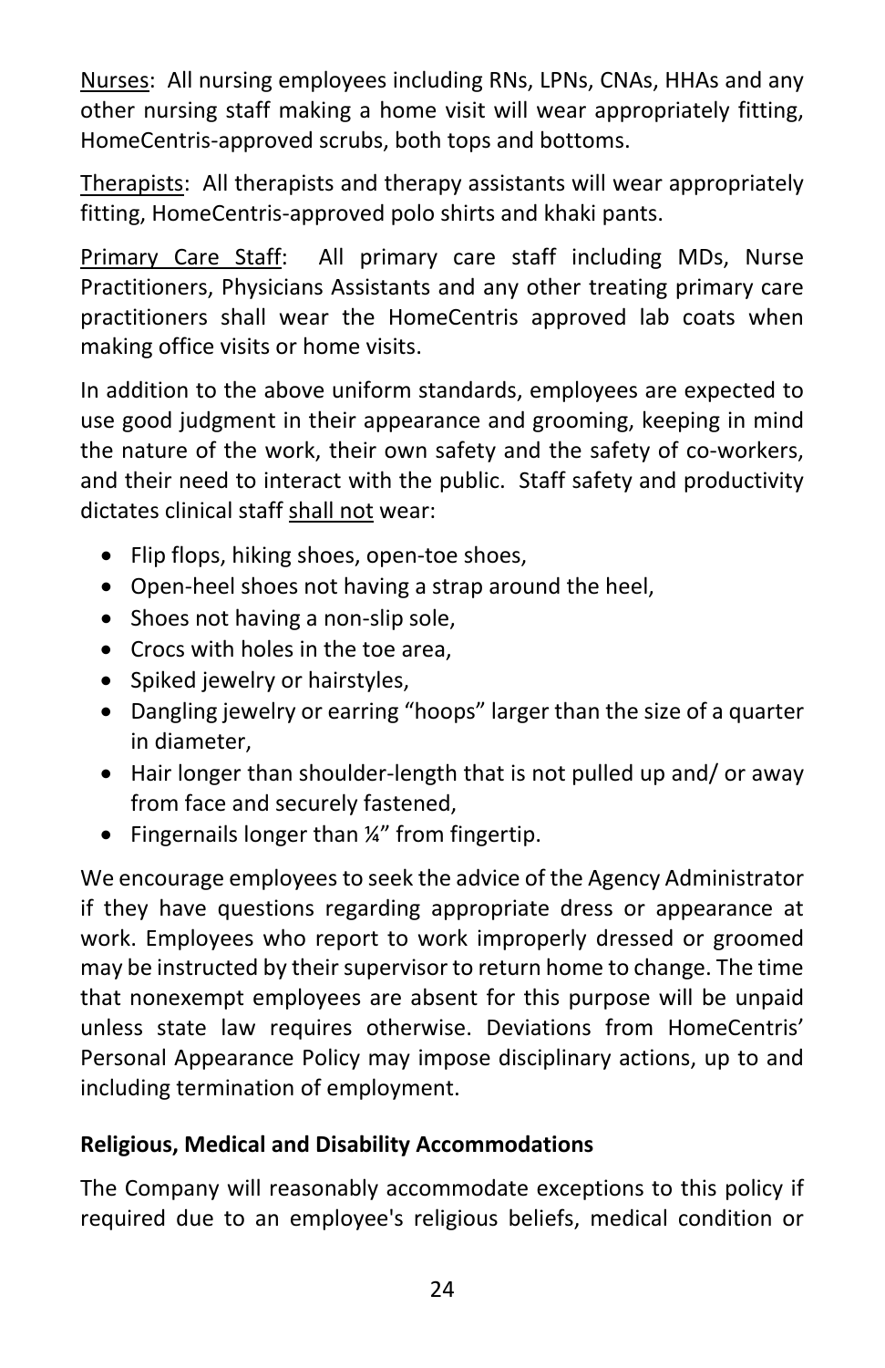Nurses: All nursing employees including RNs, LPNs, CNAs, HHAs and any other nursing staff making a home visit will wear appropriately fitting, HomeCentris-approved scrubs, both tops and bottoms.

Therapists: All therapists and therapy assistants will wear appropriately fitting, HomeCentris-approved polo shirts and khaki pants.

Primary Care Staff: All primary care staff including MDs, Nurse Practitioners, Physicians Assistants and any other treating primary care practitioners shall wear the HomeCentris approved lab coats when making office visits or home visits.

In addition to the above uniform standards, employees are expected to use good judgment in their appearance and grooming, keeping in mind the nature of the work, their own safety and the safety of co-workers, and their need to interact with the public. Staff safety and productivity dictates clinical staff shall not wear:

- Flip flops, hiking shoes, open-toe shoes,
- Open-heel shoes not having a strap around the heel,
- Shoes not having a non-slip sole,
- Crocs with holes in the toe area,
- Spiked jewelry or hairstyles,
- Dangling jewelry or earring "hoops" larger than the size of a quarter in diameter,
- Hair longer than shoulder-length that is not pulled up and/ or away from face and securely fastened,
- Fingernails longer than ¼" from fingertip.

We encourage employees to seek the advice of the Agency Administrator if they have questions regarding appropriate dress or appearance at work. Employees who report to work improperly dressed or groomed may be instructed by their supervisor to return home to change. The time that nonexempt employees are absent for this purpose will be unpaid unless state law requires otherwise. Deviations from HomeCentris' Personal Appearance Policy may impose disciplinary actions, up to and including termination of employment.

**Religious, Medical and Disability Accommodations**

The Company will reasonably accommodate exceptions to this policy if required due to an employee's religious beliefs, medical condition or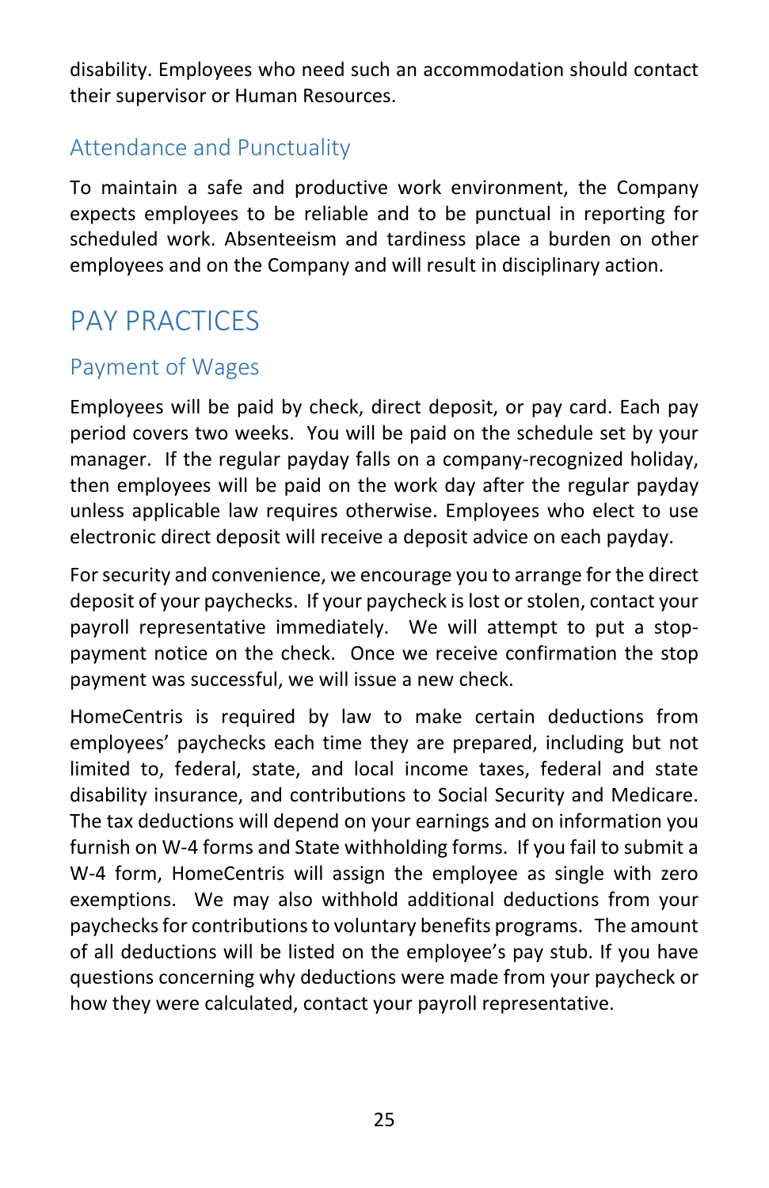disability. Employees who need such an accommodation should contact their supervisor or Human Resources.

## Attendance and Punctuality

To maintain a safe and productive work environment, the Company expects employees to be reliable and to be punctual in reporting for scheduled work. Absenteeism and tardiness place a burden on other employees and on the Company and will result in disciplinary action.

# PAY PRACTICES

## Payment of Wages

Employees will be paid by check, direct deposit, or pay card. Each pay period covers two weeks. You will be paid on the schedule set by your manager. If the regular payday falls on a company-recognized holiday, then employees will be paid on the work day after the regular payday unless applicable law requires otherwise. Employees who elect to use electronic direct deposit will receive a deposit advice on each payday.

For security and convenience, we encourage you to arrange for the direct deposit of your paychecks. If your paycheck is lost or stolen, contact your payroll representative immediately. We will attempt to put a stop-payment notice on the check. Once we receive confirmation the stop payment was successful, we will issue a new check.

HomeCentris is required by law to make certain deductions from employees' paychecks each time they are prepared, including but not limited to, federal, state, and local income taxes, federal and state disability insurance, and contributions to Social Security and Medicare. The tax deductions will depend on your earnings and on information you furnish on W-4 forms and State withholding forms. If you fail to submit a W-4 form, HomeCentris will assign the employee as single with zero exemptions. We may also withhold additional deductions from your paychecks for contributions to voluntary benefits programs. The amount of all deductions will be listed on the employee's pay stub. If you have questions concerning why deductions were made from your paycheck or how they were calculated, contact your payroll representative.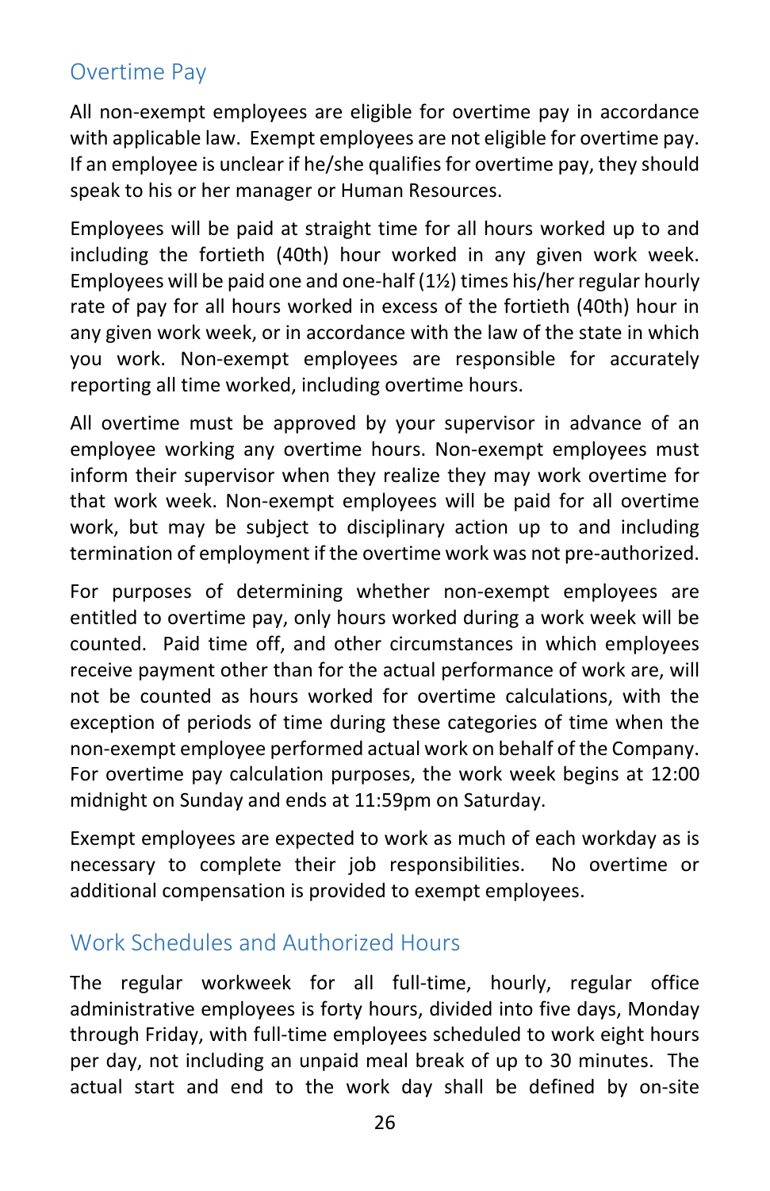## Overtime Pay

All non-exempt employees are eligible for overtime pay in accordance with applicable law. Exempt employees are not eligible for overtime pay. If an employee is unclear if he/she qualifies for overtime pay, they should speak to his or her manager or Human Resources.

Employees will be paid at straight time for all hours worked up to and including the fortieth (40th) hour worked in any given work week. Employees will be paid one and one-half (1½) times his/her regular hourly rate of pay for all hours worked in excess of the fortieth (40th) hour in any given work week, or in accordance with the law of the state in which you work. Non-exempt employees are responsible for accurately reporting all time worked, including overtime hours.

All overtime must be approved by your supervisor in advance of an employee working any overtime hours. Non-exempt employees must inform their supervisor when they realize they may work overtime for that work week. Non-exempt employees will be paid for all overtime work, but may be subject to disciplinary action up to and including termination of employment if the overtime work was not pre-authorized.

For purposes of determining whether non-exempt employees are entitled to overtime pay, only hours worked during a work week will be counted. Paid time off, and other circumstances in which employees receive payment other than for the actual performance of work are, will not be counted as hours worked for overtime calculations, with the exception of periods of time during these categories of time when the non-exempt employee performed actual work on behalf of the Company. For overtime pay calculation purposes, the work week begins at 12:00 midnight on Sunday and ends at 11:59pm on Saturday.

Exempt employees are expected to work as much of each workday as is necessary to complete their job responsibilities. No overtime or additional compensation is provided to exempt employees.

## Work Schedules and Authorized Hours

The regular workweek for all full-time, hourly, regular office administrative employees is forty hours, divided into five days, Monday through Friday, with full-time employees scheduled to work eight hours per day, not including an unpaid meal break of up to 30 minutes. The actual start and end to the work day shall be defined by on-site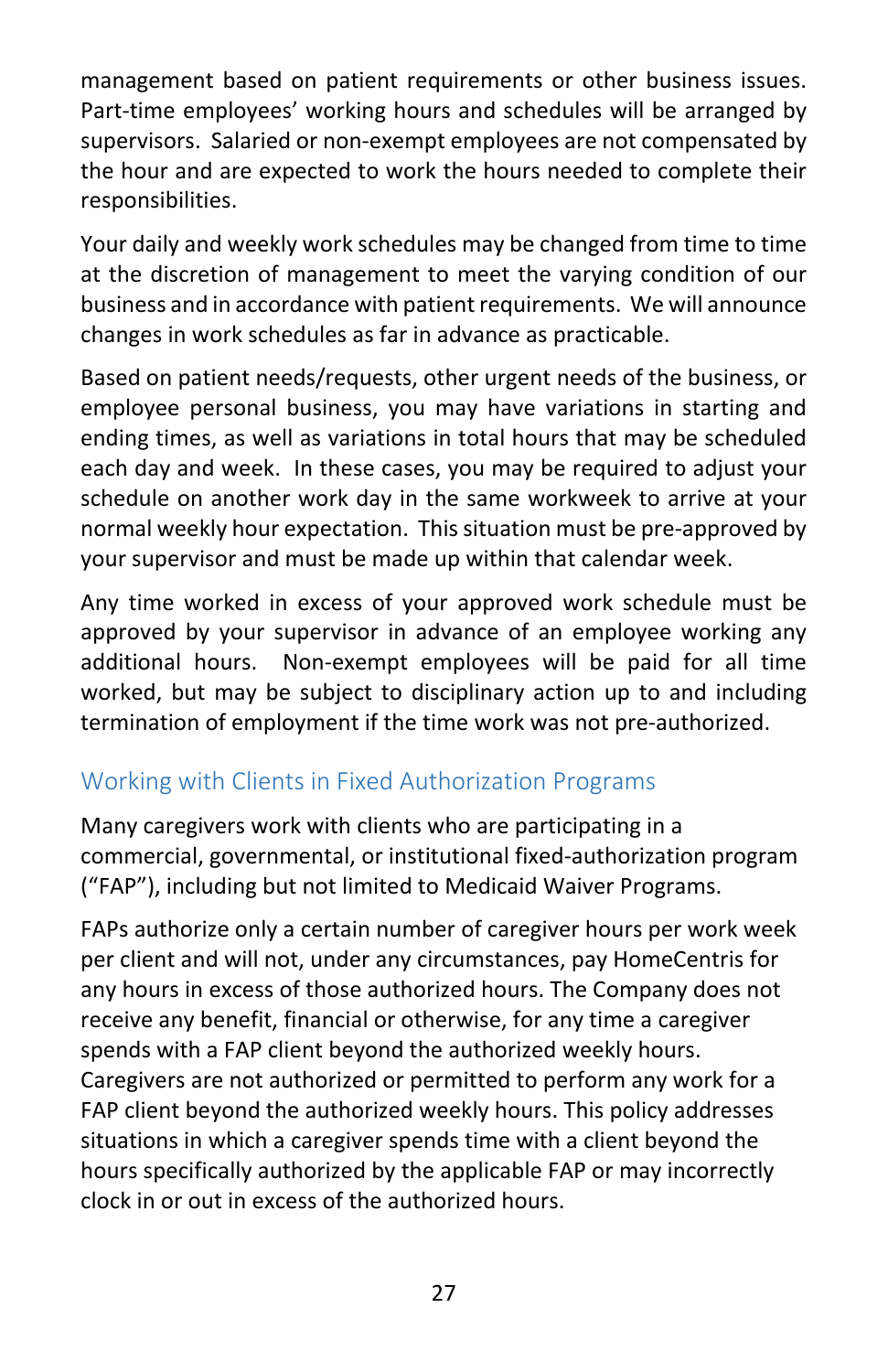management based on patient requirements or other business issues. Part-time employees' working hours and schedules will be arranged by supervisors. Salaried or non-exempt employees are not compensated by the hour and are expected to work the hours needed to complete their responsibilities.

Your daily and weekly work schedules may be changed from time to time at the discretion of management to meet the varying condition of our business and in accordance with patient requirements. We will announce changes in work schedules as far in advance as practicable.

Based on patient needs/requests, other urgent needs of the business, or employee personal business, you may have variations in starting and ending times, as well as variations in total hours that may be scheduled each day and week. In these cases, you may be required to adjust your schedule on another work day in the same workweek to arrive at your normal weekly hour expectation. This situation must be pre-approved by your supervisor and must be made up within that calendar week.

Any time worked in excess of your approved work schedule must be approved by your supervisor in advance of an employee working any additional hours. Non-exempt employees will be paid for all time worked, but may be subject to disciplinary action up to and including termination of employment if the time work was not pre-authorized.

## Working with Clients in Fixed Authorization Programs

Many caregivers work with clients who are participating in a commercial, governmental, or institutional fixed-authorization program ("FAP"), including but not limited to Medicaid Waiver Programs.

FAPs authorize only a certain number of caregiver hours per work week per client and will not, under any circumstances, pay HomeCentris for any hours in excess of those authorized hours. The Company does not receive any benefit, financial or otherwise, for any time a caregiver spends with a FAP client beyond the authorized weekly hours. Caregivers are not authorized or permitted to perform any work for a FAP client beyond the authorized weekly hours. This policy addresses situations in which a caregiver spends time with a client beyond the hours specifically authorized by the applicable FAP or may incorrectly clock in or out in excess of the authorized hours.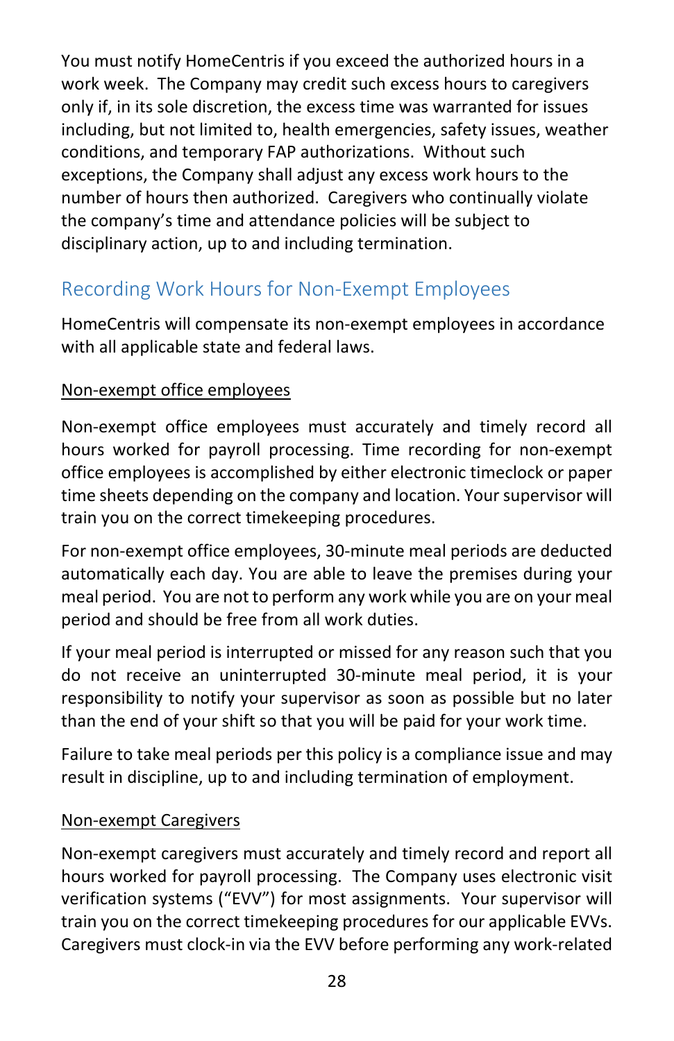You must notify HomeCentris if you exceed the authorized hours in a work week. The Company may credit such excess hours to caregivers only if, in its sole discretion, the excess time was warranted for issues including, but not limited to, health emergencies, safety issues, weather conditions, and temporary FAP authorizations. Without such exceptions, the Company shall adjust any excess work hours to the number of hours then authorized. Caregivers who continually violate the company's time and attendance policies will be subject to disciplinary action, up to and including termination.

## Recording Work Hours for Non-Exempt Employees

HomeCentris will compensate its non-exempt employees in accordance with all applicable state and federal laws.

<u>Non-exempt office employees</u>

Non-exempt office employees must accurately and timely record all hours worked for payroll processing. Time recording for non-exempt office employees is accomplished by either electronic timeclock or paper time sheets depending on the company and location. Your supervisor will train you on the correct timekeeping procedures.

For non-exempt office employees, 30-minute meal periods are deducted automatically each day. You are able to leave the premises during your meal period. You are not to perform any work while you are on your meal period and should be free from all work duties.

If your meal period is interrupted or missed for any reason such that you do not receive an uninterrupted 30-minute meal period, it is your responsibility to notify your supervisor as soon as possible but no later than the end of your shift so that you will be paid for your work time.

Failure to take meal periods per this policy is a compliance issue and may result in discipline, up to and including termination of employment.

<u>Non-exempt Caregivers</u>

Non-exempt caregivers must accurately and timely record and report all hours worked for payroll processing. The Company uses electronic visit verification systems ("EVV") for most assignments. Your supervisor will train you on the correct timekeeping procedures for our applicable EVVs. Caregivers must clock-in via the EVV before performing any work-related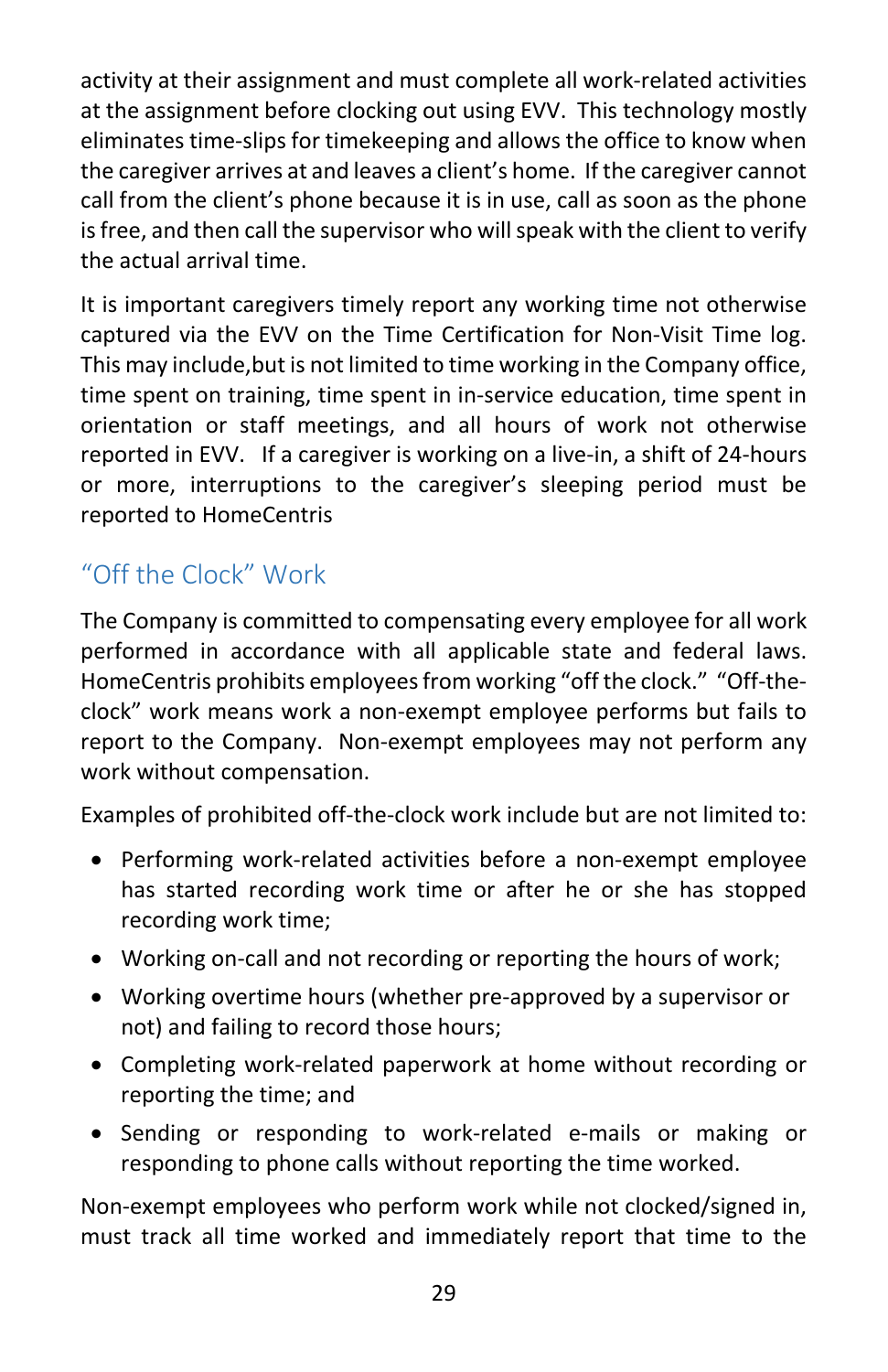activity at their assignment and must complete all work-related activities at the assignment before clocking out using EVV. This technology mostly eliminates time-slips for timekeeping and allows the office to know when the caregiver arrives at and leaves a client's home. If the caregiver cannot call from the client's phone because it is in use, call as soon as the phone is free, and then call the supervisor who will speak with the client to verify the actual arrival time.

It is important caregivers timely report any working time not otherwise captured via the EVV on the Time Certification for Non-Visit Time log. This may include,but is not limited to time working in the Company office, time spent on training, time spent in in-service education, time spent in orientation or staff meetings, and all hours of work not otherwise reported in EVV. If a caregiver is working on a live-in, a shift of 24-hours or more, interruptions to the caregiver's sleeping period must be reported to HomeCentris

## "Off the Clock" Work

The Company is committed to compensating every employee for all work performed in accordance with all applicable state and federal laws. HomeCentris prohibits employees from working "off the clock." "Off-the-clock" work means work a non-exempt employee performs but fails to report to the Company. Non-exempt employees may not perform any work without compensation.

Examples of prohibited off-the-clock work include but are not limited to:

- Performing work-related activities before a non-exempt employee has started recording work time or after he or she has stopped recording work time;
- Working on-call and not recording or reporting the hours of work;
- Working overtime hours (whether pre-approved by a supervisor or not) and failing to record those hours;
- Completing work-related paperwork at home without recording or reporting the time; and
- Sending or responding to work-related e-mails or making or responding to phone calls without reporting the time worked.

Non-exempt employees who perform work while not clocked/signed in, must track all time worked and immediately report that time to the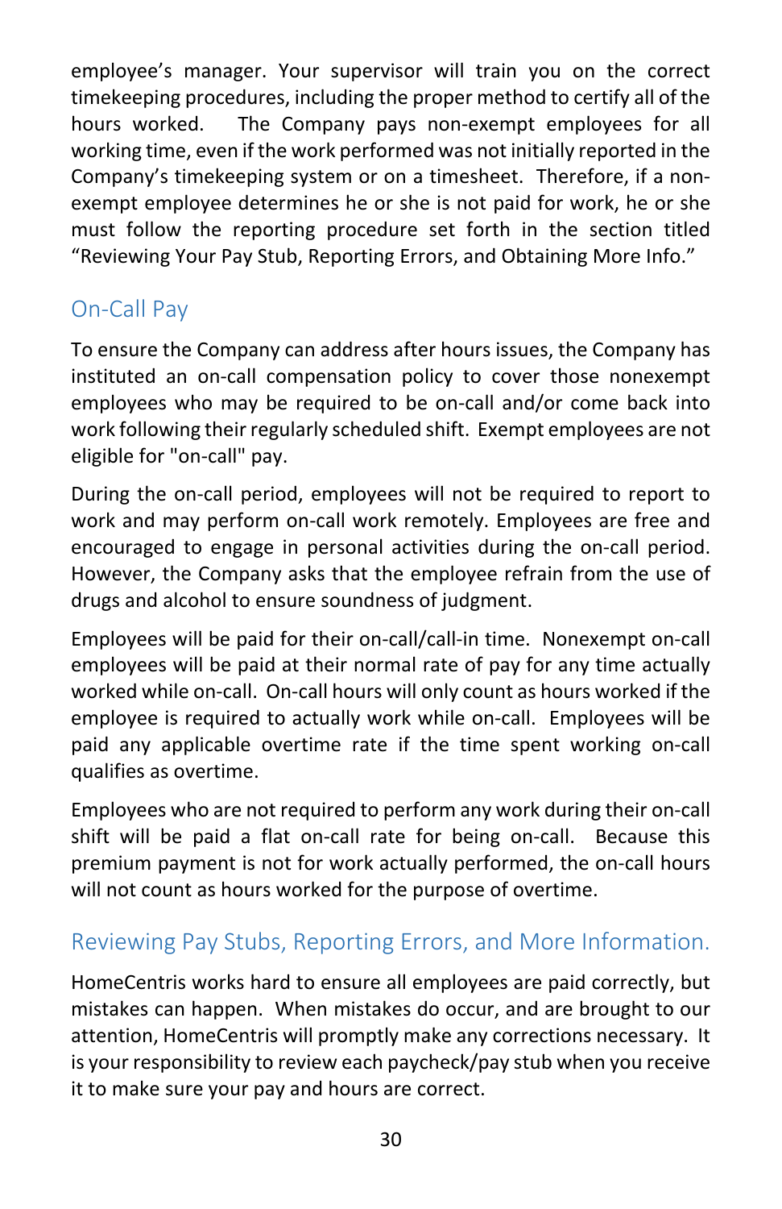employee's manager. Your supervisor will train you on the correct timekeeping procedures, including the proper method to certify all of the hours worked. The Company pays non-exempt employees for all working time, even if the work performed was not initially reported in the Company's timekeeping system or on a timesheet. Therefore, if a non-exempt employee determines he or she is not paid for work, he or she must follow the reporting procedure set forth in the section titled "Reviewing Your Pay Stub, Reporting Errors, and Obtaining More Info."

## On-Call Pay

To ensure the Company can address after hours issues, the Company has instituted an on-call compensation policy to cover those nonexempt employees who may be required to be on-call and/or come back into work following their regularly scheduled shift. Exempt employees are not eligible for "on-call" pay.

During the on-call period, employees will not be required to report to work and may perform on-call work remotely. Employees are free and encouraged to engage in personal activities during the on-call period. However, the Company asks that the employee refrain from the use of drugs and alcohol to ensure soundness of judgment.

Employees will be paid for their on-call/call-in time. Nonexempt on-call employees will be paid at their normal rate of pay for any time actually worked while on-call. On-call hours will only count as hours worked if the employee is required to actually work while on-call. Employees will be paid any applicable overtime rate if the time spent working on-call qualifies as overtime.

Employees who are not required to perform any work during their on-call shift will be paid a flat on-call rate for being on-call. Because this premium payment is not for work actually performed, the on-call hours will not count as hours worked for the purpose of overtime.

## Reviewing Pay Stubs, Reporting Errors, and More Information.

HomeCentris works hard to ensure all employees are paid correctly, but mistakes can happen. When mistakes do occur, and are brought to our attention, HomeCentris will promptly make any corrections necessary. It is your responsibility to review each paycheck/pay stub when you receive it to make sure your pay and hours are correct.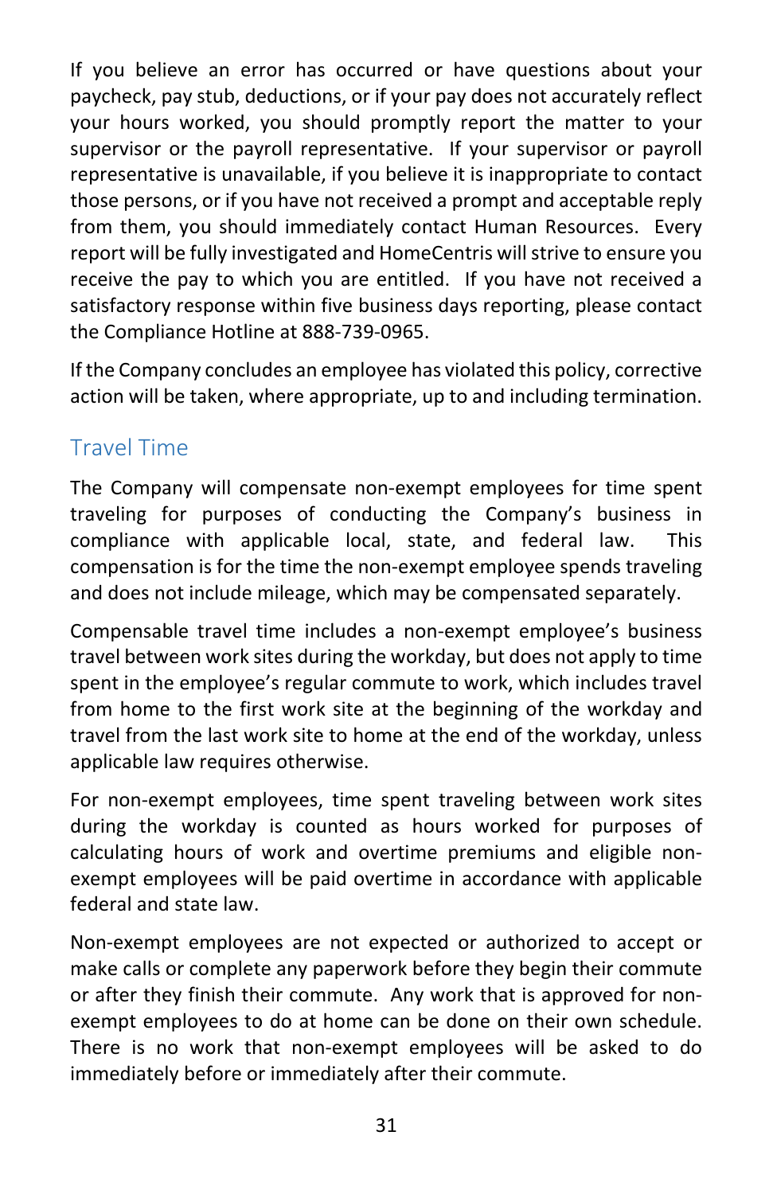If you believe an error has occurred or have questions about your paycheck, pay stub, deductions, or if your pay does not accurately reflect your hours worked, you should promptly report the matter to your supervisor or the payroll representative. If your supervisor or payroll representative is unavailable, if you believe it is inappropriate to contact those persons, or if you have not received a prompt and acceptable reply from them, you should immediately contact Human Resources. Every report will be fully investigated and HomeCentris will strive to ensure you receive the pay to which you are entitled. If you have not received a satisfactory response within five business days reporting, please contact the Compliance Hotline at 888-739-0965.

If the Company concludes an employee has violated this policy, corrective action will be taken, where appropriate, up to and including termination.

## Travel Time

The Company will compensate non-exempt employees for time spent traveling for purposes of conducting the Company's business in compliance with applicable local, state, and federal law. This compensation is for the time the non-exempt employee spends traveling and does not include mileage, which may be compensated separately.

Compensable travel time includes a non-exempt employee's business travel between work sites during the workday, but does not apply to time spent in the employee's regular commute to work, which includes travel from home to the first work site at the beginning of the workday and travel from the last work site to home at the end of the workday, unless applicable law requires otherwise.

For non-exempt employees, time spent traveling between work sites during the workday is counted as hours worked for purposes of calculating hours of work and overtime premiums and eligible non-exempt employees will be paid overtime in accordance with applicable federal and state law.

Non-exempt employees are not expected or authorized to accept or make calls or complete any paperwork before they begin their commute or after they finish their commute. Any work that is approved for non-exempt employees to do at home can be done on their own schedule. There is no work that non-exempt employees will be asked to do immediately before or immediately after their commute.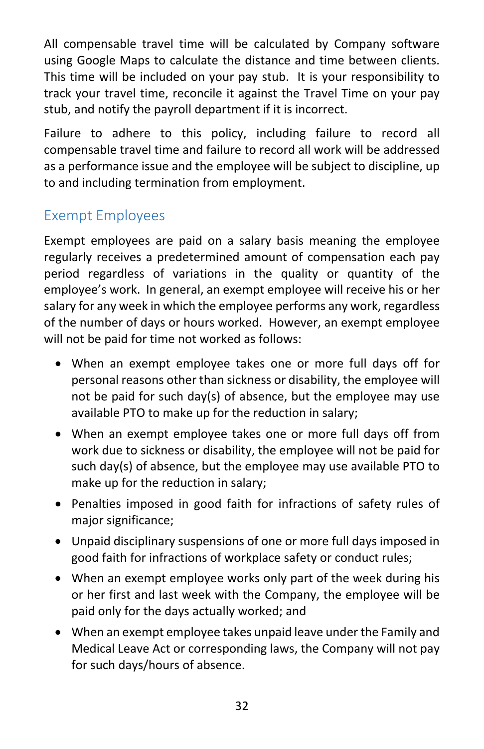All compensable travel time will be calculated by Company software using Google Maps to calculate the distance and time between clients. This time will be included on your pay stub. It is your responsibility to track your travel time, reconcile it against the Travel Time on your pay stub, and notify the payroll department if it is incorrect.

Failure to adhere to this policy, including failure to record all compensable travel time and failure to record all work will be addressed as a performance issue and the employee will be subject to discipline, up to and including termination from employment.

## Exempt Employees

Exempt employees are paid on a salary basis meaning the employee regularly receives a predetermined amount of compensation each pay period regardless of variations in the quality or quantity of the employee's work. In general, an exempt employee will receive his or her salary for any week in which the employee performs any work, regardless of the number of days or hours worked. However, an exempt employee will not be paid for time not worked as follows:

- When an exempt employee takes one or more full days off for personal reasons other than sickness or disability, the employee will not be paid for such day(s) of absence, but the employee may use available PTO to make up for the reduction in salary;
- When an exempt employee takes one or more full days off from work due to sickness or disability, the employee will not be paid for such day(s) of absence, but the employee may use available PTO to make up for the reduction in salary;
- Penalties imposed in good faith for infractions of safety rules of major significance;
- Unpaid disciplinary suspensions of one or more full days imposed in good faith for infractions of workplace safety or conduct rules;
- When an exempt employee works only part of the week during his or her first and last week with the Company, the employee will be paid only for the days actually worked; and
- When an exempt employee takes unpaid leave under the Family and Medical Leave Act or corresponding laws, the Company will not pay for such days/hours of absence.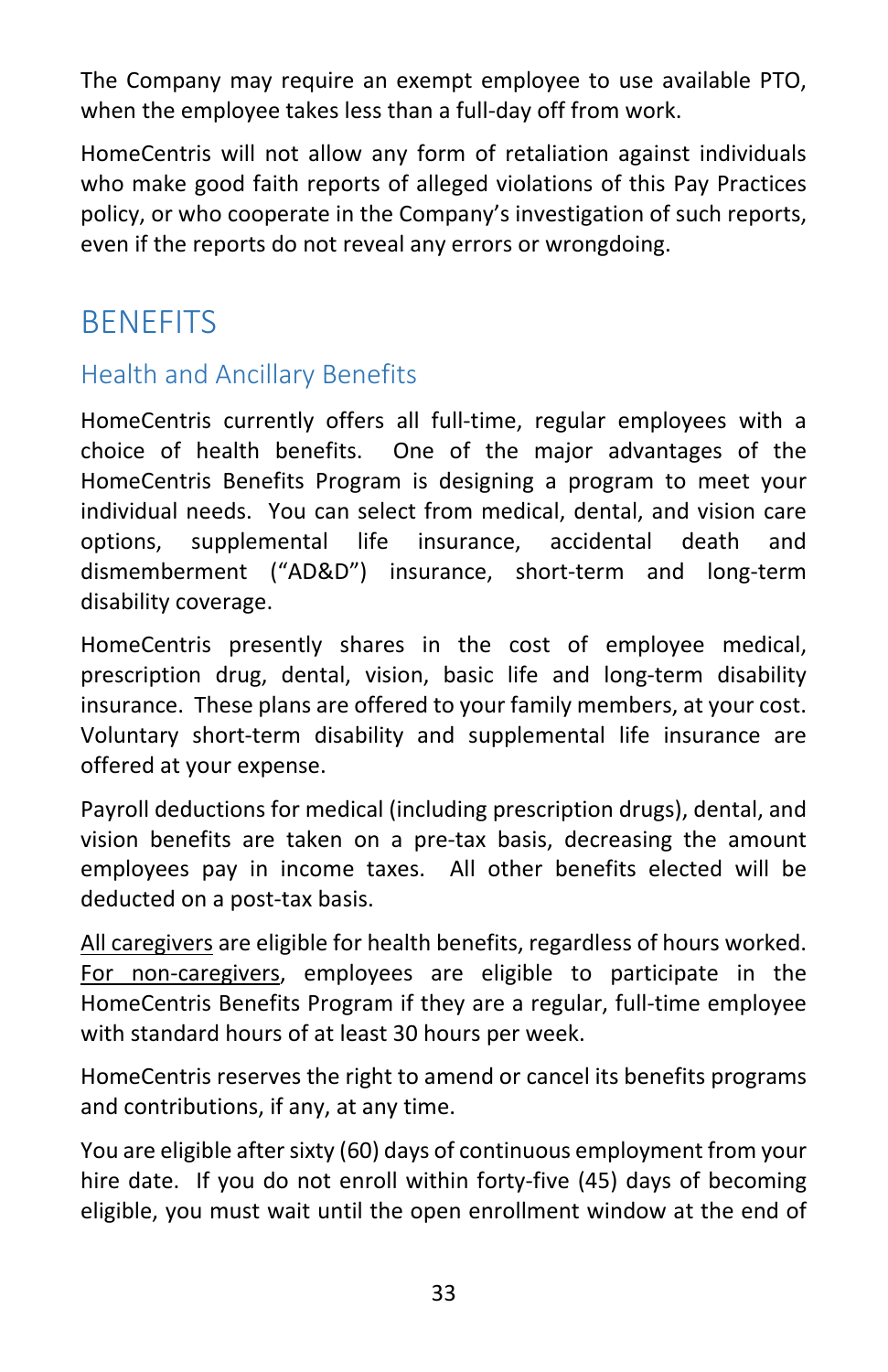The Company may require an exempt employee to use available PTO, when the employee takes less than a full-day off from work.

HomeCentris will not allow any form of retaliation against individuals who make good faith reports of alleged violations of this Pay Practices policy, or who cooperate in the Company's investigation of such reports, even if the reports do not reveal any errors or wrongdoing.

# BENEFITS

## Health and Ancillary Benefits

HomeCentris currently offers all full-time, regular employees with a choice of health benefits. One of the major advantages of the HomeCentris Benefits Program is designing a program to meet your individual needs. You can select from medical, dental, and vision care options, supplemental life insurance, accidental death and dismemberment ("AD&D") insurance, short-term and long-term disability coverage.

HomeCentris presently shares in the cost of employee medical, prescription drug, dental, vision, basic life and long-term disability insurance. These plans are offered to your family members, at your cost. Voluntary short-term disability and supplemental life insurance are offered at your expense.

Payroll deductions for medical (including prescription drugs), dental, and vision benefits are taken on a pre-tax basis, decreasing the amount employees pay in income taxes. All other benefits elected will be deducted on a post-tax basis.

<u>All caregivers</u> are eligible for health benefits, regardless of hours worked. <u>For non-caregivers</u>, employees are eligible to participate in the HomeCentris Benefits Program if they are a regular, full-time employee with standard hours of at least 30 hours per week.

HomeCentris reserves the right to amend or cancel its benefits programs and contributions, if any, at any time.

You are eligible after sixty (60) days of continuous employment from your hire date. If you do not enroll within forty-five (45) days of becoming eligible, you must wait until the open enrollment window at the end of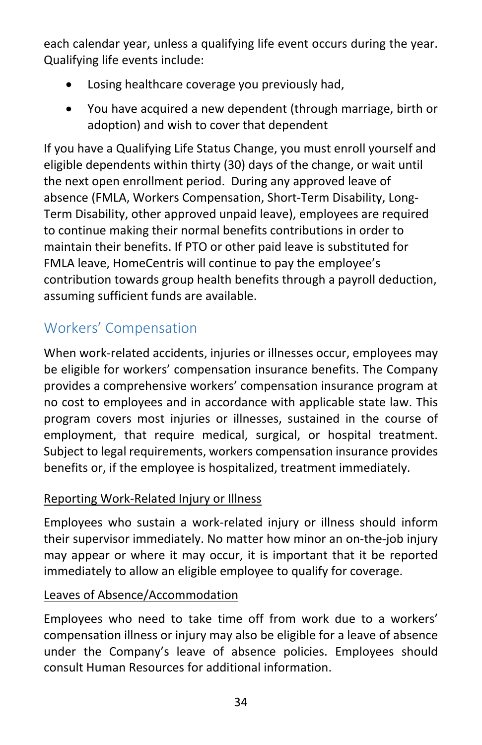each calendar year, unless a qualifying life event occurs during the year. Qualifying life events include:

- Losing healthcare coverage you previously had,
- You have acquired a new dependent (through marriage, birth or adoption) and wish to cover that dependent

If you have a Qualifying Life Status Change, you must enroll yourself and eligible dependents within thirty (30) days of the change, or wait until the next open enrollment period. During any approved leave of absence (FMLA, Workers Compensation, Short-Term Disability, Long-Term Disability, other approved unpaid leave), employees are required to continue making their normal benefits contributions in order to maintain their benefits. If PTO or other paid leave is substituted for FMLA leave, HomeCentris will continue to pay the employee's contribution towards group health benefits through a payroll deduction, assuming sufficient funds are available.

## Workers' Compensation

When work-related accidents, injuries or illnesses occur, employees may be eligible for workers' compensation insurance benefits. The Company provides a comprehensive workers' compensation insurance program at no cost to employees and in accordance with applicable state law. This program covers most injuries or illnesses, sustained in the course of employment, that require medical, surgical, or hospital treatment. Subject to legal requirements, workers compensation insurance provides benefits or, if the employee is hospitalized, treatment immediately.

### Reporting Work-Related Injury or Illness

Employees who sustain a work-related injury or illness should inform their supervisor immediately. No matter how minor an on-the-job injury may appear or where it may occur, it is important that it be reported immediately to allow an eligible employee to qualify for coverage.

### Leaves of Absence/Accommodation

Employees who need to take time off from work due to a workers' compensation illness or injury may also be eligible for a leave of absence under the Company's leave of absence policies. Employees should consult Human Resources for additional information.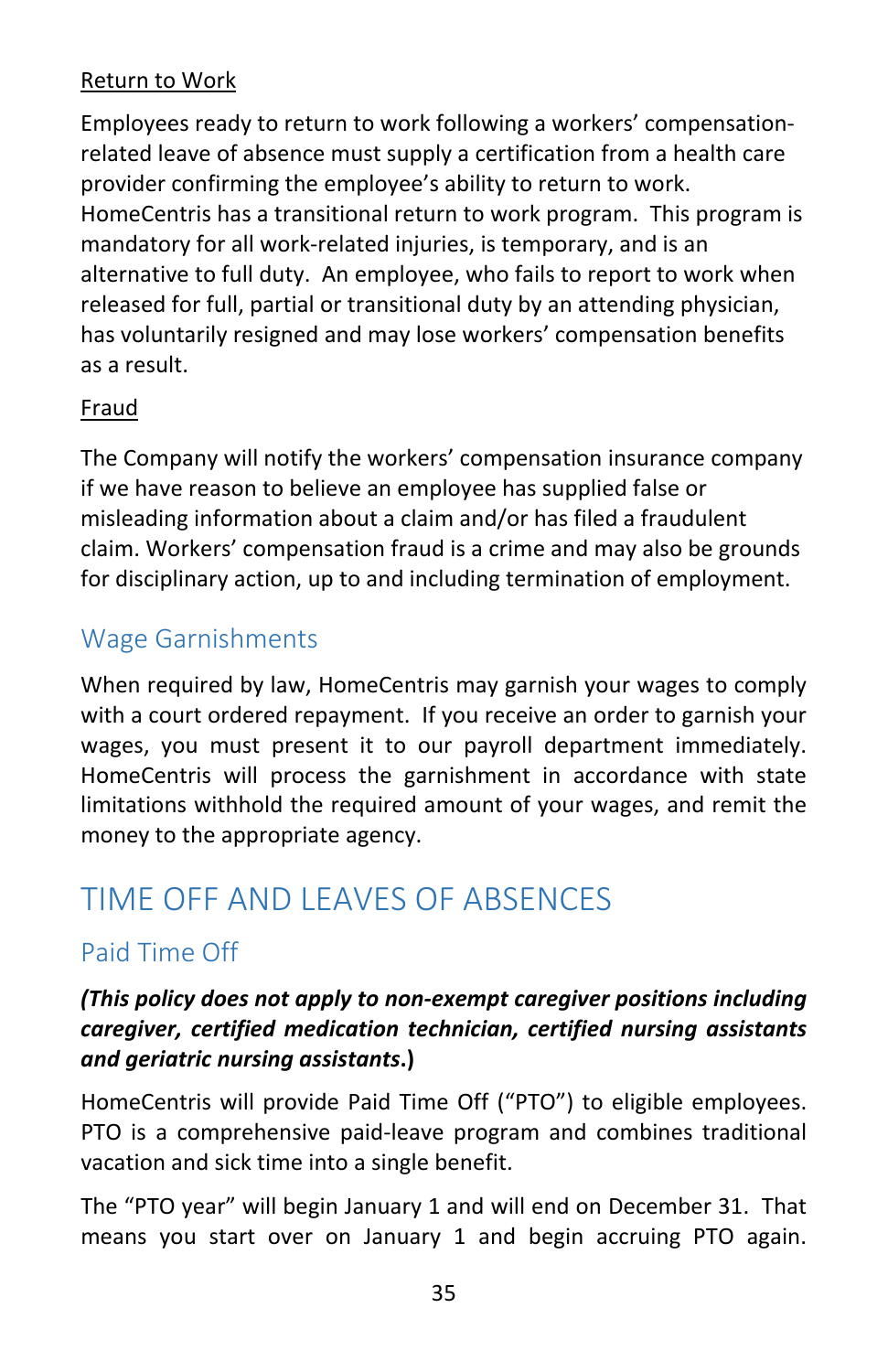Return to Work

Employees ready to return to work following a workers' compensation-related leave of absence must supply a certification from a health care provider confirming the employee's ability to return to work. HomeCentris has a transitional return to work program. This program is mandatory for all work-related injuries, is temporary, and is an alternative to full duty. An employee, who fails to report to work when released for full, partial or transitional duty by an attending physician, has voluntarily resigned and may lose workers' compensation benefits as a result.

Fraud

The Company will notify the workers' compensation insurance company if we have reason to believe an employee has supplied false or misleading information about a claim and/or has filed a fraudulent claim. Workers' compensation fraud is a crime and may also be grounds for disciplinary action, up to and including termination of employment.

## Wage Garnishments

When required by law, HomeCentris may garnish your wages to comply with a court ordered repayment. If you receive an order to garnish your wages, you must present it to our payroll department immediately. HomeCentris will process the garnishment in accordance with state limitations withhold the required amount of your wages, and remit the money to the appropriate agency.

# TIME OFF AND LEAVES OF ABSENCES

## Paid Time Off

***(This policy does not apply to non-exempt caregiver positions including caregiver, certified medication technician, certified nursing assistants and geriatric nursing assistants*.)**

HomeCentris will provide Paid Time Off ("PTO") to eligible employees. PTO is a comprehensive paid-leave program and combines traditional vacation and sick time into a single benefit.

The "PTO year" will begin January 1 and will end on December 31. That means you start over on January 1 and begin accruing PTO again.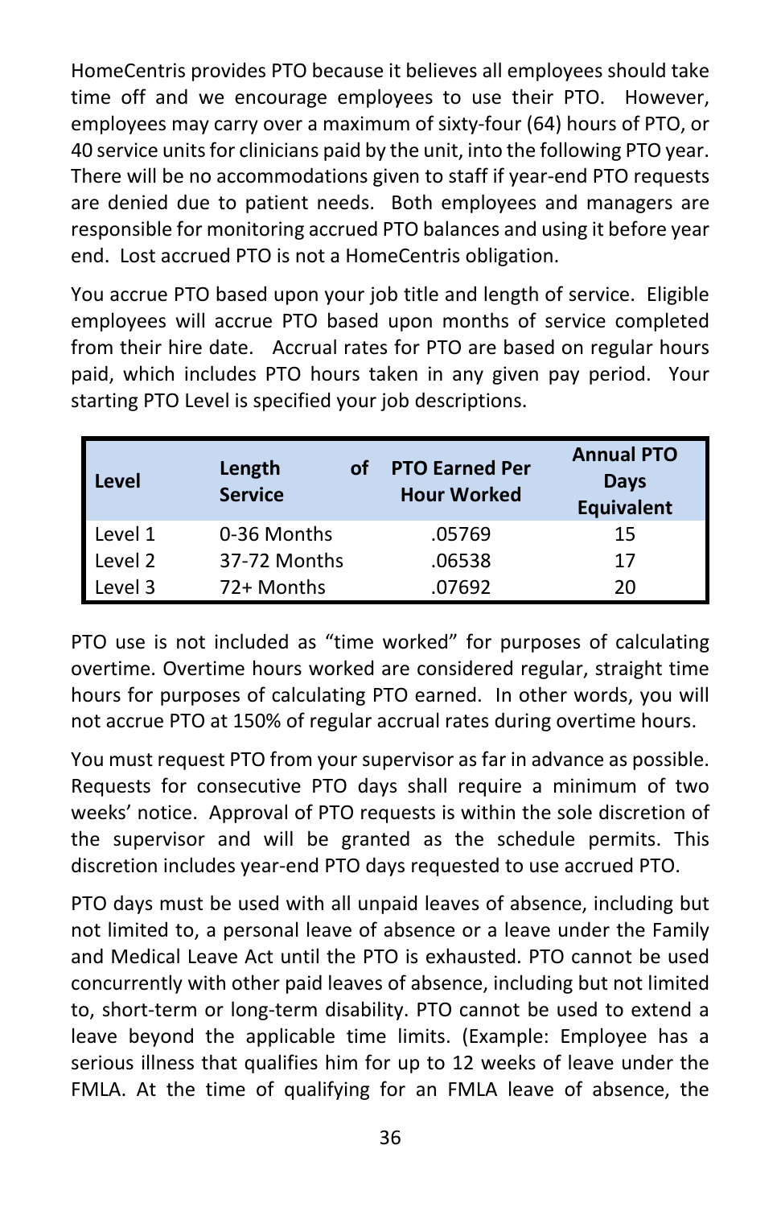HomeCentris provides PTO because it believes all employees should take time off and we encourage employees to use their PTO. However, employees may carry over a maximum of sixty-four (64) hours of PTO, or 40 service units for clinicians paid by the unit, into the following PTO year. There will be no accommodations given to staff if year-end PTO requests are denied due to patient needs. Both employees and managers are responsible for monitoring accrued PTO balances and using it before year end. Lost accrued PTO is not a HomeCentris obligation.

You accrue PTO based upon your job title and length of service. Eligible employees will accrue PTO based upon months of service completed from their hire date. Accrual rates for PTO are based on regular hours paid, which includes PTO hours taken in any given pay period. Your starting PTO Level is specified your job descriptions.

| Level | Length of Service | PTO Earned Per Hour Worked | Annual PTO Days Equivalent |
|---|---|---|---|
| Level 1 | 0-36 Months | .05769 | 15 |
| Level 2 | 37-72 Months | .06538 | 17 |
| Level 3 | 72+ Months | .07692 | 20 |

PTO use is not included as "time worked" for purposes of calculating overtime. Overtime hours worked are considered regular, straight time hours for purposes of calculating PTO earned. In other words, you will not accrue PTO at 150% of regular accrual rates during overtime hours.

You must request PTO from your supervisor as far in advance as possible. Requests for consecutive PTO days shall require a minimum of two weeks' notice. Approval of PTO requests is within the sole discretion of the supervisor and will be granted as the schedule permits. This discretion includes year-end PTO days requested to use accrued PTO.

PTO days must be used with all unpaid leaves of absence, including but not limited to, a personal leave of absence or a leave under the Family and Medical Leave Act until the PTO is exhausted. PTO cannot be used concurrently with other paid leaves of absence, including but not limited to, short-term or long-term disability. PTO cannot be used to extend a leave beyond the applicable time limits. (Example: Employee has a serious illness that qualifies him for up to 12 weeks of leave under the FMLA. At the time of qualifying for an FMLA leave of absence, the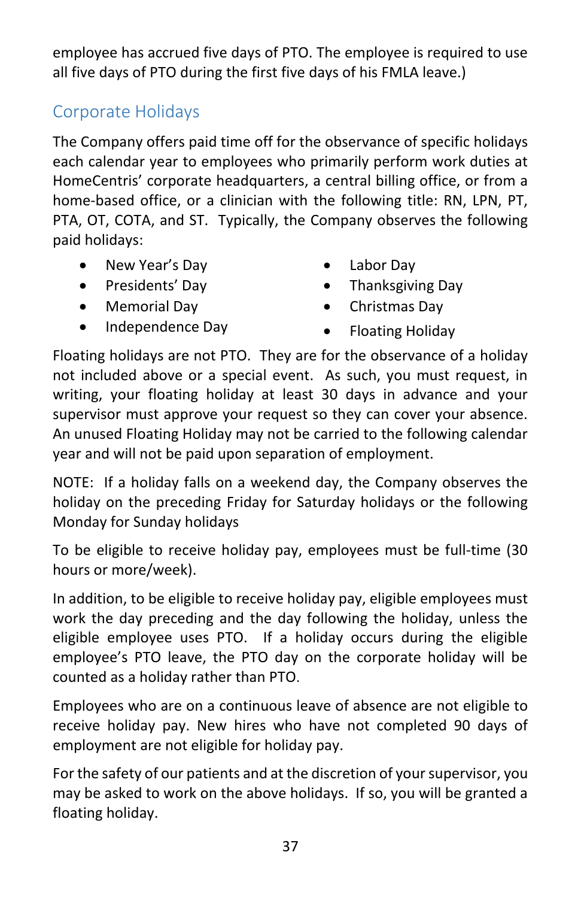employee has accrued five days of PTO. The employee is required to use all five days of PTO during the first five days of his FMLA leave.)

## Corporate Holidays

The Company offers paid time off for the observance of specific holidays each calendar year to employees who primarily perform work duties at HomeCentris' corporate headquarters, a central billing office, or from a home-based office, or a clinician with the following title: RN, LPN, PT, PTA, OT, COTA, and ST. Typically, the Company observes the following paid holidays:

- New Year's Day
- Presidents' Day
- Memorial Day
- Independence Day
- Labor Day
- Thanksgiving Day
- Christmas Day
- Floating Holiday

Floating holidays are not PTO. They are for the observance of a holiday not included above or a special event. As such, you must request, in writing, your floating holiday at least 30 days in advance and your supervisor must approve your request so they can cover your absence. An unused Floating Holiday may not be carried to the following calendar year and will not be paid upon separation of employment.

NOTE: If a holiday falls on a weekend day, the Company observes the holiday on the preceding Friday for Saturday holidays or the following Monday for Sunday holidays

To be eligible to receive holiday pay, employees must be full-time (30 hours or more/week).

In addition, to be eligible to receive holiday pay, eligible employees must work the day preceding and the day following the holiday, unless the eligible employee uses PTO. If a holiday occurs during the eligible employee's PTO leave, the PTO day on the corporate holiday will be counted as a holiday rather than PTO.

Employees who are on a continuous leave of absence are not eligible to receive holiday pay. New hires who have not completed 90 days of employment are not eligible for holiday pay.

For the safety of our patients and at the discretion of your supervisor, you may be asked to work on the above holidays. If so, you will be granted a floating holiday.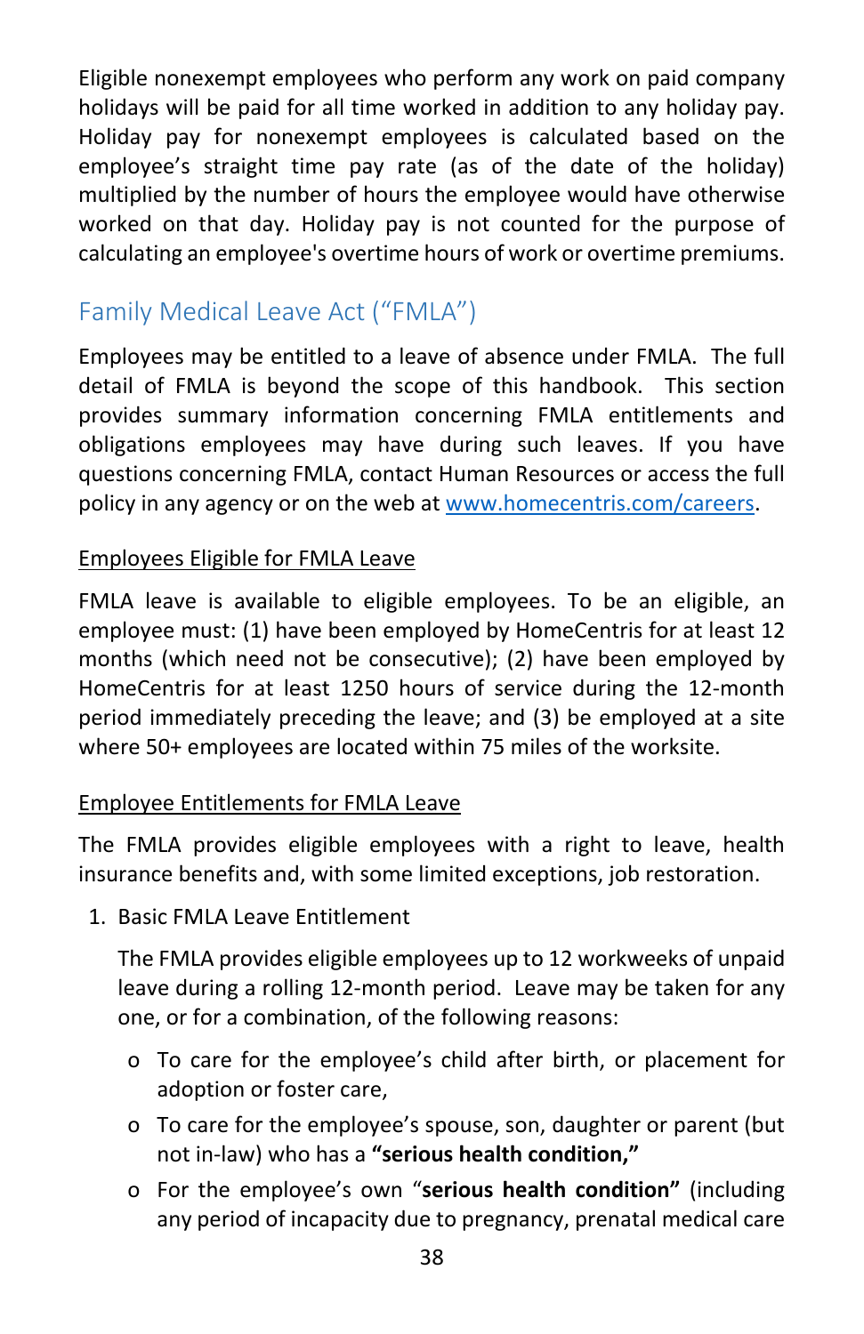Eligible nonexempt employees who perform any work on paid company holidays will be paid for all time worked in addition to any holiday pay. Holiday pay for nonexempt employees is calculated based on the employee's straight time pay rate (as of the date of the holiday) multiplied by the number of hours the employee would have otherwise worked on that day. Holiday pay is not counted for the purpose of calculating an employee's overtime hours of work or overtime premiums.

## Family Medical Leave Act ("FMLA")

Employees may be entitled to a leave of absence under FMLA. The full detail of FMLA is beyond the scope of this handbook. This section provides summary information concerning FMLA entitlements and obligations employees may have during such leaves. If you have questions concerning FMLA, contact Human Resources or access the full policy in any agency or on the web at [www.homecentris.com/careers](www.homecentris.com/careers).

### Employees Eligible for FMLA Leave

FMLA leave is available to eligible employees. To be an eligible, an employee must: (1) have been employed by HomeCentris for at least 12 months (which need not be consecutive); (2) have been employed by HomeCentris for at least 1250 hours of service during the 12-month period immediately preceding the leave; and (3) be employed at a site where 50+ employees are located within 75 miles of the worksite.

### Employee Entitlements for FMLA Leave

The FMLA provides eligible employees with a right to leave, health insurance benefits and, with some limited exceptions, job restoration.

1. Basic FMLA Leave Entitlement

   The FMLA provides eligible employees up to 12 workweeks of unpaid leave during a rolling 12-month period. Leave may be taken for any one, or for a combination, of the following reasons:

   - To care for the employee's child after birth, or placement for adoption or foster care,
   - To care for the employee's spouse, son, daughter or parent (but not in-law) who has a **"serious health condition,"**
   - For the employee's own "**serious health condition"** (including any period of incapacity due to pregnancy, prenatal medical care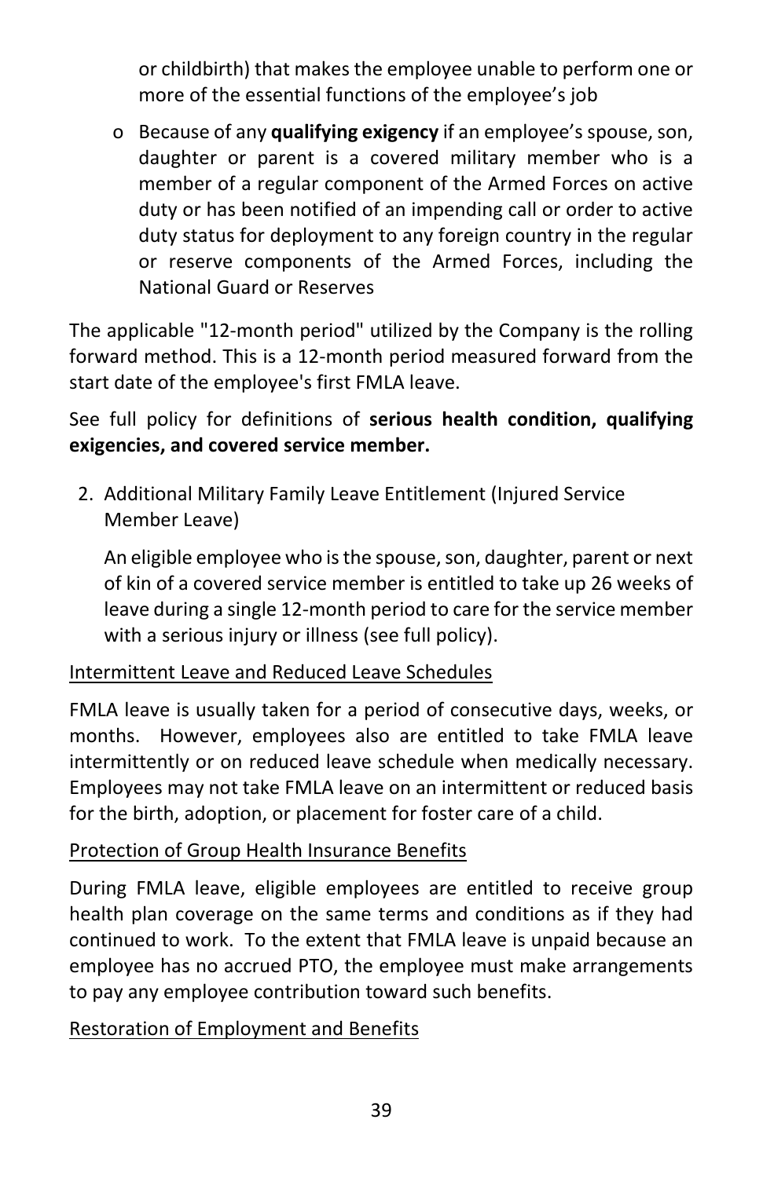or childbirth) that makes the employee unable to perform one or more of the essential functions of the employee's job

- Because of any **qualifying exigency** if an employee's spouse, son, daughter or parent is a covered military member who is a member of a regular component of the Armed Forces on active duty or has been notified of an impending call or order to active duty status for deployment to any foreign country in the regular or reserve components of the Armed Forces, including the National Guard or Reserves

The applicable "12-month period" utilized by the Company is the rolling forward method. This is a 12-month period measured forward from the start date of the employee's first FMLA leave.

See full policy for definitions of **serious health condition, qualifying exigencies, and covered service member.**

2. Additional Military Family Leave Entitlement (Injured Service Member Leave)

   An eligible employee who is the spouse, son, daughter, parent or next of kin of a covered service member is entitled to take up 26 weeks of leave during a single 12-month period to care for the service member with a serious injury or illness (see full policy).

<u>Intermittent Leave and Reduced Leave Schedules</u>

FMLA leave is usually taken for a period of consecutive days, weeks, or months. However, employees also are entitled to take FMLA leave intermittently or on reduced leave schedule when medically necessary. Employees may not take FMLA leave on an intermittent or reduced basis for the birth, adoption, or placement for foster care of a child.

<u>Protection of Group Health Insurance Benefits</u>

During FMLA leave, eligible employees are entitled to receive group health plan coverage on the same terms and conditions as if they had continued to work. To the extent that FMLA leave is unpaid because an employee has no accrued PTO, the employee must make arrangements to pay any employee contribution toward such benefits.

<u>Restoration of Employment and Benefits</u>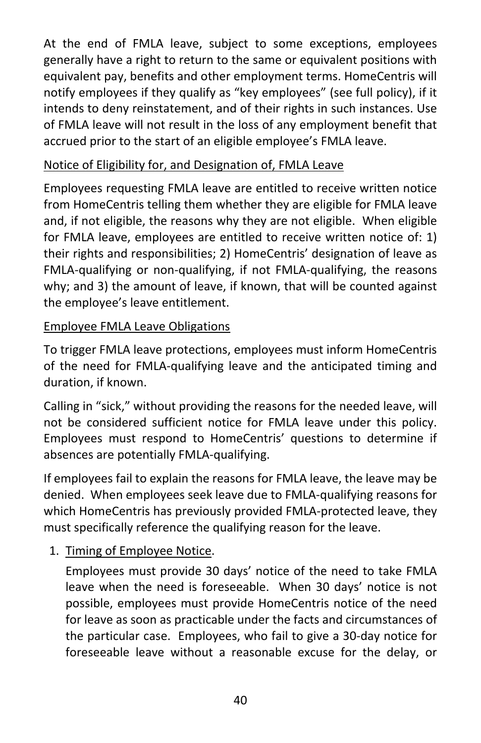At the end of FMLA leave, subject to some exceptions, employees generally have a right to return to the same or equivalent positions with equivalent pay, benefits and other employment terms. HomeCentris will notify employees if they qualify as "key employees" (see full policy), if it intends to deny reinstatement, and of their rights in such instances. Use of FMLA leave will not result in the loss of any employment benefit that accrued prior to the start of an eligible employee's FMLA leave.

<u>Notice of Eligibility for, and Designation of, FMLA Leave</u>

Employees requesting FMLA leave are entitled to receive written notice from HomeCentris telling them whether they are eligible for FMLA leave and, if not eligible, the reasons why they are not eligible. When eligible for FMLA leave, employees are entitled to receive written notice of: 1) their rights and responsibilities; 2) HomeCentris' designation of leave as FMLA-qualifying or non-qualifying, if not FMLA-qualifying, the reasons why; and 3) the amount of leave, if known, that will be counted against the employee's leave entitlement.

<u>Employee FMLA Leave Obligations</u>

To trigger FMLA leave protections, employees must inform HomeCentris of the need for FMLA-qualifying leave and the anticipated timing and duration, if known.

Calling in "sick," without providing the reasons for the needed leave, will not be considered sufficient notice for FMLA leave under this policy. Employees must respond to HomeCentris' questions to determine if absences are potentially FMLA-qualifying.

If employees fail to explain the reasons for FMLA leave, the leave may be denied. When employees seek leave due to FMLA-qualifying reasons for which HomeCentris has previously provided FMLA-protected leave, they must specifically reference the qualifying reason for the leave.

1. <u>Timing of Employee Notice</u>.

   Employees must provide 30 days' notice of the need to take FMLA leave when the need is foreseeable. When 30 days' notice is not possible, employees must provide HomeCentris notice of the need for leave as soon as practicable under the facts and circumstances of the particular case. Employees, who fail to give a 30-day notice for foreseeable leave without a reasonable excuse for the delay, or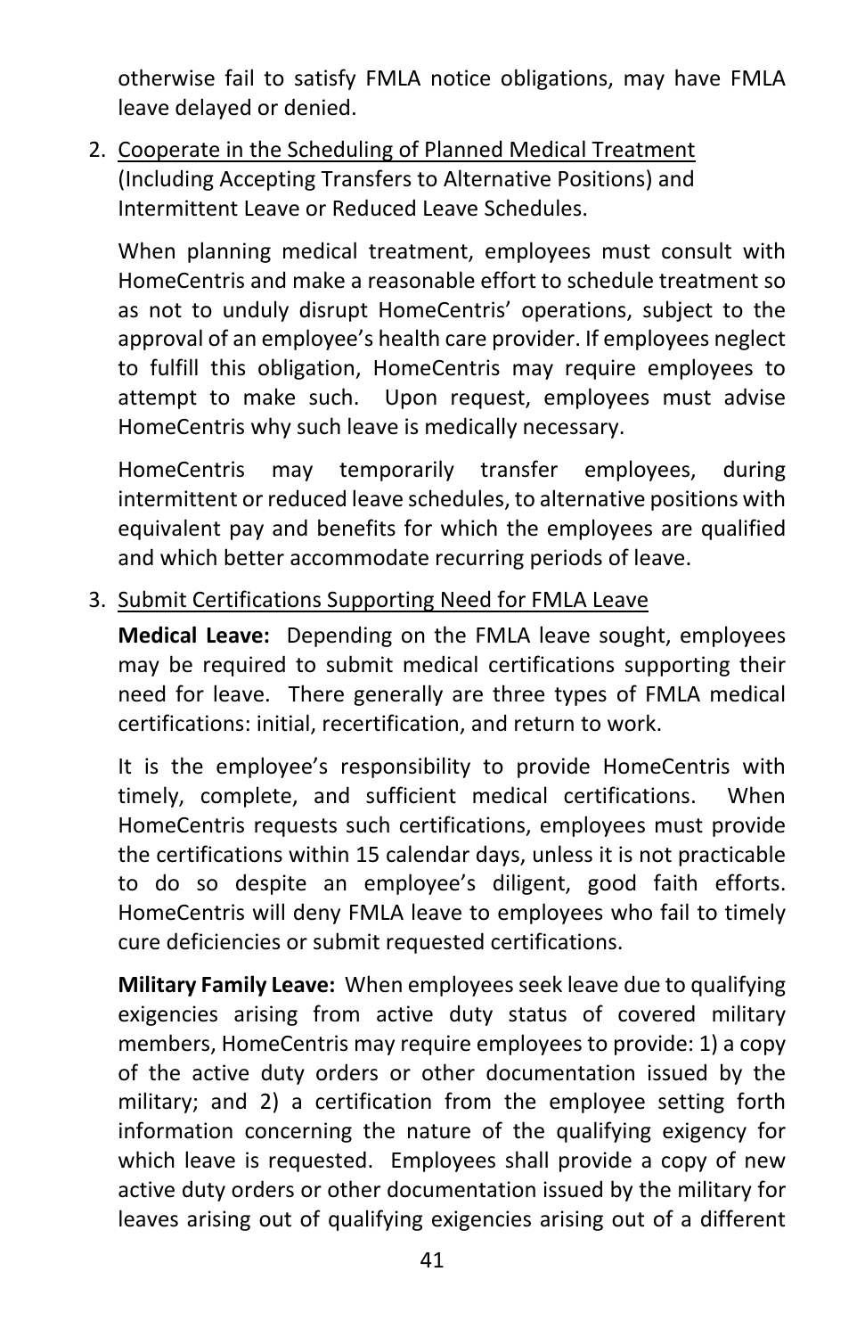otherwise fail to satisfy FMLA notice obligations, may have FMLA leave delayed or denied.

2. <u>Cooperate in the Scheduling of Planned Medical Treatment</u> (Including Accepting Transfers to Alternative Positions) and Intermittent Leave or Reduced Leave Schedules.

   When planning medical treatment, employees must consult with HomeCentris and make a reasonable effort to schedule treatment so as not to unduly disrupt HomeCentris' operations, subject to the approval of an employee's health care provider. If employees neglect to fulfill this obligation, HomeCentris may require employees to attempt to make such. Upon request, employees must advise HomeCentris why such leave is medically necessary.

   HomeCentris may temporarily transfer employees, during intermittent or reduced leave schedules, to alternative positions with equivalent pay and benefits for which the employees are qualified and which better accommodate recurring periods of leave.

3. <u>Submit Certifications Supporting Need for FMLA Leave</u>

   **Medical Leave:** Depending on the FMLA leave sought, employees may be required to submit medical certifications supporting their need for leave. There generally are three types of FMLA medical certifications: initial, recertification, and return to work.

   It is the employee's responsibility to provide HomeCentris with timely, complete, and sufficient medical certifications. When HomeCentris requests such certifications, employees must provide the certifications within 15 calendar days, unless it is not practicable to do so despite an employee's diligent, good faith efforts. HomeCentris will deny FMLA leave to employees who fail to timely cure deficiencies or submit requested certifications.

   **Military Family Leave:** When employees seek leave due to qualifying exigencies arising from active duty status of covered military members, HomeCentris may require employees to provide: 1) a copy of the active duty orders or other documentation issued by the military; and 2) a certification from the employee setting forth information concerning the nature of the qualifying exigency for which leave is requested. Employees shall provide a copy of new active duty orders or other documentation issued by the military for leaves arising out of qualifying exigencies arising out of a different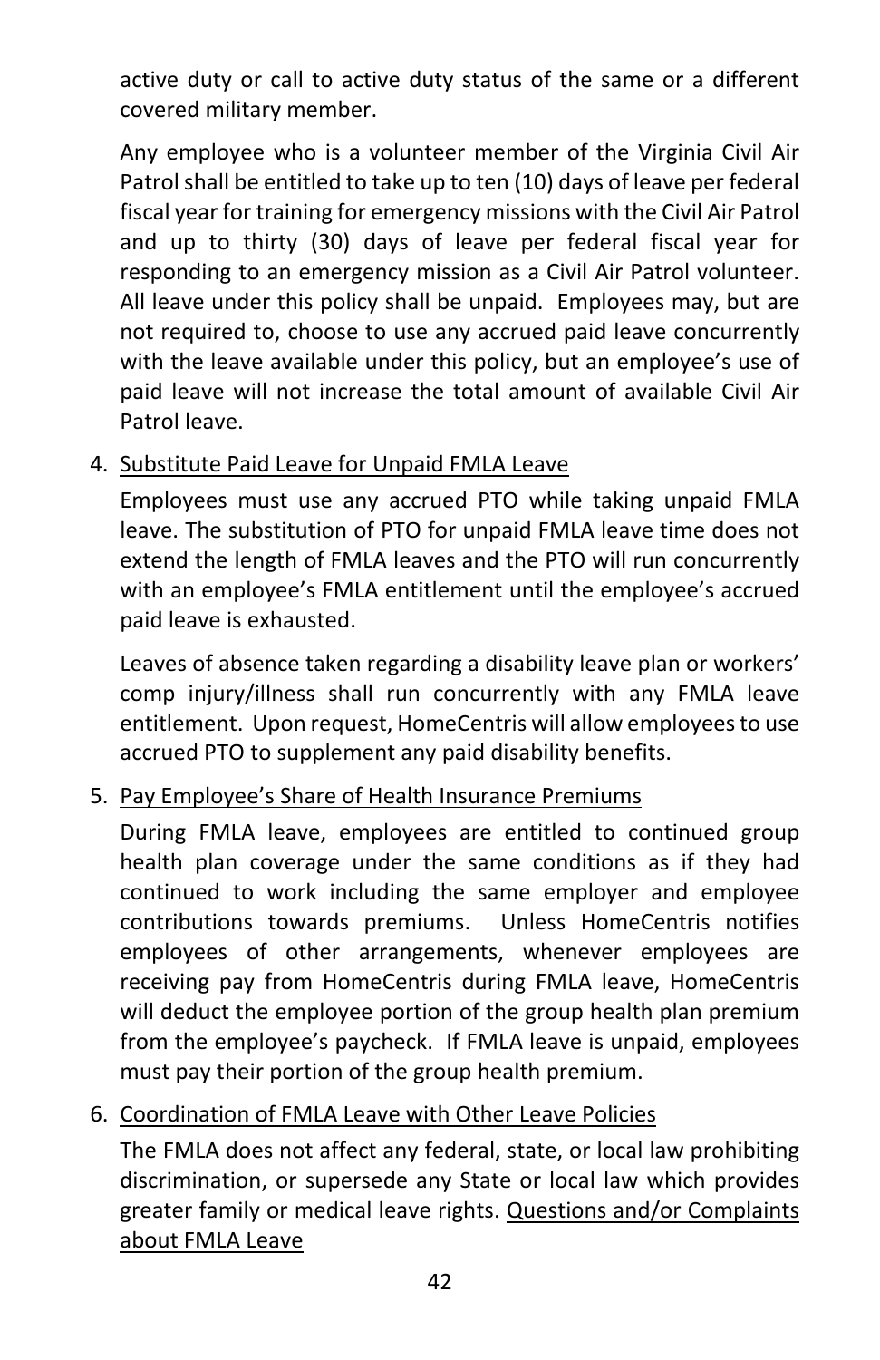active duty or call to active duty status of the same or a different covered military member.

Any employee who is a volunteer member of the Virginia Civil Air Patrol shall be entitled to take up to ten (10) days of leave per federal fiscal year for training for emergency missions with the Civil Air Patrol and up to thirty (30) days of leave per federal fiscal year for responding to an emergency mission as a Civil Air Patrol volunteer. All leave under this policy shall be unpaid. Employees may, but are not required to, choose to use any accrued paid leave concurrently with the leave available under this policy, but an employee's use of paid leave will not increase the total amount of available Civil Air Patrol leave.

4. Substitute Paid Leave for Unpaid FMLA Leave

   Employees must use any accrued PTO while taking unpaid FMLA leave. The substitution of PTO for unpaid FMLA leave time does not extend the length of FMLA leaves and the PTO will run concurrently with an employee's FMLA entitlement until the employee's accrued paid leave is exhausted.

   Leaves of absence taken regarding a disability leave plan or workers' comp injury/illness shall run concurrently with any FMLA leave entitlement. Upon request, HomeCentris will allow employees to use accrued PTO to supplement any paid disability benefits.

5. Pay Employee's Share of Health Insurance Premiums

   During FMLA leave, employees are entitled to continued group health plan coverage under the same conditions as if they had continued to work including the same employer and employee contributions towards premiums. Unless HomeCentris notifies employees of other arrangements, whenever employees are receiving pay from HomeCentris during FMLA leave, HomeCentris will deduct the employee portion of the group health plan premium from the employee's paycheck. If FMLA leave is unpaid, employees must pay their portion of the group health premium.

6. Coordination of FMLA Leave with Other Leave Policies

   The FMLA does not affect any federal, state, or local law prohibiting discrimination, or supersede any State or local law which provides greater family or medical leave rights. Questions and/or Complaints about FMLA Leave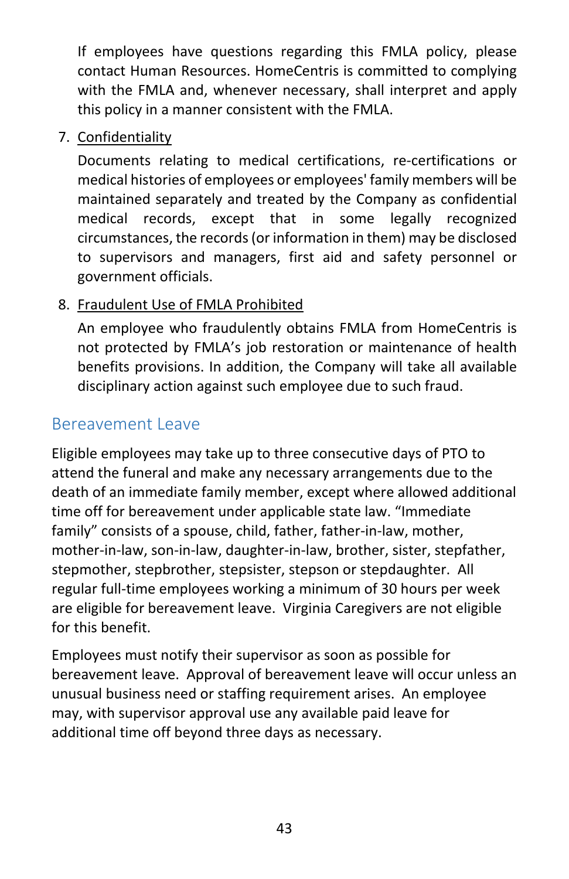If employees have questions regarding this FMLA policy, please contact Human Resources. HomeCentris is committed to complying with the FMLA and, whenever necessary, shall interpret and apply this policy in a manner consistent with the FMLA.

7. Confidentiality

   Documents relating to medical certifications, re-certifications or medical histories of employees or employees' family members will be maintained separately and treated by the Company as confidential medical records, except that in some legally recognized circumstances, the records (or information in them) may be disclosed to supervisors and managers, first aid and safety personnel or government officials.

8. Fraudulent Use of FMLA Prohibited

   An employee who fraudulently obtains FMLA from HomeCentris is not protected by FMLA's job restoration or maintenance of health benefits provisions. In addition, the Company will take all available disciplinary action against such employee due to such fraud.

## Bereavement Leave

Eligible employees may take up to three consecutive days of PTO to attend the funeral and make any necessary arrangements due to the death of an immediate family member, except where allowed additional time off for bereavement under applicable state law. "Immediate family" consists of a spouse, child, father, father-in-law, mother, mother-in-law, son-in-law, daughter-in-law, brother, sister, stepfather, stepmother, stepbrother, stepsister, stepson or stepdaughter. All regular full-time employees working a minimum of 30 hours per week are eligible for bereavement leave. Virginia Caregivers are not eligible for this benefit.

Employees must notify their supervisor as soon as possible for bereavement leave. Approval of bereavement leave will occur unless an unusual business need or staffing requirement arises. An employee may, with supervisor approval use any available paid leave for additional time off beyond three days as necessary.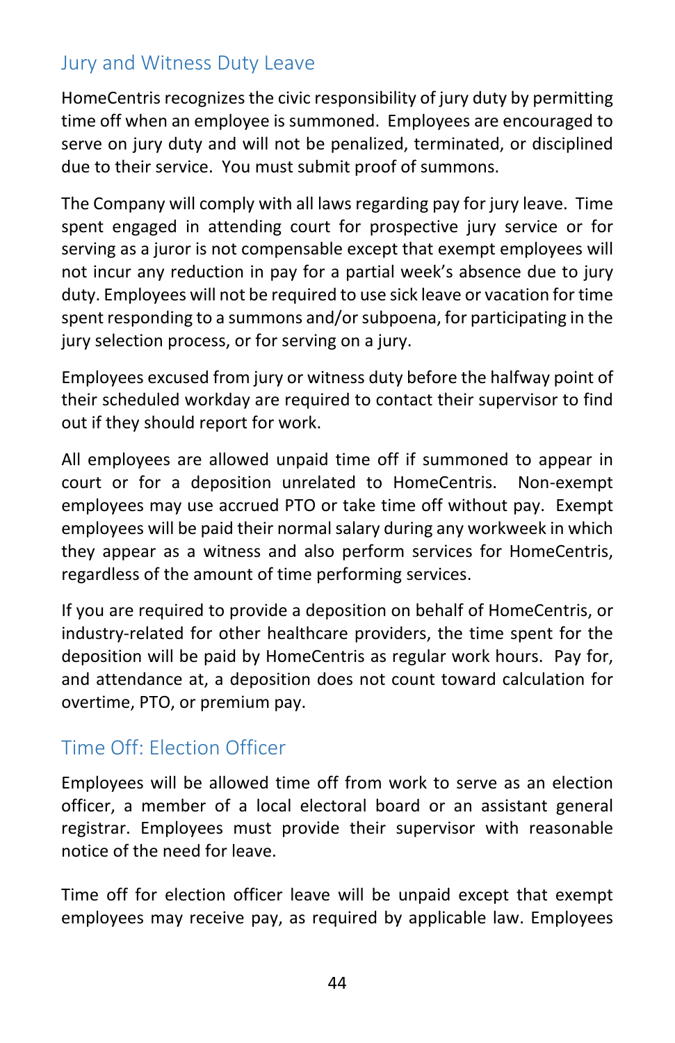## Jury and Witness Duty Leave

HomeCentris recognizes the civic responsibility of jury duty by permitting time off when an employee is summoned. Employees are encouraged to serve on jury duty and will not be penalized, terminated, or disciplined due to their service. You must submit proof of summons.

The Company will comply with all laws regarding pay for jury leave. Time spent engaged in attending court for prospective jury service or for serving as a juror is not compensable except that exempt employees will not incur any reduction in pay for a partial week's absence due to jury duty. Employees will not be required to use sick leave or vacation for time spent responding to a summons and/or subpoena, for participating in the jury selection process, or for serving on a jury.

Employees excused from jury or witness duty before the halfway point of their scheduled workday are required to contact their supervisor to find out if they should report for work.

All employees are allowed unpaid time off if summoned to appear in court or for a deposition unrelated to HomeCentris. Non-exempt employees may use accrued PTO or take time off without pay. Exempt employees will be paid their normal salary during any workweek in which they appear as a witness and also perform services for HomeCentris, regardless of the amount of time performing services.

If you are required to provide a deposition on behalf of HomeCentris, or industry-related for other healthcare providers, the time spent for the deposition will be paid by HomeCentris as regular work hours. Pay for, and attendance at, a deposition does not count toward calculation for overtime, PTO, or premium pay.

## Time Off: Election Officer

Employees will be allowed time off from work to serve as an election officer, a member of a local electoral board or an assistant general registrar. Employees must provide their supervisor with reasonable notice of the need for leave.

Time off for election officer leave will be unpaid except that exempt employees may receive pay, as required by applicable law. Employees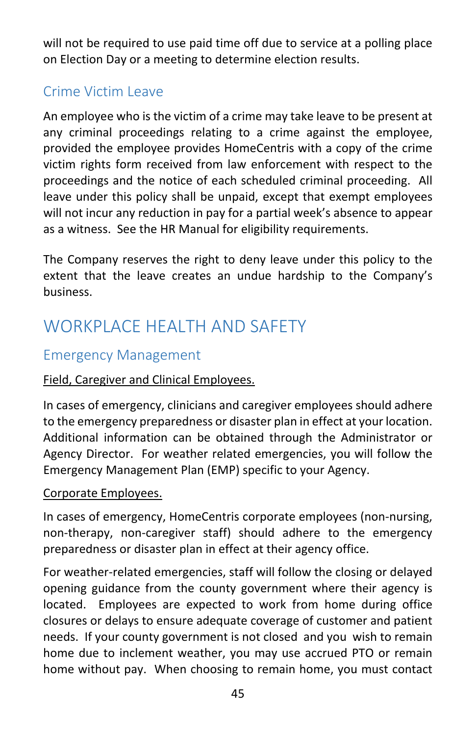will not be required to use paid time off due to service at a polling place on Election Day or a meeting to determine election results.

### Crime Victim Leave

An employee who is the victim of a crime may take leave to be present at any criminal proceedings relating to a crime against the employee, provided the employee provides HomeCentris with a copy of the crime victim rights form received from law enforcement with respect to the proceedings and the notice of each scheduled criminal proceeding. All leave under this policy shall be unpaid, except that exempt employees will not incur any reduction in pay for a partial week's absence to appear as a witness. See the HR Manual for eligibility requirements.

The Company reserves the right to deny leave under this policy to the extent that the leave creates an undue hardship to the Company's business.

## WORKPLACE HEALTH AND SAFETY

### Emergency Management

<u>Field, Caregiver and Clinical Employees.</u>

In cases of emergency, clinicians and caregiver employees should adhere to the emergency preparedness or disaster plan in effect at your location. Additional information can be obtained through the Administrator or Agency Director. For weather related emergencies, you will follow the Emergency Management Plan (EMP) specific to your Agency.

<u>Corporate Employees.</u>

In cases of emergency, HomeCentris corporate employees (non-nursing, non-therapy, non-caregiver staff) should adhere to the emergency preparedness or disaster plan in effect at their agency office.

For weather-related emergencies, staff will follow the closing or delayed opening guidance from the county government where their agency is located. Employees are expected to work from home during office closures or delays to ensure adequate coverage of customer and patient needs. If your county government is not closed and you wish to remain home due to inclement weather, you may use accrued PTO or remain home without pay. When choosing to remain home, you must contact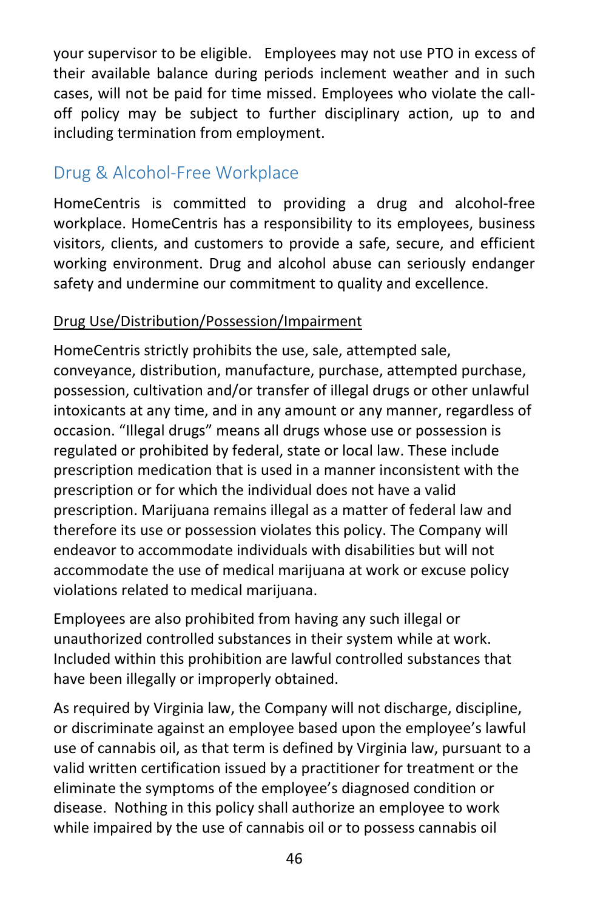your supervisor to be eligible.   Employees may not use PTO in excess of their available balance during periods inclement weather and in such cases, will not be paid for time missed. Employees who violate the call-off policy may be subject to further disciplinary action, up to and including termination from employment.

## Drug & Alcohol-Free Workplace

HomeCentris is committed to providing a drug and alcohol-free workplace. HomeCentris has a responsibility to its employees, business visitors, clients, and customers to provide a safe, secure, and efficient working environment. Drug and alcohol abuse can seriously endanger safety and undermine our commitment to quality and excellence.

### Drug Use/Distribution/Possession/Impairment

HomeCentris strictly prohibits the use, sale, attempted sale, conveyance, distribution, manufacture, purchase, attempted purchase, possession, cultivation and/or transfer of illegal drugs or other unlawful intoxicants at any time, and in any amount or any manner, regardless of occasion. "Illegal drugs" means all drugs whose use or possession is regulated or prohibited by federal, state or local law. These include prescription medication that is used in a manner inconsistent with the prescription or for which the individual does not have a valid prescription. Marijuana remains illegal as a matter of federal law and therefore its use or possession violates this policy. The Company will endeavor to accommodate individuals with disabilities but will not accommodate the use of medical marijuana at work or excuse policy violations related to medical marijuana.

Employees are also prohibited from having any such illegal or unauthorized controlled substances in their system while at work. Included within this prohibition are lawful controlled substances that have been illegally or improperly obtained.

As required by Virginia law, the Company will not discharge, discipline, or discriminate against an employee based upon the employee's lawful use of cannabis oil, as that term is defined by Virginia law, pursuant to a valid written certification issued by a practitioner for treatment or the eliminate the symptoms of the employee's diagnosed condition or disease.  Nothing in this policy shall authorize an employee to work while impaired by the use of cannabis oil or to possess cannabis oil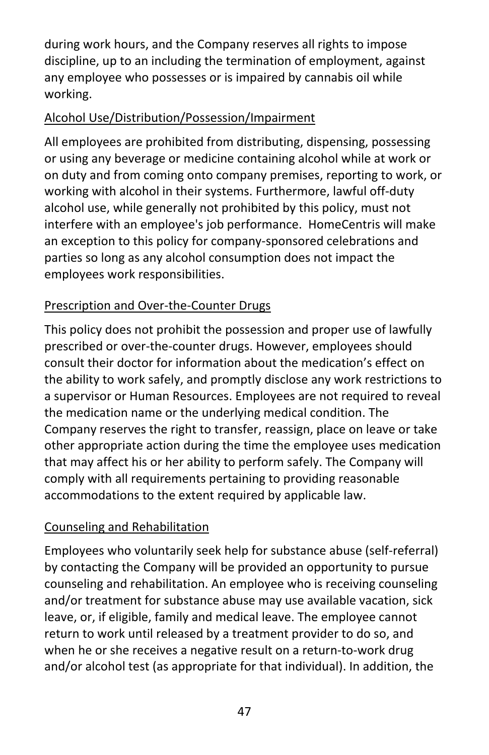during work hours, and the Company reserves all rights to impose discipline, up to an including the termination of employment, against any employee who possesses or is impaired by cannabis oil while working.

<u>Alcohol Use/Distribution/Possession/Impairment</u>

All employees are prohibited from distributing, dispensing, possessing or using any beverage or medicine containing alcohol while at work or on duty and from coming onto company premises, reporting to work, or working with alcohol in their systems. Furthermore, lawful off-duty alcohol use, while generally not prohibited by this policy, must not interfere with an employee's job performance.  HomeCentris will make an exception to this policy for company-sponsored celebrations and parties so long as any alcohol consumption does not impact the employees work responsibilities.

<u>Prescription and Over-the-Counter Drugs</u>

This policy does not prohibit the possession and proper use of lawfully prescribed or over-the-counter drugs. However, employees should consult their doctor for information about the medication's effect on the ability to work safely, and promptly disclose any work restrictions to a supervisor or Human Resources. Employees are not required to reveal the medication name or the underlying medical condition. The Company reserves the right to transfer, reassign, place on leave or take other appropriate action during the time the employee uses medication that may affect his or her ability to perform safely. The Company will comply with all requirements pertaining to providing reasonable accommodations to the extent required by applicable law.

<u>Counseling and Rehabilitation</u>

Employees who voluntarily seek help for substance abuse (self-referral) by contacting the Company will be provided an opportunity to pursue counseling and rehabilitation. An employee who is receiving counseling and/or treatment for substance abuse may use available vacation, sick leave, or, if eligible, family and medical leave. The employee cannot return to work until released by a treatment provider to do so, and when he or she receives a negative result on a return-to-work drug and/or alcohol test (as appropriate for that individual). In addition, the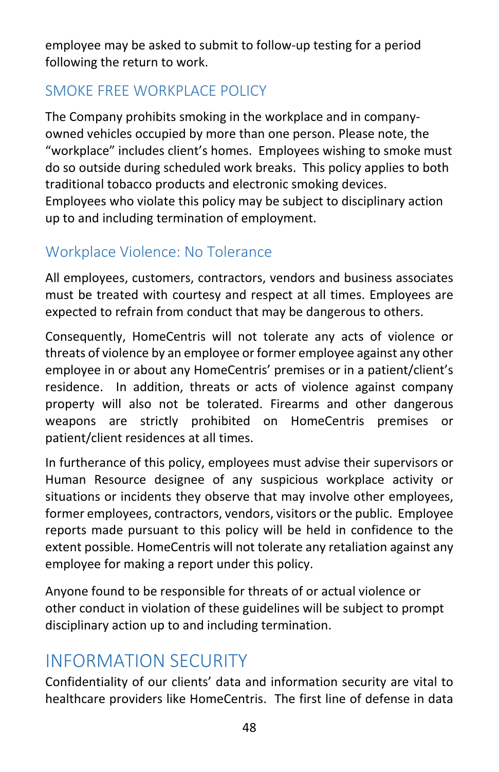employee may be asked to submit to follow-up testing for a period following the return to work.

## SMOKE FREE WORKPLACE POLICY

The Company prohibits smoking in the workplace and in company-owned vehicles occupied by more than one person. Please note, the "workplace" includes client's homes. Employees wishing to smoke must do so outside during scheduled work breaks. This policy applies to both traditional tobacco products and electronic smoking devices. Employees who violate this policy may be subject to disciplinary action up to and including termination of employment.

## Workplace Violence: No Tolerance

All employees, customers, contractors, vendors and business associates must be treated with courtesy and respect at all times. Employees are expected to refrain from conduct that may be dangerous to others.

Consequently, HomeCentris will not tolerate any acts of violence or threats of violence by an employee or former employee against any other employee in or about any HomeCentris' premises or in a patient/client's residence. In addition, threats or acts of violence against company property will also not be tolerated. Firearms and other dangerous weapons are strictly prohibited on HomeCentris premises or patient/client residences at all times.

In furtherance of this policy, employees must advise their supervisors or Human Resource designee of any suspicious workplace activity or situations or incidents they observe that may involve other employees, former employees, contractors, vendors, visitors or the public. Employee reports made pursuant to this policy will be held in confidence to the extent possible. HomeCentris will not tolerate any retaliation against any employee for making a report under this policy.

Anyone found to be responsible for threats of or actual violence or other conduct in violation of these guidelines will be subject to prompt disciplinary action up to and including termination.

# INFORMATION SECURITY

Confidentiality of our clients' data and information security are vital to healthcare providers like HomeCentris. The first line of defense in data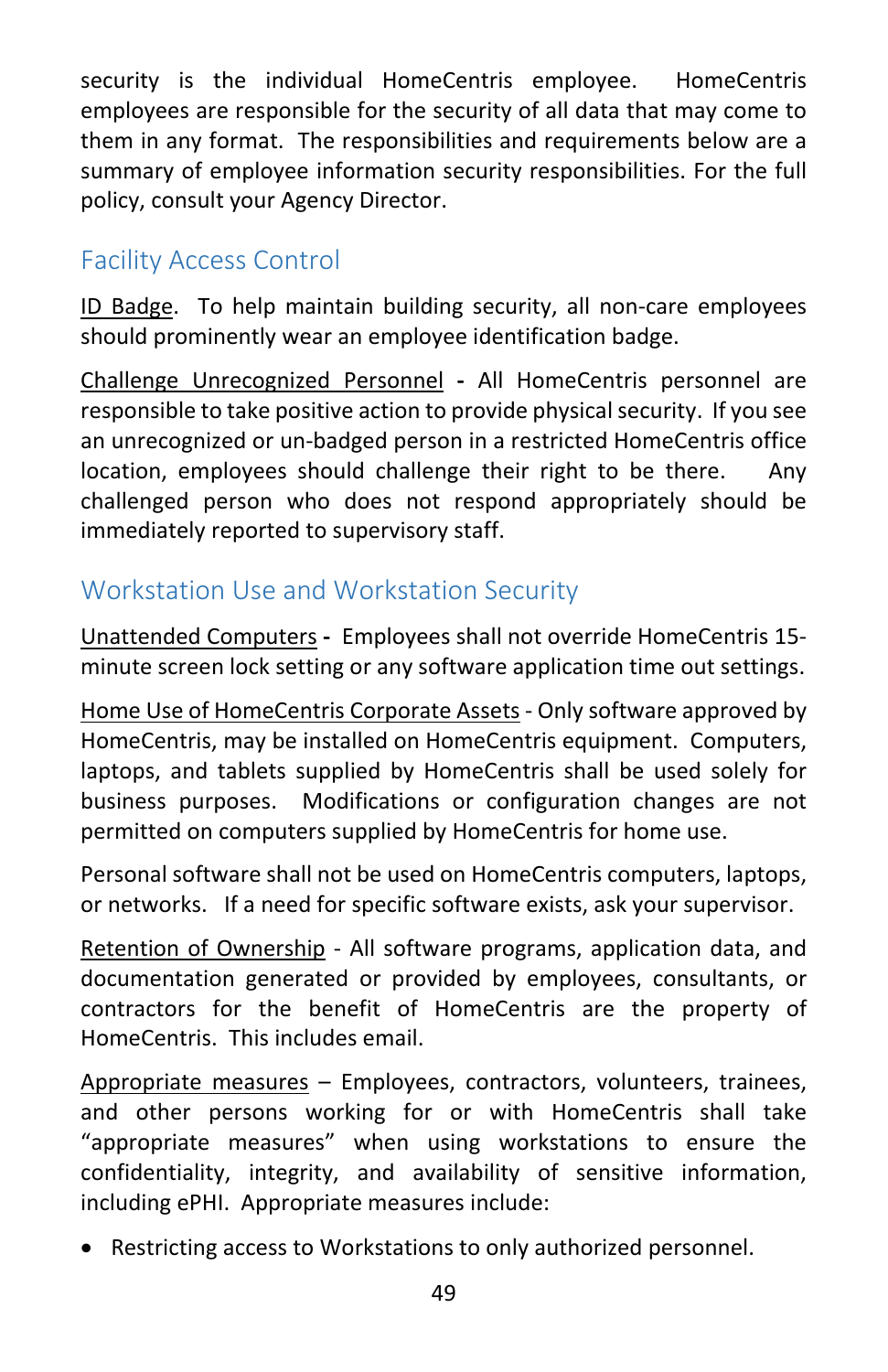security is the individual HomeCentris employee. HomeCentris employees are responsible for the security of all data that may come to them in any format. The responsibilities and requirements below are a summary of employee information security responsibilities. For the full policy, consult your Agency Director.

## Facility Access Control

ID Badge. To help maintain building security, all non-care employees should prominently wear an employee identification badge.

Challenge Unrecognized Personnel **-** All HomeCentris personnel are responsible to take positive action to provide physical security. If you see an unrecognized or un-badged person in a restricted HomeCentris office location, employees should challenge their right to be there. Any challenged person who does not respond appropriately should be immediately reported to supervisory staff.

## Workstation Use and Workstation Security

Unattended Computers **-** Employees shall not override HomeCentris 15-minute screen lock setting or any software application time out settings.

Home Use of HomeCentris Corporate Assets - Only software approved by HomeCentris, may be installed on HomeCentris equipment. Computers, laptops, and tablets supplied by HomeCentris shall be used solely for business purposes. Modifications or configuration changes are not permitted on computers supplied by HomeCentris for home use.

Personal software shall not be used on HomeCentris computers, laptops, or networks. If a need for specific software exists, ask your supervisor.

Retention of Ownership - All software programs, application data, and documentation generated or provided by employees, consultants, or contractors for the benefit of HomeCentris are the property of HomeCentris. This includes email.

Appropriate measures – Employees, contractors, volunteers, trainees, and other persons working for or with HomeCentris shall take "appropriate measures" when using workstations to ensure the confidentiality, integrity, and availability of sensitive information, including ePHI. Appropriate measures include:

- Restricting access to Workstations to only authorized personnel.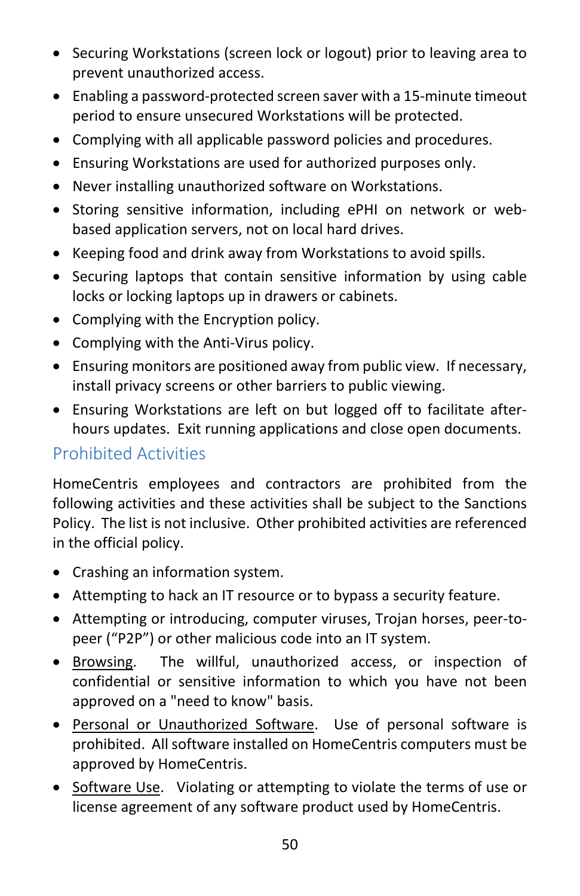- Securing Workstations (screen lock or logout) prior to leaving area to prevent unauthorized access.
- Enabling a password-protected screen saver with a 15-minute timeout period to ensure unsecured Workstations will be protected.
- Complying with all applicable password policies and procedures.
- Ensuring Workstations are used for authorized purposes only.
- Never installing unauthorized software on Workstations.
- Storing sensitive information, including ePHI on network or web-based application servers, not on local hard drives.
- Keeping food and drink away from Workstations to avoid spills.
- Securing laptops that contain sensitive information by using cable locks or locking laptops up in drawers or cabinets.
- Complying with the Encryption policy.
- Complying with the Anti-Virus policy.
- Ensuring monitors are positioned away from public view. If necessary, install privacy screens or other barriers to public viewing.
- Ensuring Workstations are left on but logged off to facilitate after-hours updates. Exit running applications and close open documents.

## Prohibited Activities

HomeCentris employees and contractors are prohibited from the following activities and these activities shall be subject to the Sanctions Policy. The list is not inclusive. Other prohibited activities are referenced in the official policy.

- Crashing an information system.
- Attempting to hack an IT resource or to bypass a security feature.
- Attempting or introducing, computer viruses, Trojan horses, peer-to-peer ("P2P") or other malicious code into an IT system.
- <u>Browsing</u>. The willful, unauthorized access, or inspection of confidential or sensitive information to which you have not been approved on a "need to know" basis.
- <u>Personal or Unauthorized Software</u>. Use of personal software is prohibited. All software installed on HomeCentris computers must be approved by HomeCentris.
- <u>Software Use</u>. Violating or attempting to violate the terms of use or license agreement of any software product used by HomeCentris.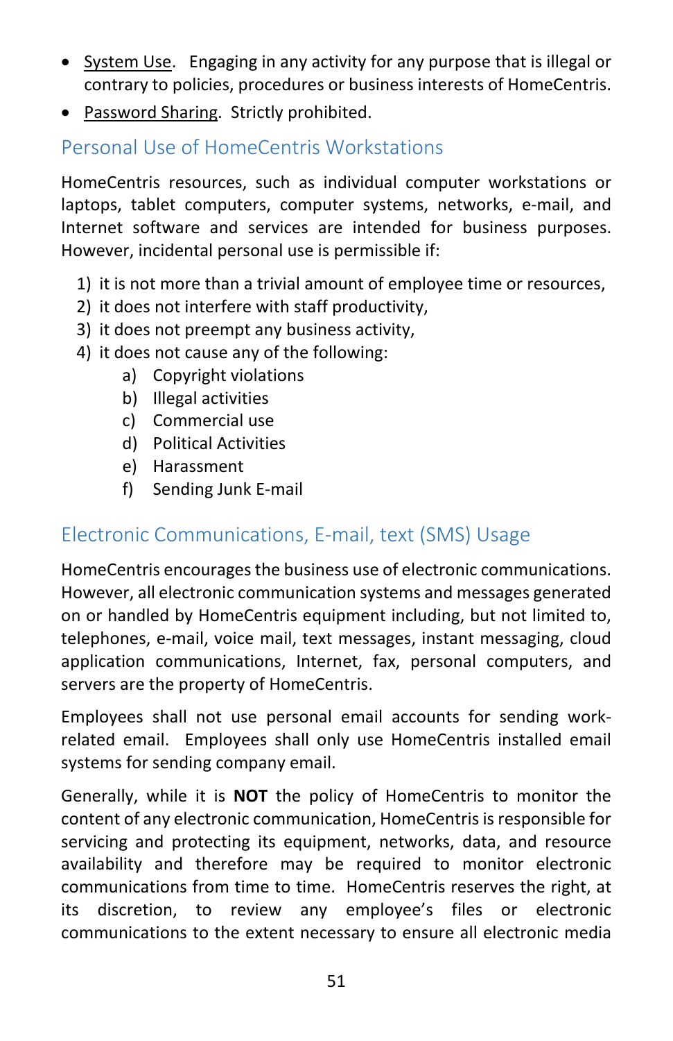- System Use. Engaging in any activity for any purpose that is illegal or contrary to policies, procedures or business interests of HomeCentris.
- Password Sharing. Strictly prohibited.

## Personal Use of HomeCentris Workstations

HomeCentris resources, such as individual computer workstations or laptops, tablet computers, computer systems, networks, e-mail, and Internet software and services are intended for business purposes. However, incidental personal use is permissible if:

1) it is not more than a trivial amount of employee time or resources,
2) it does not interfere with staff productivity,
3) it does not preempt any business activity,
4) it does not cause any of the following:
    a) Copyright violations
    b) Illegal activities
    c) Commercial use
    d) Political Activities
    e) Harassment
    f) Sending Junk E-mail

## Electronic Communications, E-mail, text (SMS) Usage

HomeCentris encourages the business use of electronic communications. However, all electronic communication systems and messages generated on or handled by HomeCentris equipment including, but not limited to, telephones, e-mail, voice mail, text messages, instant messaging, cloud application communications, Internet, fax, personal computers, and servers are the property of HomeCentris.

Employees shall not use personal email accounts for sending work-related email. Employees shall only use HomeCentris installed email systems for sending company email.

Generally, while it is **NOT** the policy of HomeCentris to monitor the content of any electronic communication, HomeCentris is responsible for servicing and protecting its equipment, networks, data, and resource availability and therefore may be required to monitor electronic communications from time to time. HomeCentris reserves the right, at its discretion, to review any employee's files or electronic communications to the extent necessary to ensure all electronic media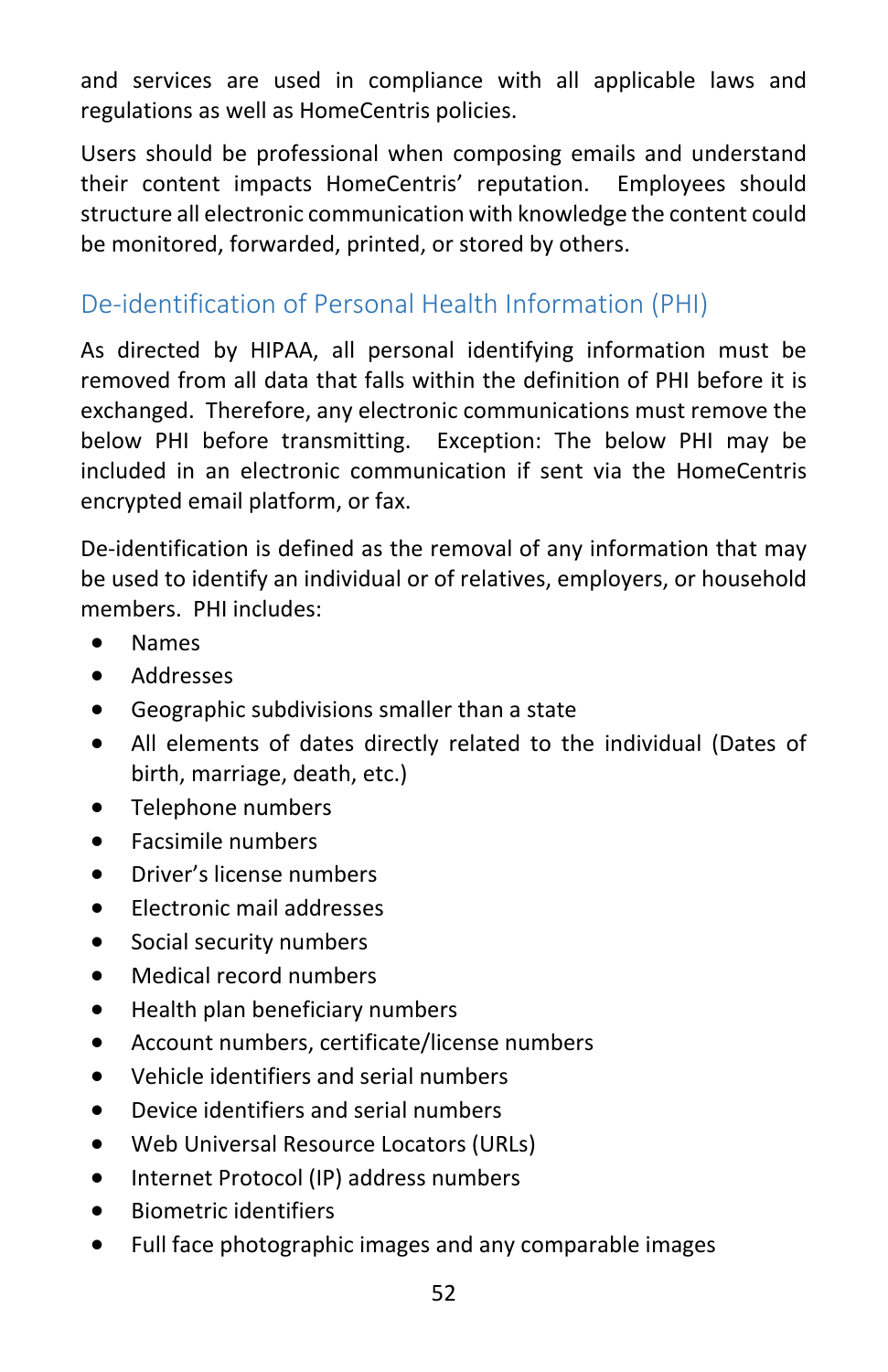and services are used in compliance with all applicable laws and regulations as well as HomeCentris policies.

Users should be professional when composing emails and understand their content impacts HomeCentris' reputation. Employees should structure all electronic communication with knowledge the content could be monitored, forwarded, printed, or stored by others.

## De-identification of Personal Health Information (PHI)

As directed by HIPAA, all personal identifying information must be removed from all data that falls within the definition of PHI before it is exchanged. Therefore, any electronic communications must remove the below PHI before transmitting. Exception: The below PHI may be included in an electronic communication if sent via the HomeCentris encrypted email platform, or fax.

De-identification is defined as the removal of any information that may be used to identify an individual or of relatives, employers, or household members. PHI includes:

- Names
- Addresses
- Geographic subdivisions smaller than a state
- All elements of dates directly related to the individual (Dates of birth, marriage, death, etc.)
- Telephone numbers
- Facsimile numbers
- Driver's license numbers
- Electronic mail addresses
- Social security numbers
- Medical record numbers
- Health plan beneficiary numbers
- Account numbers, certificate/license numbers
- Vehicle identifiers and serial numbers
- Device identifiers and serial numbers
- Web Universal Resource Locators (URLs)
- Internet Protocol (IP) address numbers
- Biometric identifiers
- Full face photographic images and any comparable images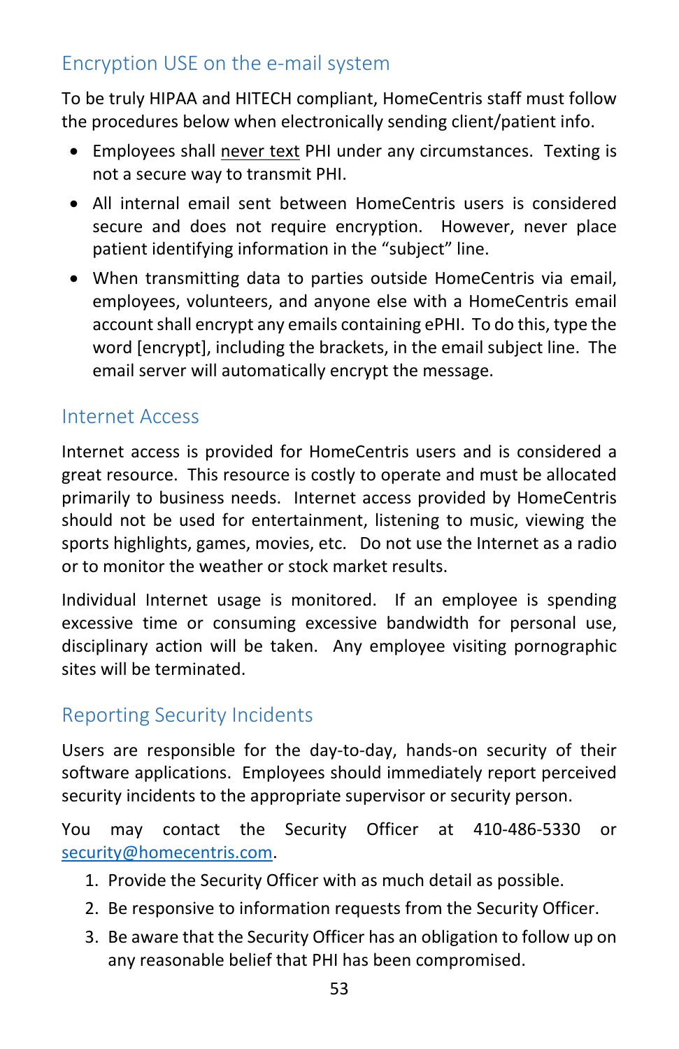## Encryption USE on the e-mail system

To be truly HIPAA and HITECH compliant, HomeCentris staff must follow the procedures below when electronically sending client/patient info.

- Employees shall never text PHI under any circumstances. Texting is not a secure way to transmit PHI.
- All internal email sent between HomeCentris users is considered secure and does not require encryption. However, never place patient identifying information in the "subject" line.
- When transmitting data to parties outside HomeCentris via email, employees, volunteers, and anyone else with a HomeCentris email account shall encrypt any emails containing ePHI. To do this, type the word [encrypt], including the brackets, in the email subject line. The email server will automatically encrypt the message.

## Internet Access

Internet access is provided for HomeCentris users and is considered a great resource. This resource is costly to operate and must be allocated primarily to business needs. Internet access provided by HomeCentris should not be used for entertainment, listening to music, viewing the sports highlights, games, movies, etc. Do not use the Internet as a radio or to monitor the weather or stock market results.

Individual Internet usage is monitored. If an employee is spending excessive time or consuming excessive bandwidth for personal use, disciplinary action will be taken. Any employee visiting pornographic sites will be terminated.

## Reporting Security Incidents

Users are responsible for the day-to-day, hands-on security of their software applications. Employees should immediately report perceived security incidents to the appropriate supervisor or security person.

You may contact the Security Officer at 410-486-5330 or security@homecentris.com.

1. Provide the Security Officer with as much detail as possible.
2. Be responsive to information requests from the Security Officer.
3. Be aware that the Security Officer has an obligation to follow up on any reasonable belief that PHI has been compromised.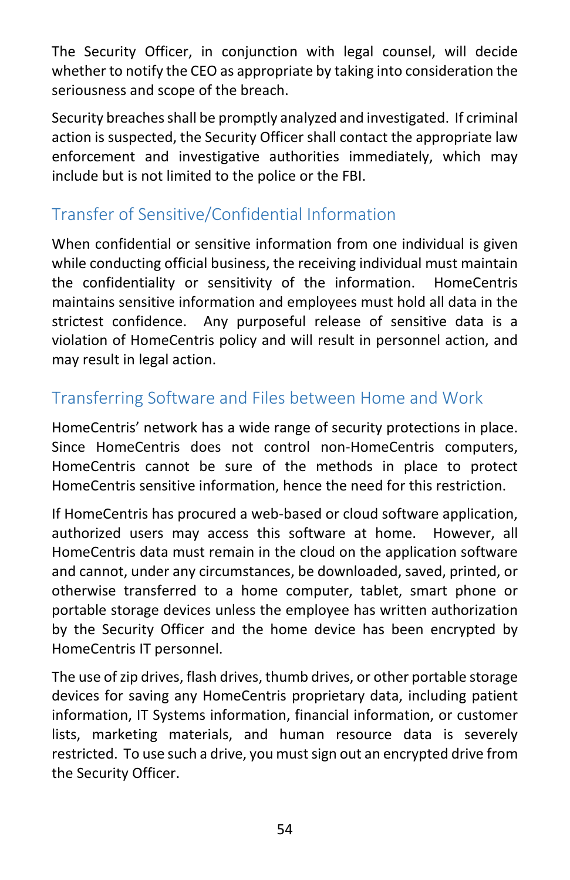The Security Officer, in conjunction with legal counsel, will decide whether to notify the CEO as appropriate by taking into consideration the seriousness and scope of the breach.

Security breaches shall be promptly analyzed and investigated. If criminal action is suspected, the Security Officer shall contact the appropriate law enforcement and investigative authorities immediately, which may include but is not limited to the police or the FBI.

## Transfer of Sensitive/Confidential Information

When confidential or sensitive information from one individual is given while conducting official business, the receiving individual must maintain the confidentiality or sensitivity of the information. HomeCentris maintains sensitive information and employees must hold all data in the strictest confidence. Any purposeful release of sensitive data is a violation of HomeCentris policy and will result in personnel action, and may result in legal action.

## Transferring Software and Files between Home and Work

HomeCentris' network has a wide range of security protections in place. Since HomeCentris does not control non-HomeCentris computers, HomeCentris cannot be sure of the methods in place to protect HomeCentris sensitive information, hence the need for this restriction.

If HomeCentris has procured a web-based or cloud software application, authorized users may access this software at home. However, all HomeCentris data must remain in the cloud on the application software and cannot, under any circumstances, be downloaded, saved, printed, or otherwise transferred to a home computer, tablet, smart phone or portable storage devices unless the employee has written authorization by the Security Officer and the home device has been encrypted by HomeCentris IT personnel.

The use of zip drives, flash drives, thumb drives, or other portable storage devices for saving any HomeCentris proprietary data, including patient information, IT Systems information, financial information, or customer lists, marketing materials, and human resource data is severely restricted. To use such a drive, you must sign out an encrypted drive from the Security Officer.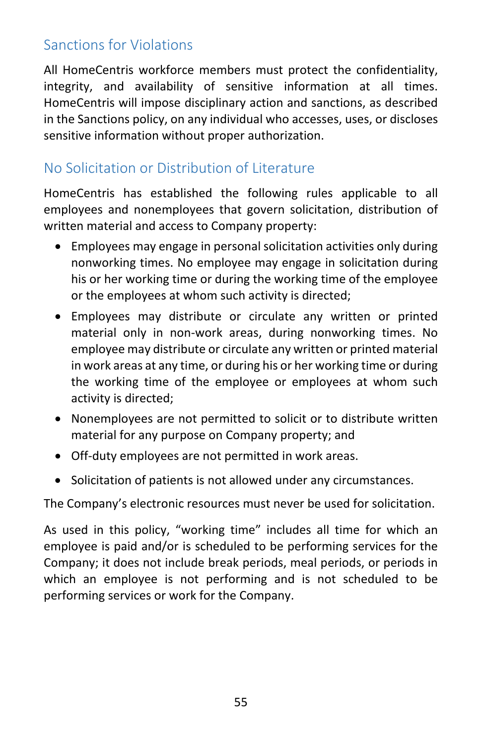## Sanctions for Violations

All HomeCentris workforce members must protect the confidentiality, integrity, and availability of sensitive information at all times. HomeCentris will impose disciplinary action and sanctions, as described in the Sanctions policy, on any individual who accesses, uses, or discloses sensitive information without proper authorization.

## No Solicitation or Distribution of Literature

HomeCentris has established the following rules applicable to all employees and nonemployees that govern solicitation, distribution of written material and access to Company property:

- Employees may engage in personal solicitation activities only during nonworking times. No employee may engage in solicitation during his or her working time or during the working time of the employee or the employees at whom such activity is directed;
- Employees may distribute or circulate any written or printed material only in non-work areas, during nonworking times. No employee may distribute or circulate any written or printed material in work areas at any time, or during his or her working time or during the working time of the employee or employees at whom such activity is directed;
- Nonemployees are not permitted to solicit or to distribute written material for any purpose on Company property; and
- Off-duty employees are not permitted in work areas.
- Solicitation of patients is not allowed under any circumstances.

The Company's electronic resources must never be used for solicitation.

As used in this policy, "working time" includes all time for which an employee is paid and/or is scheduled to be performing services for the Company; it does not include break periods, meal periods, or periods in which an employee is not performing and is not scheduled to be performing services or work for the Company.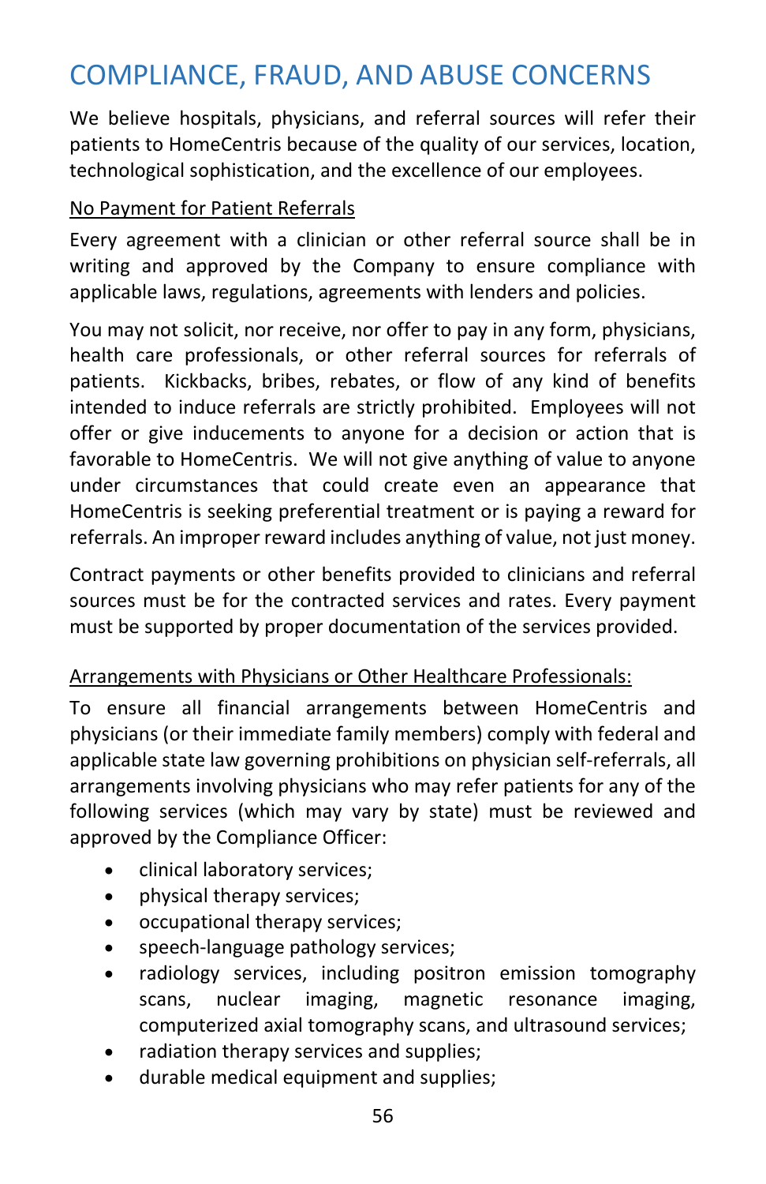# COMPLIANCE, FRAUD, AND ABUSE CONCERNS

We believe hospitals, physicians, and referral sources will refer their patients to HomeCentris because of the quality of our services, location, technological sophistication, and the excellence of our employees.

<u>No Payment for Patient Referrals</u>

Every agreement with a clinician or other referral source shall be in writing and approved by the Company to ensure compliance with applicable laws, regulations, agreements with lenders and policies.

You may not solicit, nor receive, nor offer to pay in any form, physicians, health care professionals, or other referral sources for referrals of patients. Kickbacks, bribes, rebates, or flow of any kind of benefits intended to induce referrals are strictly prohibited. Employees will not offer or give inducements to anyone for a decision or action that is favorable to HomeCentris. We will not give anything of value to anyone under circumstances that could create even an appearance that HomeCentris is seeking preferential treatment or is paying a reward for referrals. An improper reward includes anything of value, not just money.

Contract payments or other benefits provided to clinicians and referral sources must be for the contracted services and rates. Every payment must be supported by proper documentation of the services provided.

<u>Arrangements with Physicians or Other Healthcare Professionals:</u>

To ensure all financial arrangements between HomeCentris and physicians (or their immediate family members) comply with federal and applicable state law governing prohibitions on physician self-referrals, all arrangements involving physicians who may refer patients for any of the following services (which may vary by state) must be reviewed and approved by the Compliance Officer:

- clinical laboratory services;
- physical therapy services;
- occupational therapy services;
- speech-language pathology services;
- radiology services, including positron emission tomography scans, nuclear imaging, magnetic resonance imaging, computerized axial tomography scans, and ultrasound services;
- radiation therapy services and supplies;
- durable medical equipment and supplies;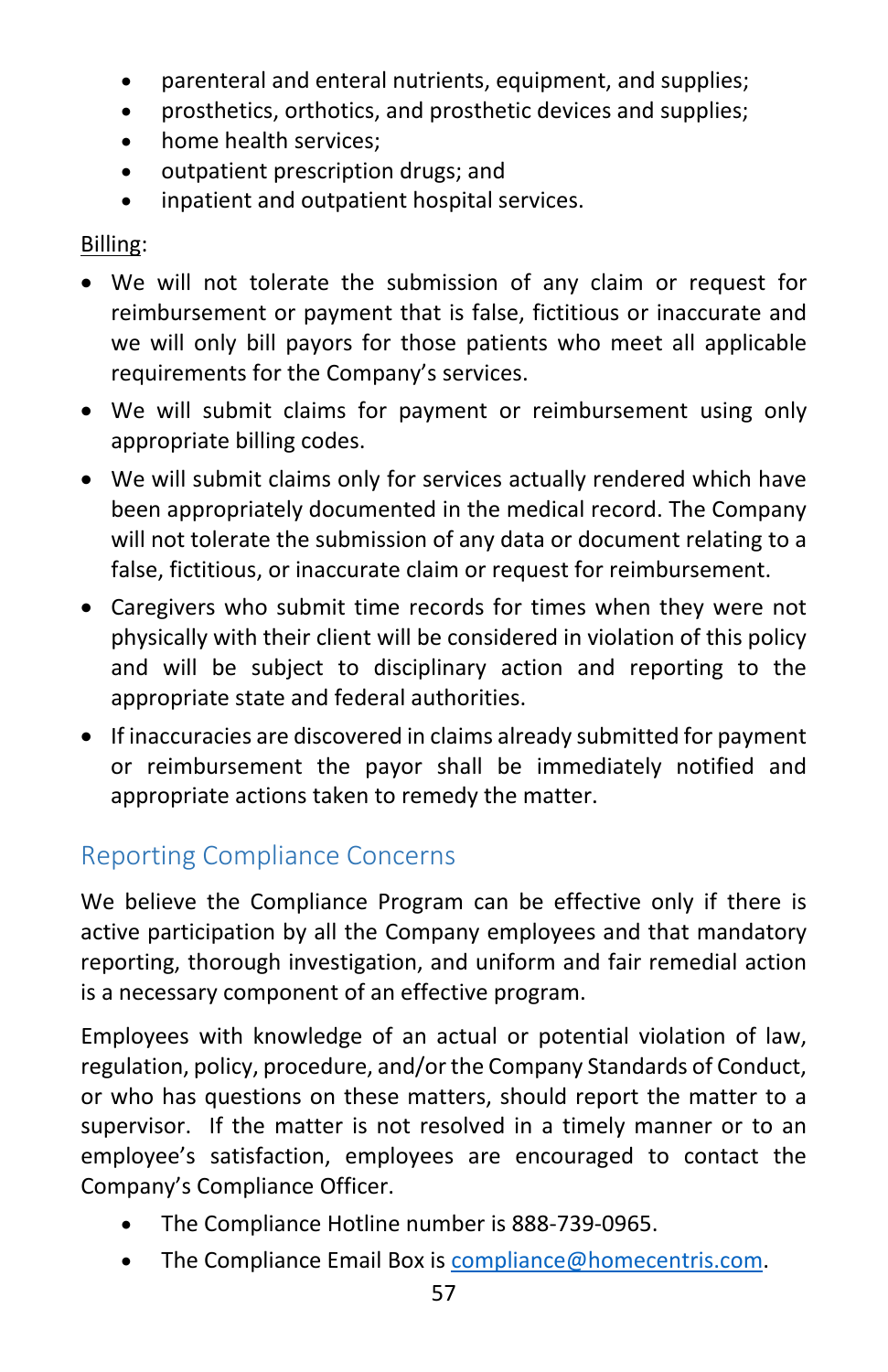- parenteral and enteral nutrients, equipment, and supplies;
- prosthetics, orthotics, and prosthetic devices and supplies;
- home health services;
- outpatient prescription drugs; and
- inpatient and outpatient hospital services.

Billing:

- We will not tolerate the submission of any claim or request for reimbursement or payment that is false, fictitious or inaccurate and we will only bill payors for those patients who meet all applicable requirements for the Company's services.
- We will submit claims for payment or reimbursement using only appropriate billing codes.
- We will submit claims only for services actually rendered which have been appropriately documented in the medical record. The Company will not tolerate the submission of any data or document relating to a false, fictitious, or inaccurate claim or request for reimbursement.
- Caregivers who submit time records for times when they were not physically with their client will be considered in violation of this policy and will be subject to disciplinary action and reporting to the appropriate state and federal authorities.
- If inaccuracies are discovered in claims already submitted for payment or reimbursement the payor shall be immediately notified and appropriate actions taken to remedy the matter.

## Reporting Compliance Concerns

We believe the Compliance Program can be effective only if there is active participation by all the Company employees and that mandatory reporting, thorough investigation, and uniform and fair remedial action is a necessary component of an effective program.

Employees with knowledge of an actual or potential violation of law, regulation, policy, procedure, and/or the Company Standards of Conduct, or who has questions on these matters, should report the matter to a supervisor. If the matter is not resolved in a timely manner or to an employee's satisfaction, employees are encouraged to contact the Company's Compliance Officer.

- The Compliance Hotline number is 888-739-0965.
- The Compliance Email Box is compliance@homecentris.com.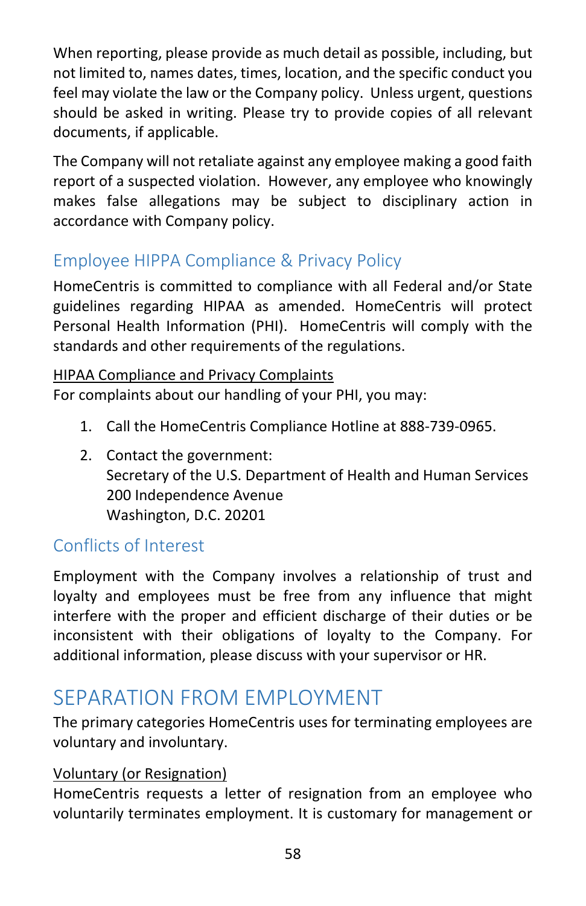When reporting, please provide as much detail as possible, including, but not limited to, names dates, times, location, and the specific conduct you feel may violate the law or the Company policy. Unless urgent, questions should be asked in writing. Please try to provide copies of all relevant documents, if applicable.

The Company will not retaliate against any employee making a good faith report of a suspected violation. However, any employee who knowingly makes false allegations may be subject to disciplinary action in accordance with Company policy.

## Employee HIPPA Compliance & Privacy Policy

HomeCentris is committed to compliance with all Federal and/or State guidelines regarding HIPAA as amended. HomeCentris will protect Personal Health Information (PHI). HomeCentris will comply with the standards and other requirements of the regulations.

HIPAA Compliance and Privacy Complaints
For complaints about our handling of your PHI, you may:

1. Call the HomeCentris Compliance Hotline at 888-739-0965.
2. Contact the government:
   Secretary of the U.S. Department of Health and Human Services
   200 Independence Avenue
   Washington, D.C. 20201

## Conflicts of Interest

Employment with the Company involves a relationship of trust and loyalty and employees must be free from any influence that might interfere with the proper and efficient discharge of their duties or be inconsistent with their obligations of loyalty to the Company. For additional information, please discuss with your supervisor or HR.

# SEPARATION FROM EMPLOYMENT

The primary categories HomeCentris uses for terminating employees are voluntary and involuntary.

Voluntary (or Resignation)
HomeCentris requests a letter of resignation from an employee who voluntarily terminates employment. It is customary for management or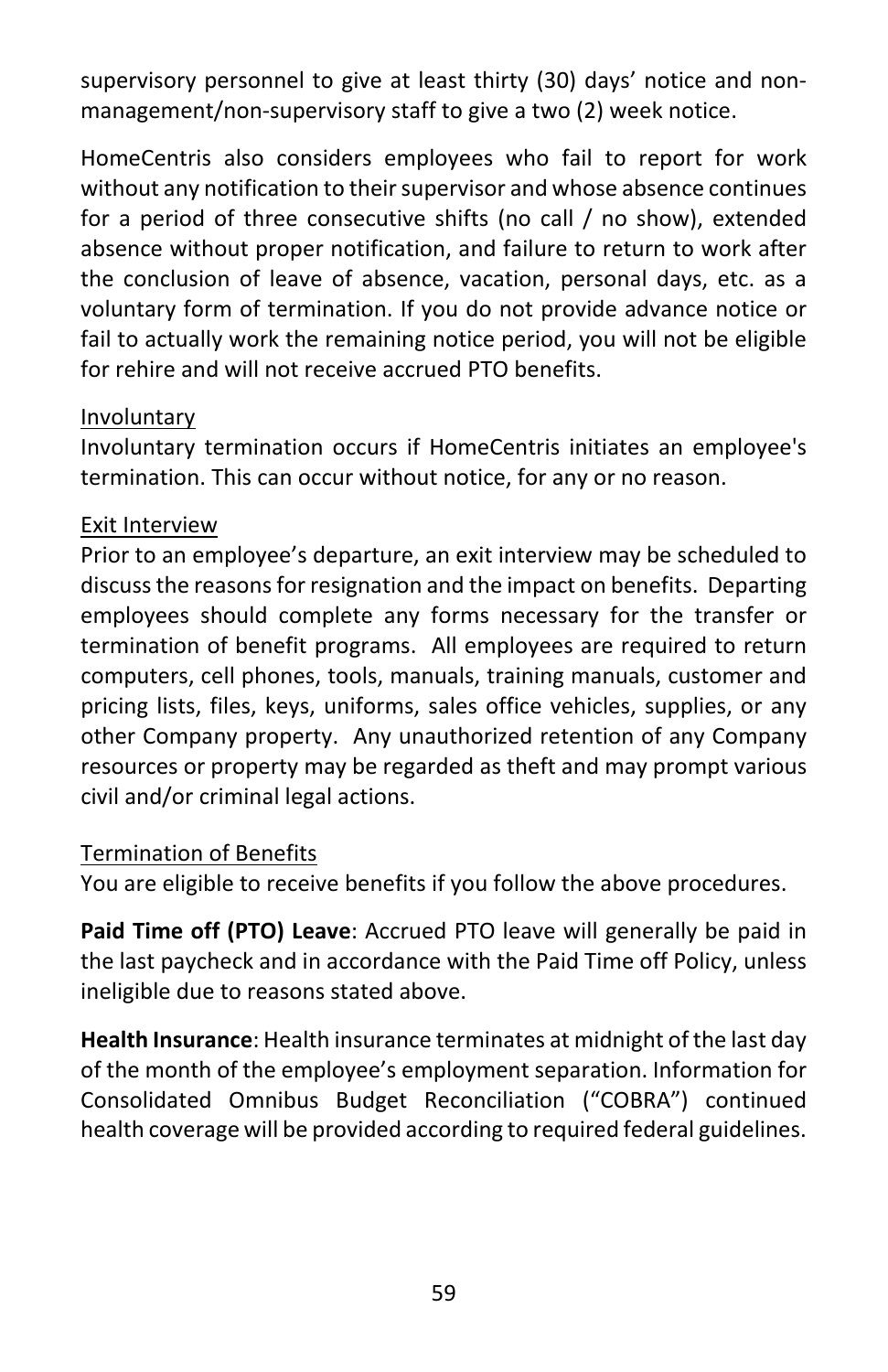supervisory personnel to give at least thirty (30) days' notice and non-management/non-supervisory staff to give a two (2) week notice.

HomeCentris also considers employees who fail to report for work without any notification to their supervisor and whose absence continues for a period of three consecutive shifts (no call / no show), extended absence without proper notification, and failure to return to work after the conclusion of leave of absence, vacation, personal days, etc. as a voluntary form of termination. If you do not provide advance notice or fail to actually work the remaining notice period, you will not be eligible for rehire and will not receive accrued PTO benefits.

<u>Involuntary</u>

Involuntary termination occurs if HomeCentris initiates an employee's termination. This can occur without notice, for any or no reason.

<u>Exit Interview</u>

Prior to an employee's departure, an exit interview may be scheduled to discuss the reasons for resignation and the impact on benefits. Departing employees should complete any forms necessary for the transfer or termination of benefit programs. All employees are required to return computers, cell phones, tools, manuals, training manuals, customer and pricing lists, files, keys, uniforms, sales office vehicles, supplies, or any other Company property. Any unauthorized retention of any Company resources or property may be regarded as theft and may prompt various civil and/or criminal legal actions.

<u>Termination of Benefits</u>

You are eligible to receive benefits if you follow the above procedures.

**Paid Time off (PTO) Leave**: Accrued PTO leave will generally be paid in the last paycheck and in accordance with the Paid Time off Policy, unless ineligible due to reasons stated above.

**Health Insurance**: Health insurance terminates at midnight of the last day of the month of the employee's employment separation. Information for Consolidated Omnibus Budget Reconciliation ("COBRA") continued health coverage will be provided according to required federal guidelines.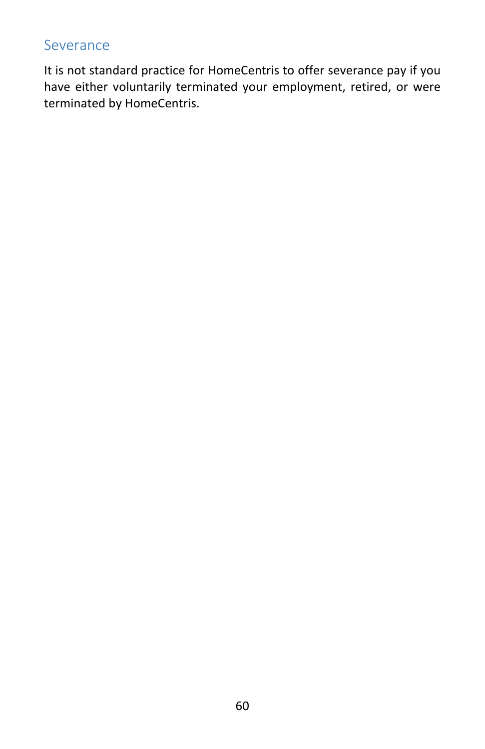## Severance

It is not standard practice for HomeCentris to offer severance pay if you have either voluntarily terminated your employment, retired, or were terminated by HomeCentris.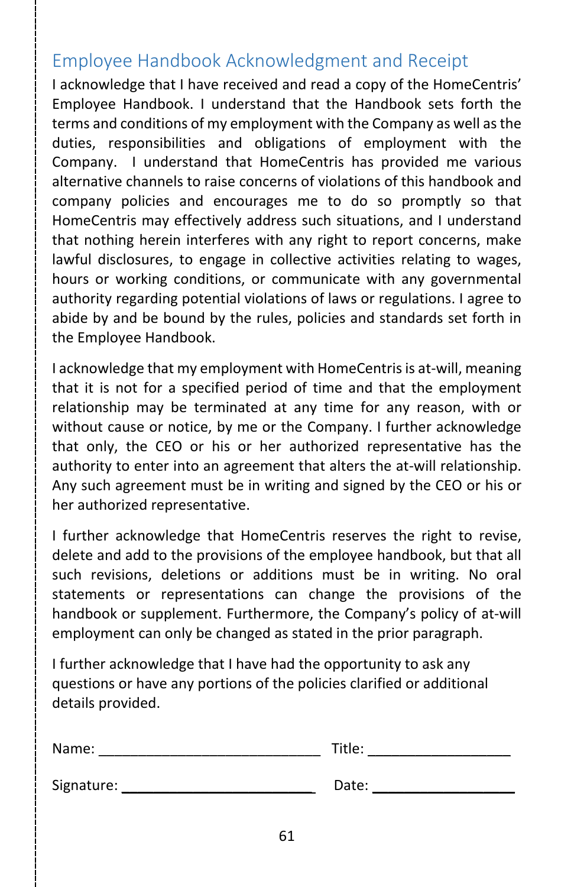## Employee Handbook Acknowledgment and Receipt

I acknowledge that I have received and read a copy of the HomeCentris' Employee Handbook. I understand that the Handbook sets forth the terms and conditions of my employment with the Company as well as the duties, responsibilities and obligations of employment with the Company. I understand that HomeCentris has provided me various alternative channels to raise concerns of violations of this handbook and company policies and encourages me to do so promptly so that HomeCentris may effectively address such situations, and I understand that nothing herein interferes with any right to report concerns, make lawful disclosures, to engage in collective activities relating to wages, hours or working conditions, or communicate with any governmental authority regarding potential violations of laws or regulations. I agree to abide by and be bound by the rules, policies and standards set forth in the Employee Handbook.

I acknowledge that my employment with HomeCentris is at-will, meaning that it is not for a specified period of time and that the employment relationship may be terminated at any time for any reason, with or without cause or notice, by me or the Company. I further acknowledge that only, the CEO or his or her authorized representative has the authority to enter into an agreement that alters the at-will relationship. Any such agreement must be in writing and signed by the CEO or his or her authorized representative.

I further acknowledge that HomeCentris reserves the right to revise, delete and add to the provisions of the employee handbook, but that all such revisions, deletions or additions must be in writing. No oral statements or representations can change the provisions of the handbook or supplement. Furthermore, the Company's policy of at-will employment can only be changed as stated in the prior paragraph.

I further acknowledge that I have had the opportunity to ask any questions or have any portions of the policies clarified or additional details provided.

Name: ______________________________ Title: ____________________

Signature: __________________________ Date: ____________________